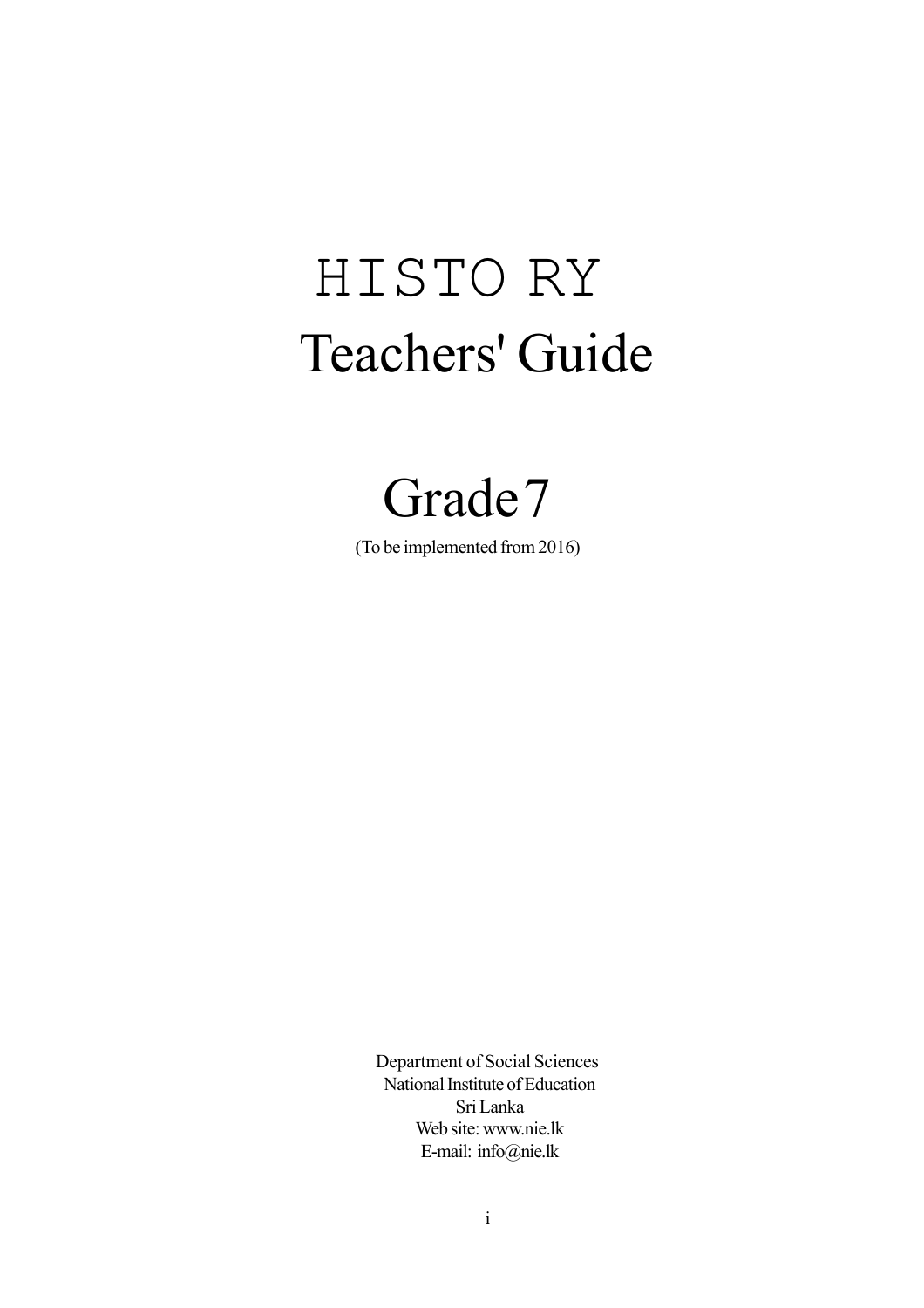# HISTO RY

# Teachers' Guide

# Grade 7

(To be implemented from 2016)

Department of Social Sciences
National Institute of Education
Sri Lanka
Web site: www.nie.lk
E-mail: info@nie.lk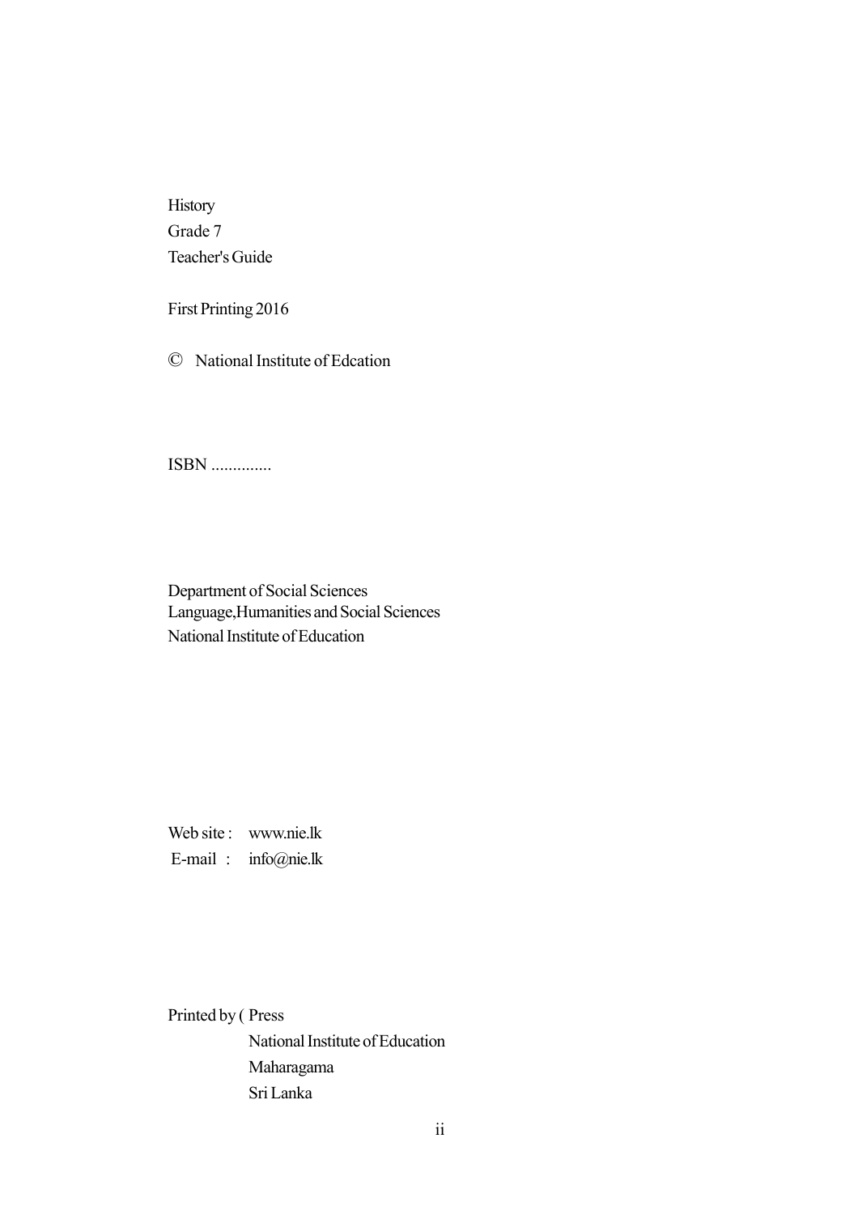History
Grade 7
Teacher's Guide

First Printing 2016

© National Institute of Edcation

ISBN ..............

Department of Social Sciences
Language,Humanities and Social Sciences
National Institute of Education

Web site : www.nie.lk
E-mail : info@nie.lk

Printed by ( Press
National Institute of Education
Maharagama
Sri Lanka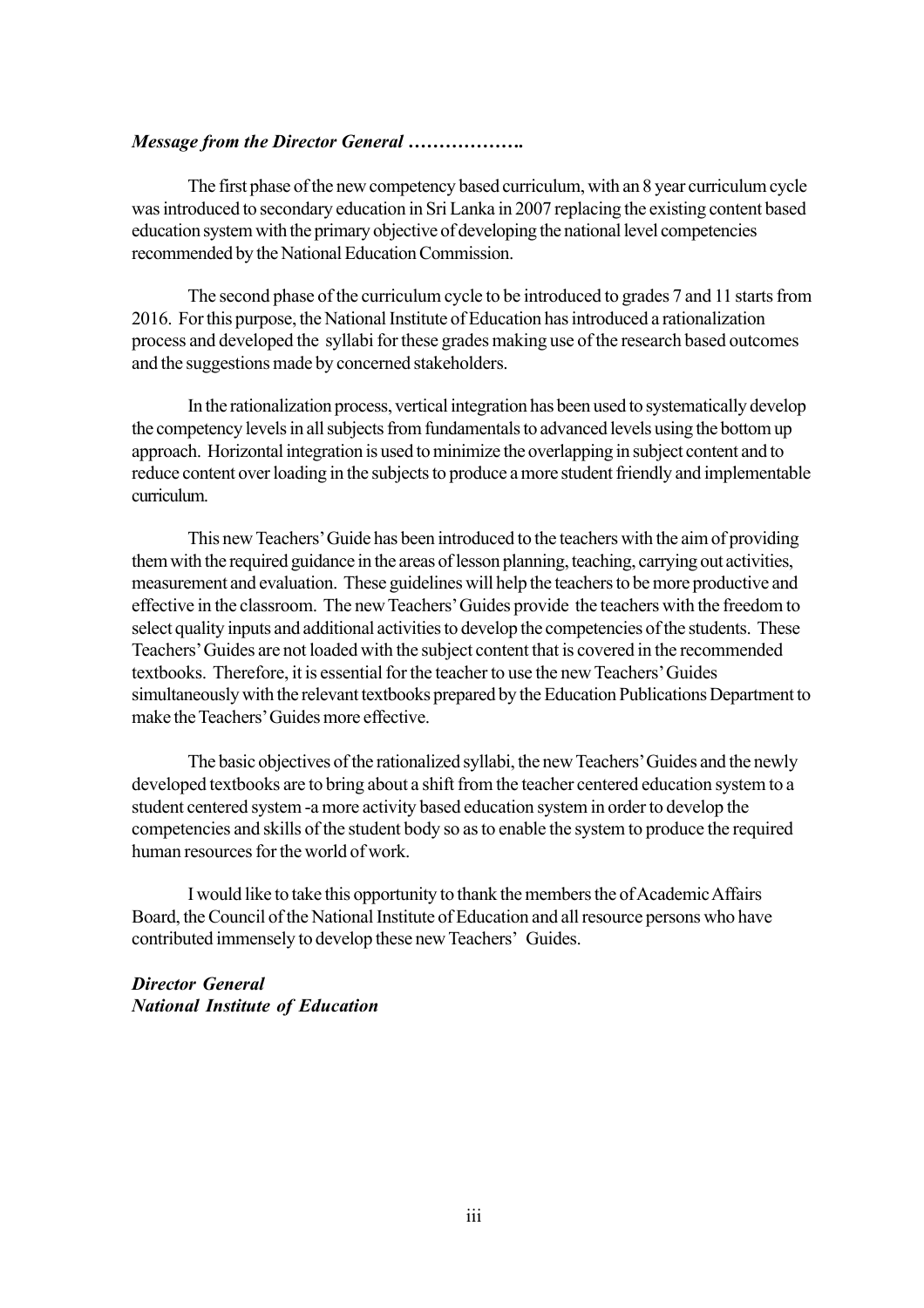***Message from the Director General ……………….***

The first phase of the new competency based curriculum, with an 8 year curriculum cycle was introduced to secondary education in Sri Lanka in 2007 replacing the existing content based education system with the primary objective of developing the national level competencies recommended by the National Education Commission.

The second phase of the curriculum cycle to be introduced to grades 7 and 11 starts from 2016. For this purpose, the National Institute of Education has introduced a rationalization process and developed the syllabi for these grades making use of the research based outcomes and the suggestions made by concerned stakeholders.

In the rationalization process, vertical integration has been used to systematically develop the competency levels in all subjects from fundamentals to advanced levels using the bottom up approach. Horizontal integration is used to minimize the overlapping in subject content and to reduce content over loading in the subjects to produce a more student friendly and implementable curriculum.

This new Teachers' Guide has been introduced to the teachers with the aim of providing them with the required guidance in the areas of lesson planning, teaching, carrying out activities, measurement and evaluation. These guidelines will help the teachers to be more productive and effective in the classroom. The new Teachers' Guides provide the teachers with the freedom to select quality inputs and additional activities to develop the competencies of the students. These Teachers' Guides are not loaded with the subject content that is covered in the recommended textbooks. Therefore, it is essential for the teacher to use the new Teachers' Guides simultaneously with the relevant textbooks prepared by the Education Publications Department to make the Teachers' Guides more effective.

The basic objectives of the rationalized syllabi, the new Teachers' Guides and the newly developed textbooks are to bring about a shift from the teacher centered education system to a student centered system -a more activity based education system in order to develop the competencies and skills of the student body so as to enable the system to produce the required human resources for the world of work.

I would like to take this opportunity to thank the members the of Academic Affairs Board, the Council of the National Institute of Education and all resource persons who have contributed immensely to develop these new Teachers' Guides.

***Director General***
***National Institute of Education***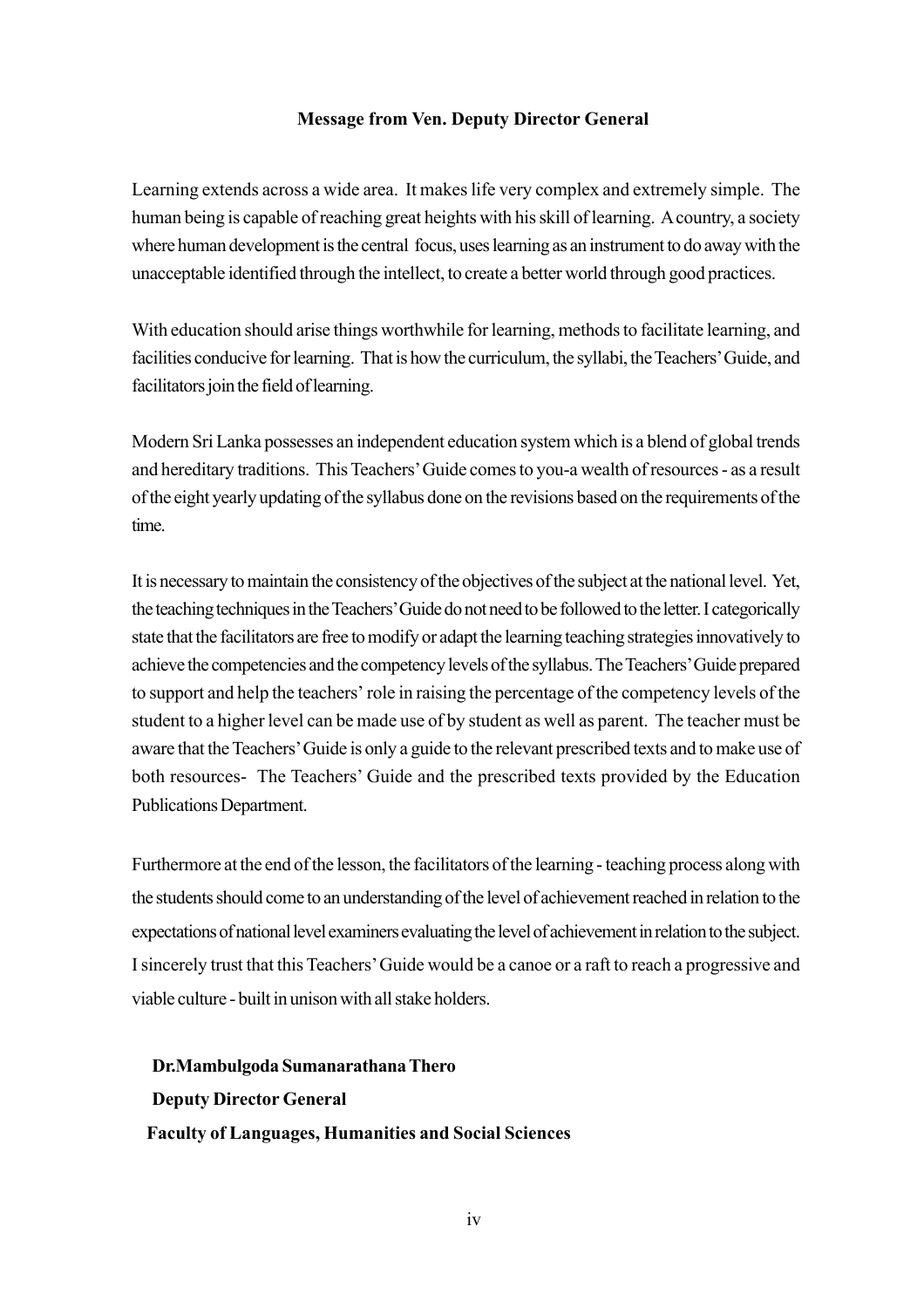**Message from Ven. Deputy Director General**

Learning extends across a wide area. It makes life very complex and extremely simple. The human being is capable of reaching great heights with his skill of learning. A country, a society where human development is the central focus, uses learning as an instrument to do away with the unacceptable identified through the intellect, to create a better world through good practices.

With education should arise things worthwhile for learning, methods to facilitate learning, and facilities conducive for learning. That is how the curriculum, the syllabi, the Teachers' Guide, and facilitators join the field of learning.

Modern Sri Lanka possesses an independent education system which is a blend of global trends and hereditary traditions. This Teachers' Guide comes to you-a wealth of resources - as a result of the eight yearly updating of the syllabus done on the revisions based on the requirements of the time.

It is necessary to maintain the consistency of the objectives of the subject at the national level. Yet, the teaching techniques in the Teachers' Guide do not need to be followed to the letter. I categorically state that the facilitators are free to modify or adapt the learning teaching strategies innovatively to achieve the competencies and the competency levels of the syllabus. The Teachers' Guide prepared to support and help the teachers' role in raising the percentage of the competency levels of the student to a higher level can be made use of by student as well as parent. The teacher must be aware that the Teachers' Guide is only a guide to the relevant prescribed texts and to make use of both resources- The Teachers' Guide and the prescribed texts provided by the Education Publications Department.

Furthermore at the end of the lesson, the facilitators of the learning - teaching process along with the students should come to an understanding of the level of achievement reached in relation to the expectations of national level examiners evaluating the level of achievement in relation to the subject. I sincerely trust that this Teachers' Guide would be a canoe or a raft to reach a progressive and viable culture - built in unison with all stake holders.

**Dr.Mambulgoda Sumanarathana Thero**
**Deputy Director General**
**Faculty of Languages, Humanities and Social Sciences**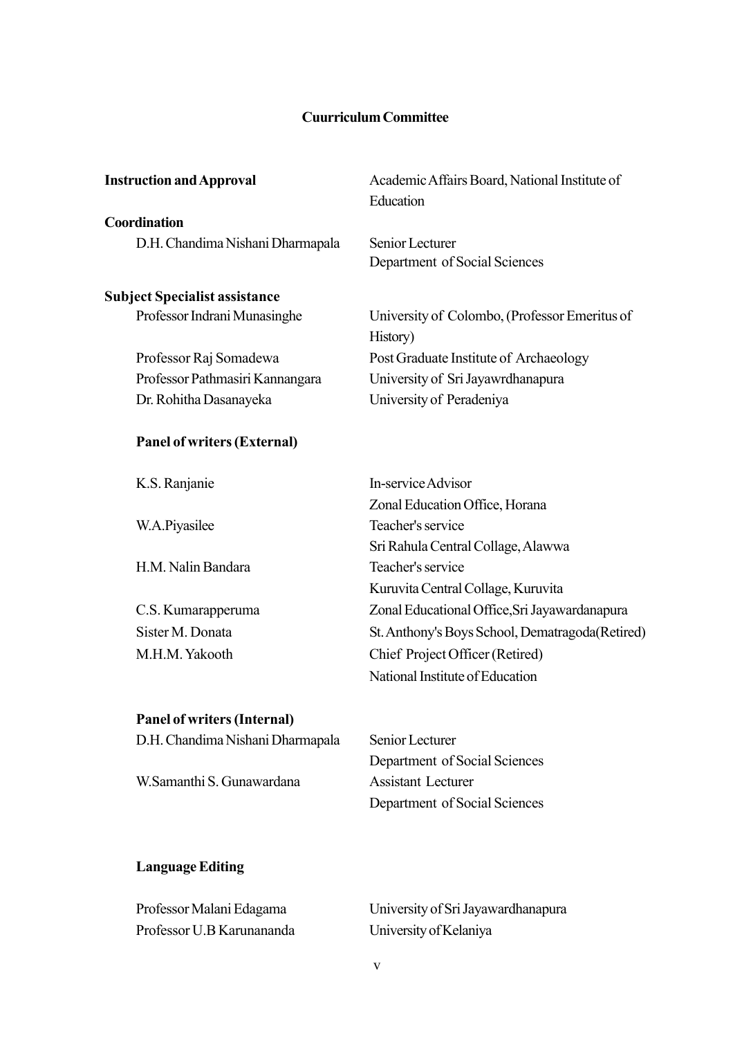# Cuurriculum Committee

**Instruction and Approval** — Academic Affairs Board, National Institute of Education

**Coordination**

D.H. Chandima Nishani Dharmapala — Senior Lecturer, Department of Social Sciences

**Subject Specialist assistance**

Professor Indrani Munasinghe — University of Colombo, (Professor Emeritus of History)

Professor Raj Somadewa — Post Graduate Institute of Archaeology

Professor Pathmasiri Kannangara — University of Sri Jayawrdhanapura

Dr. Rohitha Dasanayeka — University of Peradeniya

**Panel of writers (External)**

K.S. Ranjanie — In-service Advisor, Zonal Education Office, Horana

W.A.Piyasilee — Teacher's service, Sri Rahula Central Collage, Alawwa

H.M. Nalin Bandara — Teacher's service, Kuruvita Central Collage, Kuruvita

C.S. Kumarapperuma — Zonal Educational Office,Sri Jayawardanapura

Sister M. Donata — St. Anthony's Boys School, Dematragoda(Retired)

M.H.M. Yakooth — Chief Project Officer (Retired), National Institute of Education

**Panel of writers (Internal)**

D.H. Chandima Nishani Dharmapala — Senior Lecturer, Department of Social Sciences

W.Samanthi S. Gunawardana — Assistant Lecturer, Department of Social Sciences

**Language Editing**

Professor Malani Edagama — University of Sri Jayawardhanapura

Professor U.B Karunananda — University of Kelaniya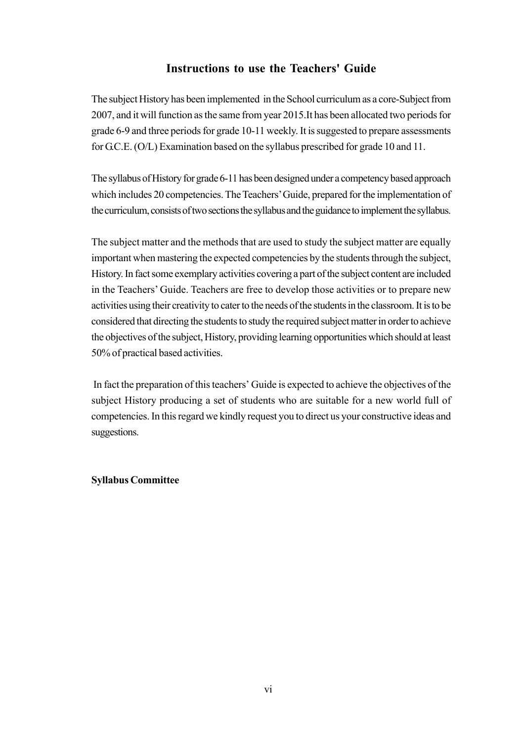## Instructions to use the Teachers' Guide

The subject History has been implemented in the School curriculum as a core-Subject from 2007, and it will function as the same from year 2015.It has been allocated two periods for grade 6-9 and three periods for grade 10-11 weekly. It is suggested to prepare assessments for G.C.E. (O/L) Examination based on the syllabus prescribed for grade 10 and 11.

The syllabus of History for grade 6-11 has been designed under a competency based approach which includes 20 competencies. The Teachers' Guide, prepared for the implementation of the curriculum, consists of two sections the syllabus and the guidance to implement the syllabus.

The subject matter and the methods that are used to study the subject matter are equally important when mastering the expected competencies by the students through the subject, History. In fact some exemplary activities covering a part of the subject content are included in the Teachers' Guide. Teachers are free to develop those activities or to prepare new activities using their creativity to cater to the needs of the students in the classroom. It is to be considered that directing the students to study the required subject matter in order to achieve the objectives of the subject, History, providing learning opportunities which should at least 50% of practical based activities.

In fact the preparation of this teachers' Guide is expected to achieve the objectives of the subject History producing a set of students who are suitable for a new world full of competencies. In this regard we kindly request you to direct us your constructive ideas and suggestions.

**Syllabus Committee**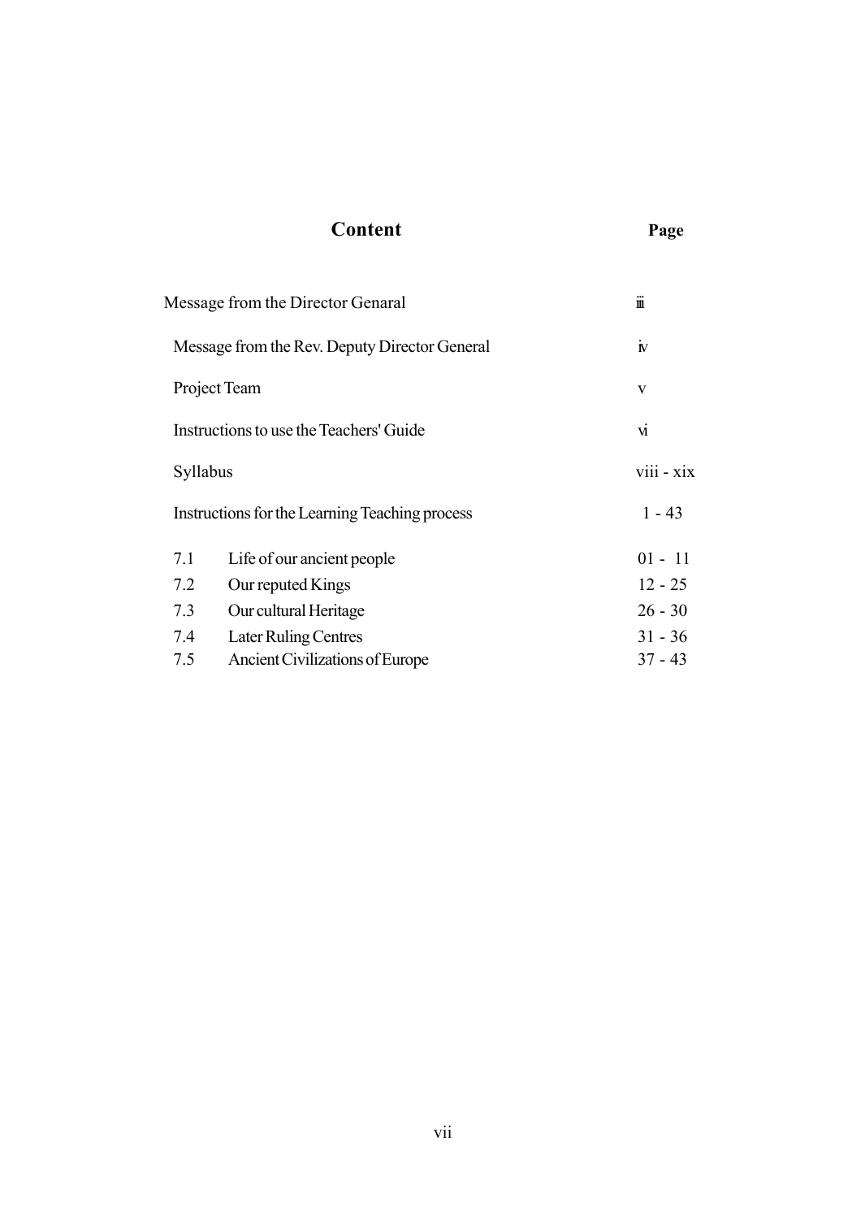## Content

| | Page |
|---|---|
| Message from the Director Genaral | iii |
| Message from the Rev. Deputy Director General | iv |
| Project Team | v |
| Instructions to use the Teachers' Guide | vi |
| Syllabus | viii - xix |
| Instructions for the Learning Teaching process | 1 - 43 |
| 7.1 Life of our ancient people | 01 - 11 |
| 7.2 Our reputed Kings | 12 - 25 |
| 7.3 Our cultural Heritage | 26 - 30 |
| 7.4 Later Ruling Centres | 31 - 36 |
| 7.5 Ancient Civilizations of Europe | 37 - 43 |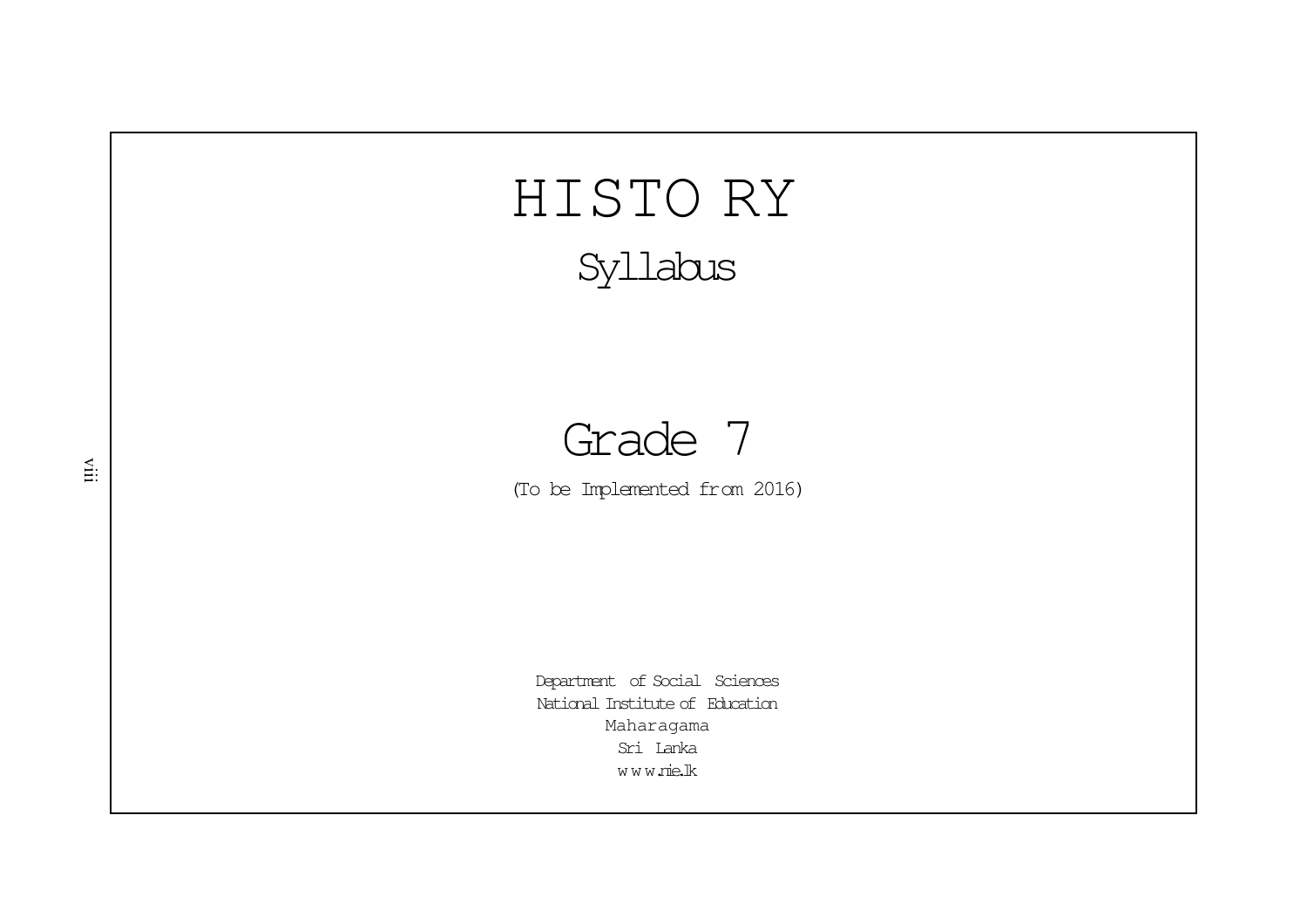# HISTORY

## Syllabus

## Grade 7

(To be Implemented from 2016)

Department of Social Sciences
National Institute of Education
Maharagama
Sri Lanka
www.nie.lk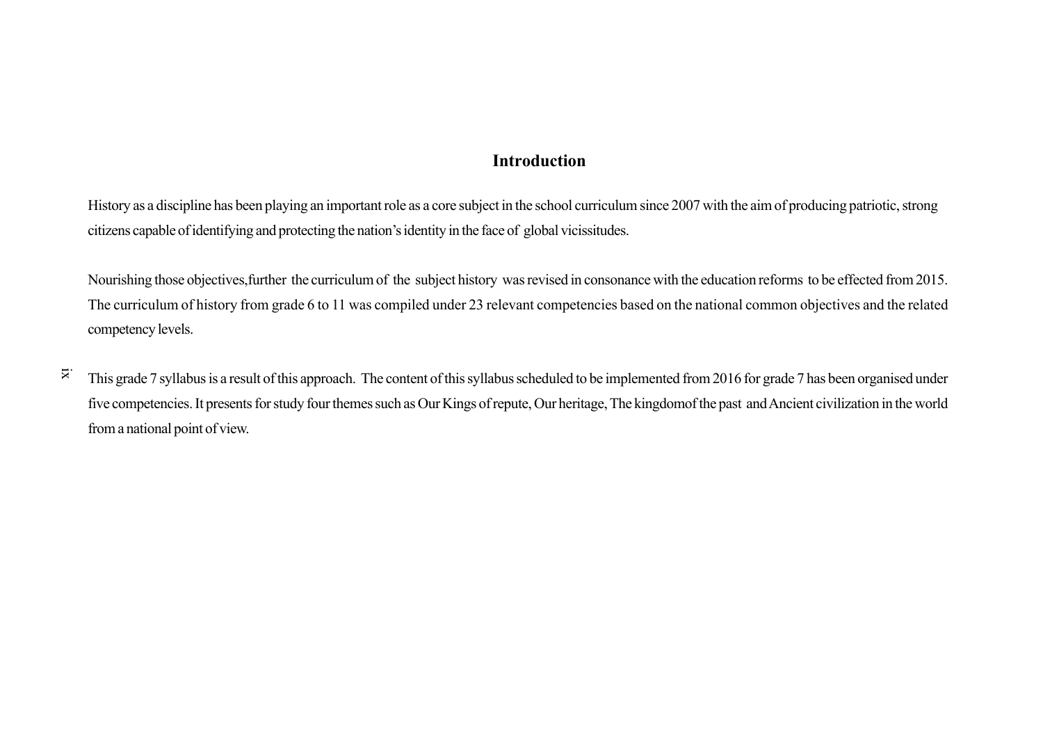# Introduction

History as a discipline has been playing an important role as a core subject in the school curriculum since 2007 with the aim of producing patriotic, strong citizens capable of identifying and protecting the nation's identity in the face of global vicissitudes.

Nourishing those objectives,further the curriculum of the subject history was revised in consonance with the education reforms to be effected from 2015. The curriculum of history from grade 6 to 11 was compiled under 23 relevant competencies based on the national common objectives and the related competency levels.

This grade 7 syllabus is a result of this approach. The content of this syllabus scheduled to be implemented from 2016 for grade 7 has been organised under five competencies. It presents for study four themes such as Our Kings of repute, Our heritage, The kingdomof the past and Ancient civilization in the world from a national point of view.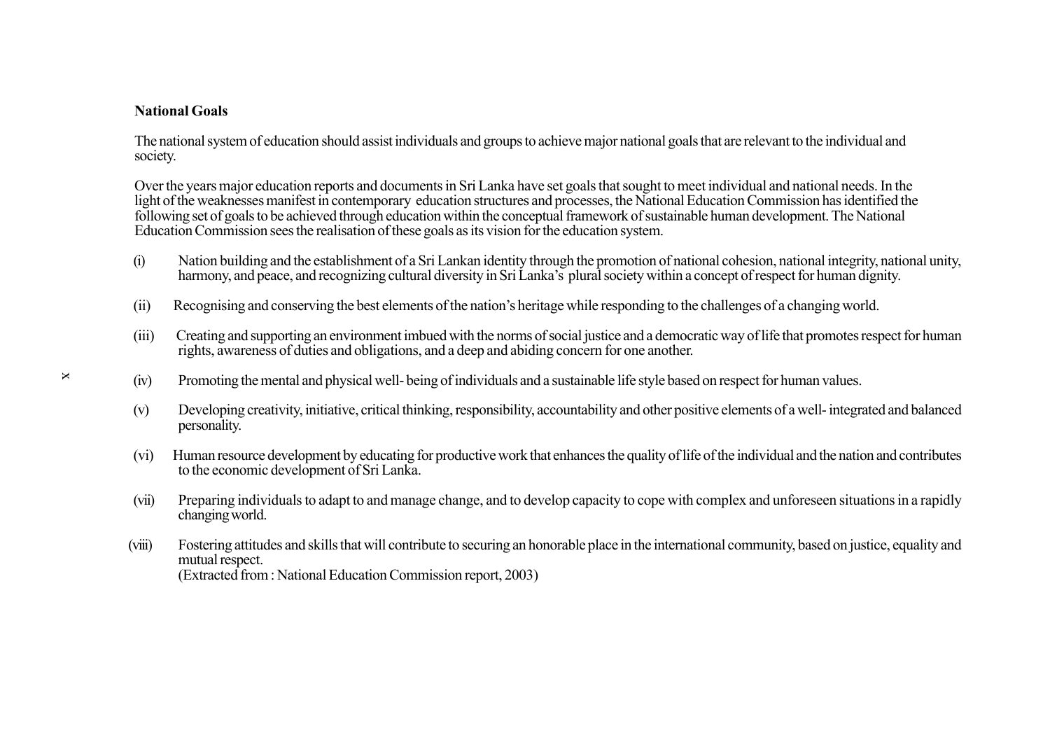**National Goals**

The national system of education should assist individuals and groups to achieve major national goals that are relevant to the individual and society.

Over the years major education reports and documents in Sri Lanka have set goals that sought to meet individual and national needs. In the light of the weaknesses manifest in contemporary education structures and processes, the National Education Commission has identified the following set of goals to be achieved through education within the conceptual framework of sustainable human development. The National Education Commission sees the realisation of these goals as its vision for the education system.

(i) Nation building and the establishment of a Sri Lankan identity through the promotion of national cohesion, national integrity, national unity, harmony, and peace, and recognizing cultural diversity in Sri Lanka's plural society within a concept of respect for human dignity.

(ii) Recognising and conserving the best elements of the nation's heritage while responding to the challenges of a changing world.

(iii) Creating and supporting an environment imbued with the norms of social justice and a democratic way of life that promotes respect for human rights, awareness of duties and obligations, and a deep and abiding concern for one another.

(iv) Promoting the mental and physical well- being of individuals and a sustainable life style based on respect for human values.

(v) Developing creativity, initiative, critical thinking, responsibility, accountability and other positive elements of a well- integrated and balanced personality.

(vi) Human resource development by educating for productive work that enhances the quality of life of the individual and the nation and contributes to the economic development of Sri Lanka.

(vii) Preparing individuals to adapt to and manage change, and to develop capacity to cope with complex and unforeseen situations in a rapidly changing world.

(viii) Fostering attitudes and skills that will contribute to securing an honorable place in the international community, based on justice, equality and mutual respect.

(Extracted from : National Education Commission report, 2003)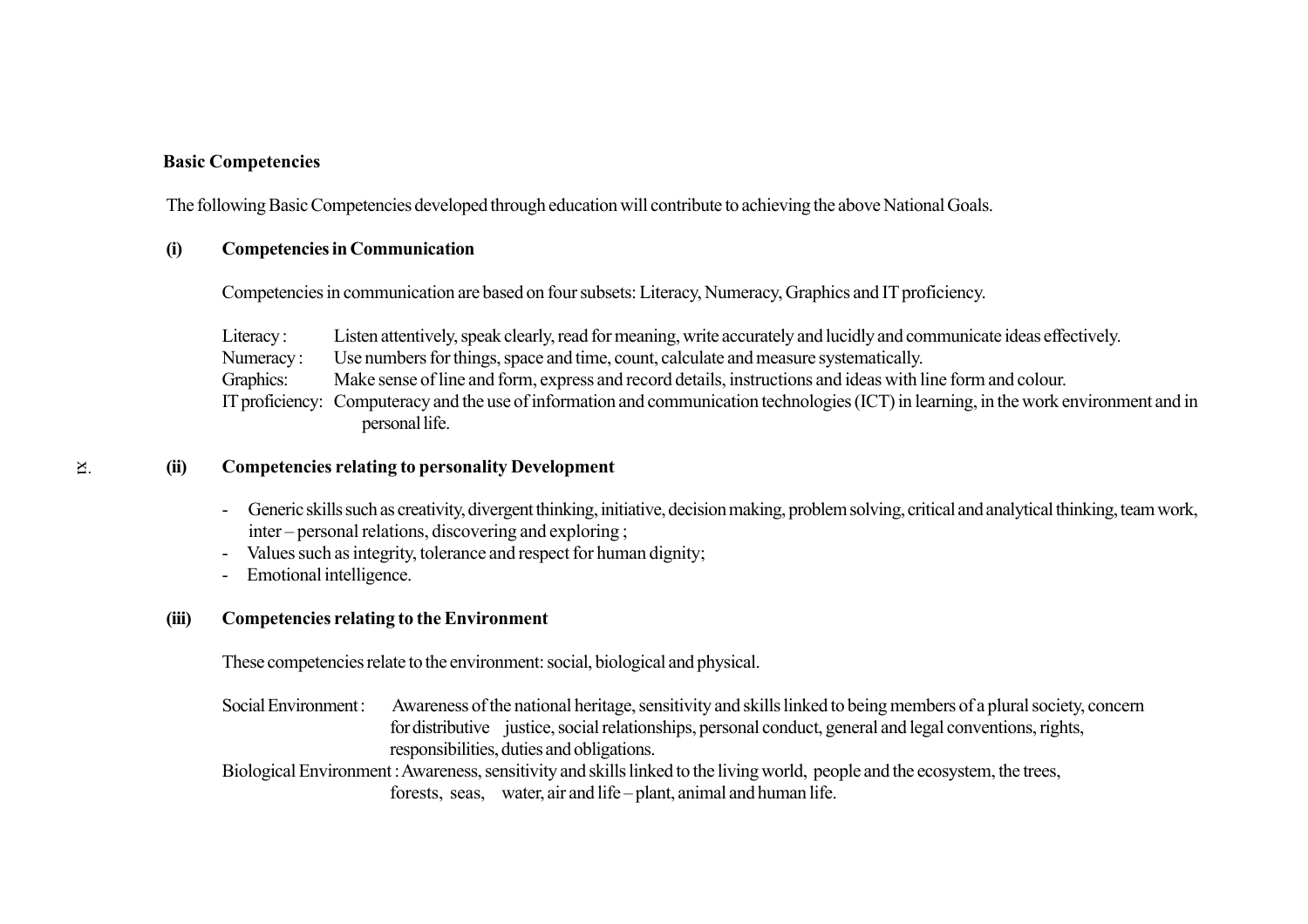**Basic Competencies**

The following Basic Competencies developed through education will contribute to achieving the above National Goals.

**(i) Competencies in Communication**

Competencies in communication are based on four subsets: Literacy, Numeracy, Graphics and IT proficiency.

Literacy : Listen attentively, speak clearly, read for meaning, write accurately and lucidly and communicate ideas effectively.
Numeracy : Use numbers for things, space and time, count, calculate and measure systematically.
Graphics: Make sense of line and form, express and record details, instructions and ideas with line form and colour.
IT proficiency: Computeracy and the use of information and communication technologies (ICT) in learning, in the work environment and in personal life.

**(ii) Competencies relating to personality Development**

- Generic skills such as creativity, divergent thinking, initiative, decision making, problem solving, critical and analytical thinking, team work, inter – personal relations, discovering and exploring ;
- Values such as integrity, tolerance and respect for human dignity;
- Emotional intelligence.

**(iii) Competencies relating to the Environment**

These competencies relate to the environment: social, biological and physical.

Social Environment : Awareness of the national heritage, sensitivity and skills linked to being members of a plural society, concern for distributive justice, social relationships, personal conduct, general and legal conventions, rights, responsibilities, duties and obligations.
Biological Environment : Awareness, sensitivity and skills linked to the living world, people and the ecosystem, the trees, forests, seas, water, air and life – plant, animal and human life.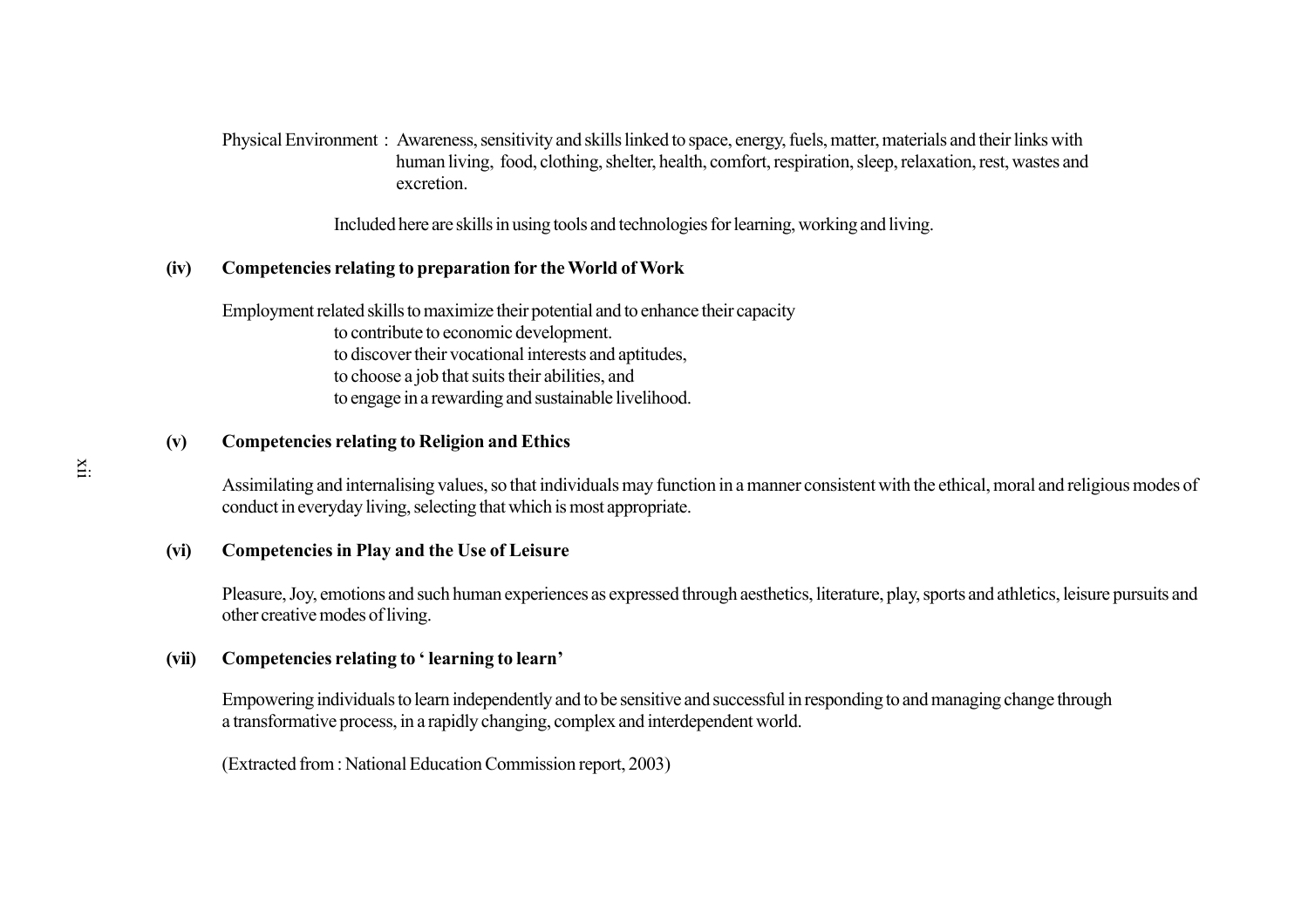Physical Environment : Awareness, sensitivity and skills linked to space, energy, fuels, matter, materials and their links with human living, food, clothing, shelter, health, comfort, respiration, sleep, relaxation, rest, wastes and excretion.

Included here are skills in using tools and technologies for learning, working and living.

**(iv) Competencies relating to preparation for the World of Work**

Employment related skills to maximize their potential and to enhance their capacity

- to contribute to economic development.
- to discover their vocational interests and aptitudes,
- to choose a job that suits their abilities, and
- to engage in a rewarding and sustainable livelihood.

**(v) Competencies relating to Religion and Ethics**

Assimilating and internalising values, so that individuals may function in a manner consistent with the ethical, moral and religious modes of conduct in everyday living, selecting that which is most appropriate.

**(vi) Competencies in Play and the Use of Leisure**

Pleasure, Joy, emotions and such human experiences as expressed through aesthetics, literature, play, sports and athletics, leisure pursuits and other creative modes of living.

**(vii) Competencies relating to ' learning to learn'**

Empowering individuals to learn independently and to be sensitive and successful in responding to and managing change through a transformative process, in a rapidly changing, complex and interdependent world.

(Extracted from : National Education Commission report, 2003)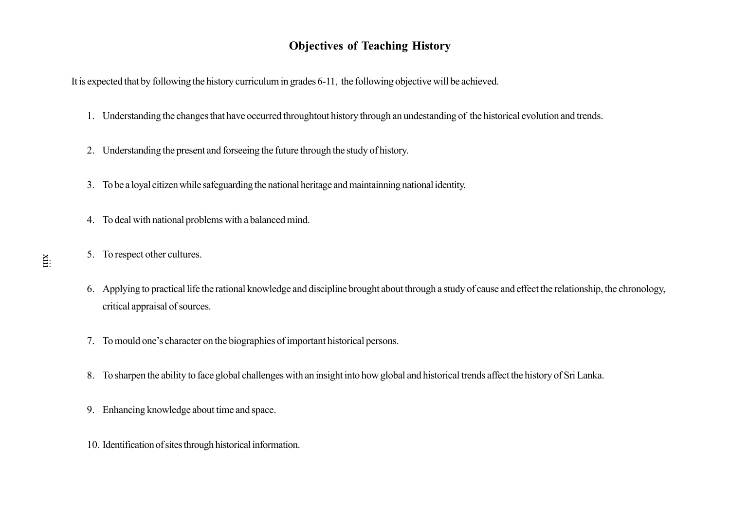# Objectives of Teaching History

It is expected that by following the history curriculum in grades 6-11, the following objective will be achieved.

1. Understanding the changes that have occurred throughtout history through an undestanding of the historical evolution and trends.

2. Understanding the present and forseeing the future through the study of history.

3. To be a loyal citizen while safeguarding the national heritage and maintainning national identity.

4. To deal with national problems with a balanced mind.

5. To respect other cultures.

6. Applying to practical life the rational knowledge and discipline brought about through a study of cause and effect the relationship, the chronology, critical appraisal of sources.

7. To mould one's character on the biographies of important historical persons.

8. To sharpen the ability to face global challenges with an insight into how global and historical trends affect the history of Sri Lanka.

9. Enhancing knowledge about time and space.

10. Identification of sites through historical information.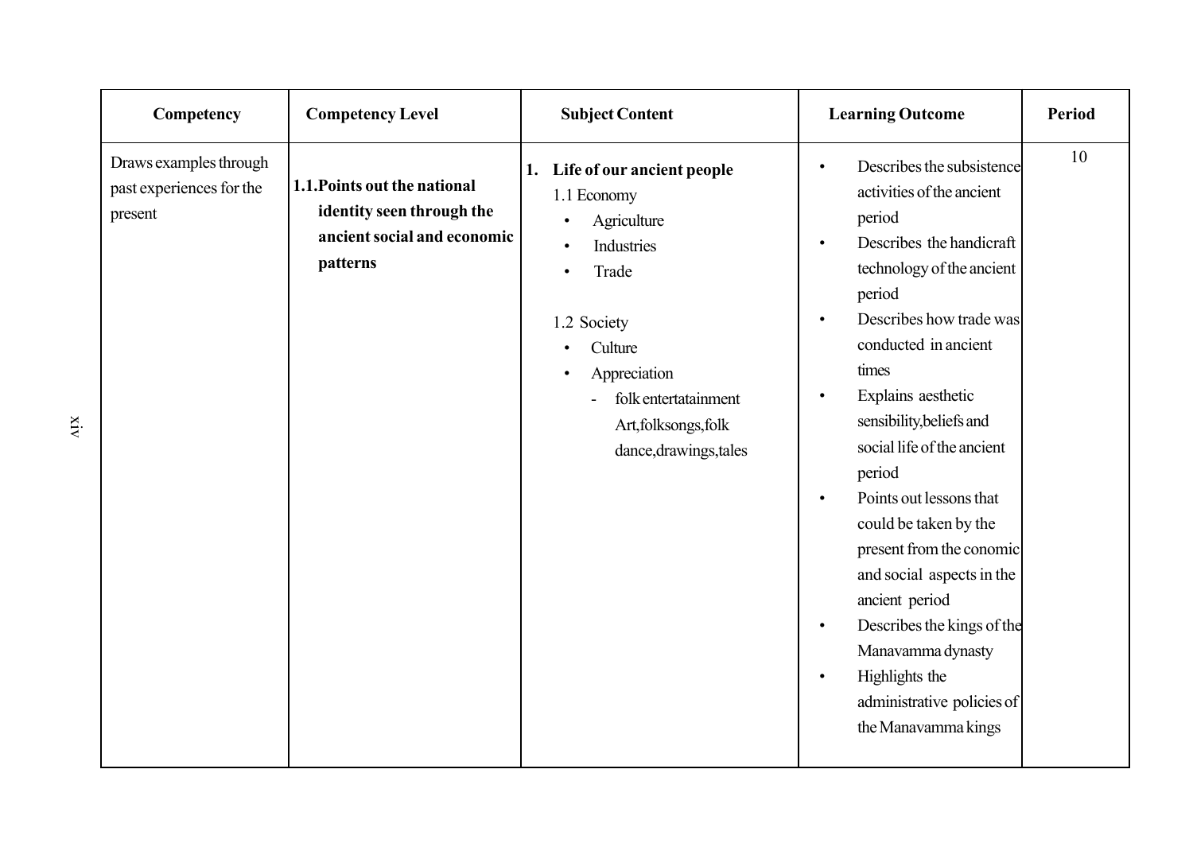| Competency | Competency Level | Subject Content | Learning Outcome | Period |
|---|---|---|---|---|
| Draws examples through past experiences for the present | **1.1.Points out the national identity seen through the ancient social and economic patterns** | **1. Life of our ancient people**<br>1.1 Economy<br>• Agriculture<br>• Industries<br>• Trade<br><br>1.2 Society<br>• Culture<br>• Appreciation<br>- folk entertatainment Art,folksongs,folk dance,drawings,tales | • Describes the subsistence activities of the ancient period<br>• Describes the handicraft technology of the ancient period<br>• Describes how trade was conducted in ancient times<br>• Explains aesthetic sensibility,beliefs and social life of the ancient period<br>• Points out lessons that could be taken by the present from the conomic and social aspects in the ancient period<br>• Describes the kings of the Manavamma dynasty<br>• Highlights the administrative policies of the Manavamma kings | 10 |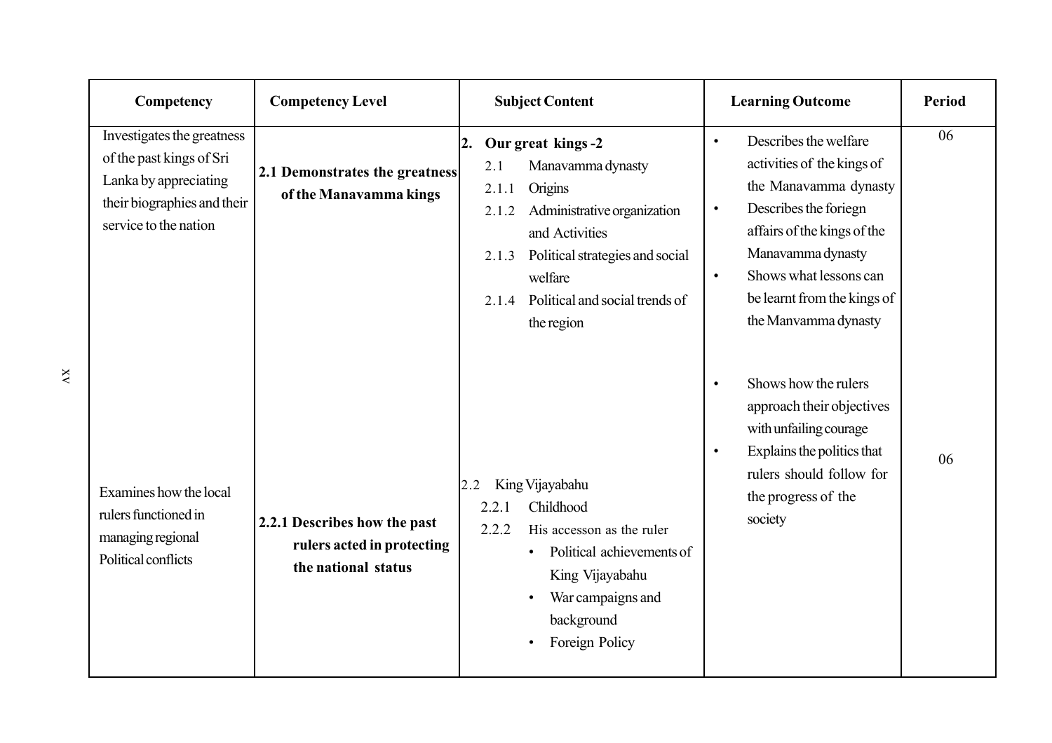| Competency | Competency Level | Subject Content | Learning Outcome | Period |
|---|---|---|---|---|
| Investigates the greatness of the past kings of Sri Lanka by appreciating their biographies and their service to the nation | **2.1 Demonstrates the greatness of the Manavamma kings** | **2. Our great kings -2**<br>2.1 Manavamma dynasty<br>2.1.1 Origins<br>2.1.2 Administrative organization and Activities<br>2.1.3 Political strategies and social welfare<br>2.1.4 Political and social trends of the region | • Describes the welfare activities of the kings of the Manavamma dynasty<br>• Describes the foriegn affairs of the kings of the Manavamma dynasty<br>• Shows what lessons can be learnt from the kings of the Manvamma dynasty | 06 |
| Examines how the local rulers functioned in managing regional Political conflicts | **2.2.1 Describes how the past rulers acted in protecting the national status** | 2.2 King Vijayabahu<br>2.2.1 Childhood<br>2.2.2 His accesson as the ruler<br>• Political achievements of King Vijayabahu<br>• War campaigns and background<br>• Foreign Policy | • Shows how the rulers approach their objectives with unfailing courage<br>• Explains the politics that rulers should follow for the progress of the society | 06 |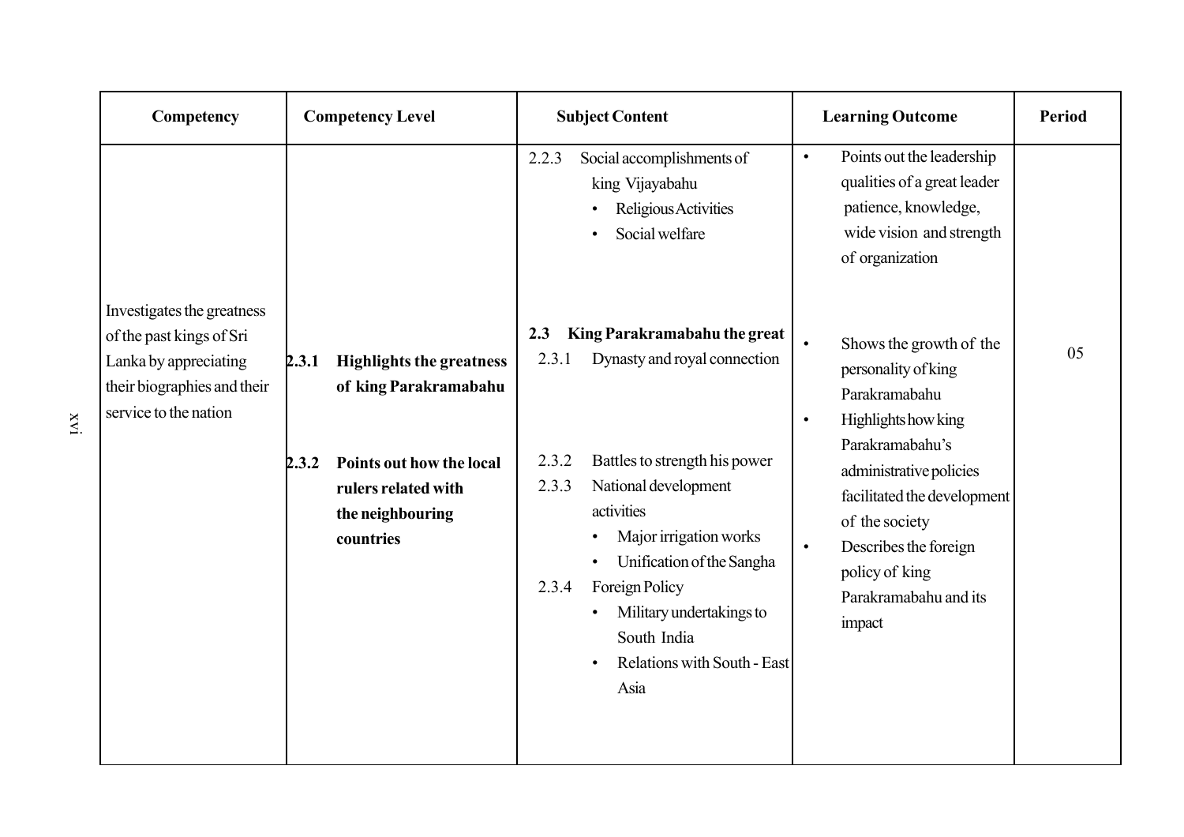| Competency | Competency Level | Subject Content | Learning Outcome | Period |
|---|---|---|---|---|
| Investigates the greatness of the past kings of Sri Lanka by appreciating their biographies and their service to the nation | | 2.2.3 Social accomplishments of king Vijayabahu<br>• Religious Activities<br>• Social welfare | • Points out the leadership qualities of a great leader patience, knowledge, wide vision and strength of organization | |
| | **2.3.1 Highlights the greatness of king Parakramabahu** | **2.3 King Parakramabahu the great**<br>2.3.1 Dynasty and royal connection | • Shows the growth of the personality of king Parakramabahu | 05 |
| | **2.3.2 Points out how the local rulers related with the neighbouring countries** | 2.3.2 Battles to strength his power<br>2.3.3 National development activities<br>• Major irrigation works<br>• Unification of the Sangha<br>2.3.4 Foreign Policy<br>• Military undertakings to South India<br>• Relations with South - East Asia | • Highlights how king Parakramabahu's administrative policies facilitated the development of the society<br>• Describes the foreign policy of king Parakramabahu and its impact | |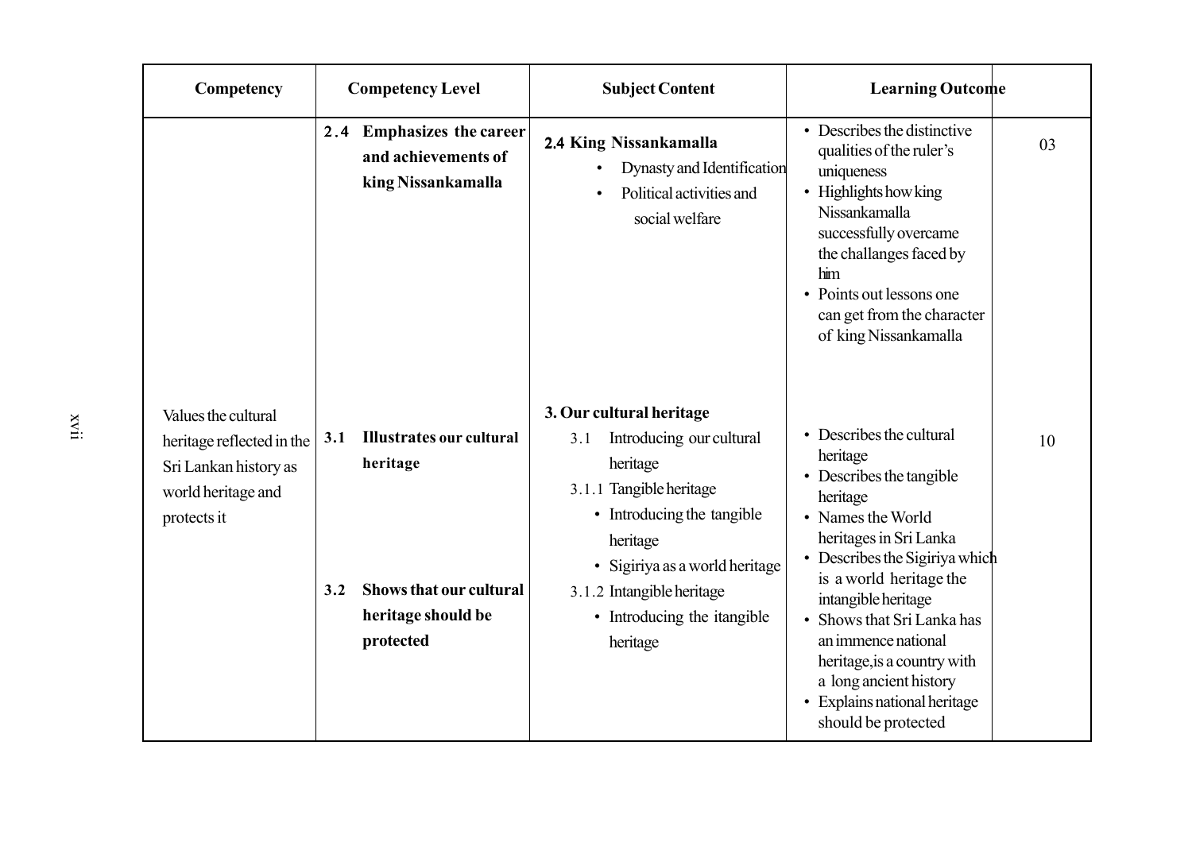| Competency | Competency Level | Subject Content | Learning Outcome | |
|---|---|---|---|---|
| | **2.4 Emphasizes the career and achievements of king Nissankamalla** | **2.4 King Nissankamalla**<br>• Dynasty and Identification<br>• Political activities and social welfare | • Describes the distinctive qualities of the ruler's uniqueness<br>• Highlights how king Nissankamalla successfully overcame the challanges faced by him<br>• Points out lessons one can get from the character of king Nissankamalla | 03 |
| Values the cultural heritage reflected in the Sri Lankan history as world heritage and protects it | **3.1 Illustrates our cultural heritage**<br><br>**3.2 Shows that our cultural heritage should be protected** | **3. Our cultural heritage**<br>3.1 Introducing our cultural heritage<br>3.1.1 Tangible heritage<br>• Introducing the tangible heritage<br>• Sigiriya as a world heritage<br>3.1.2 Intangible heritage<br>• Introducing the itangible heritage | • Describes the cultural heritage<br>• Describes the tangible heritage<br>• Names the World heritages in Sri Lanka<br>• Describes the Sigiriya which is a world heritage the intangible heritage<br>• Shows that Sri Lanka has an immence national heritage,is a country with a long ancient history<br>• Explains national heritage should be protected | 10 |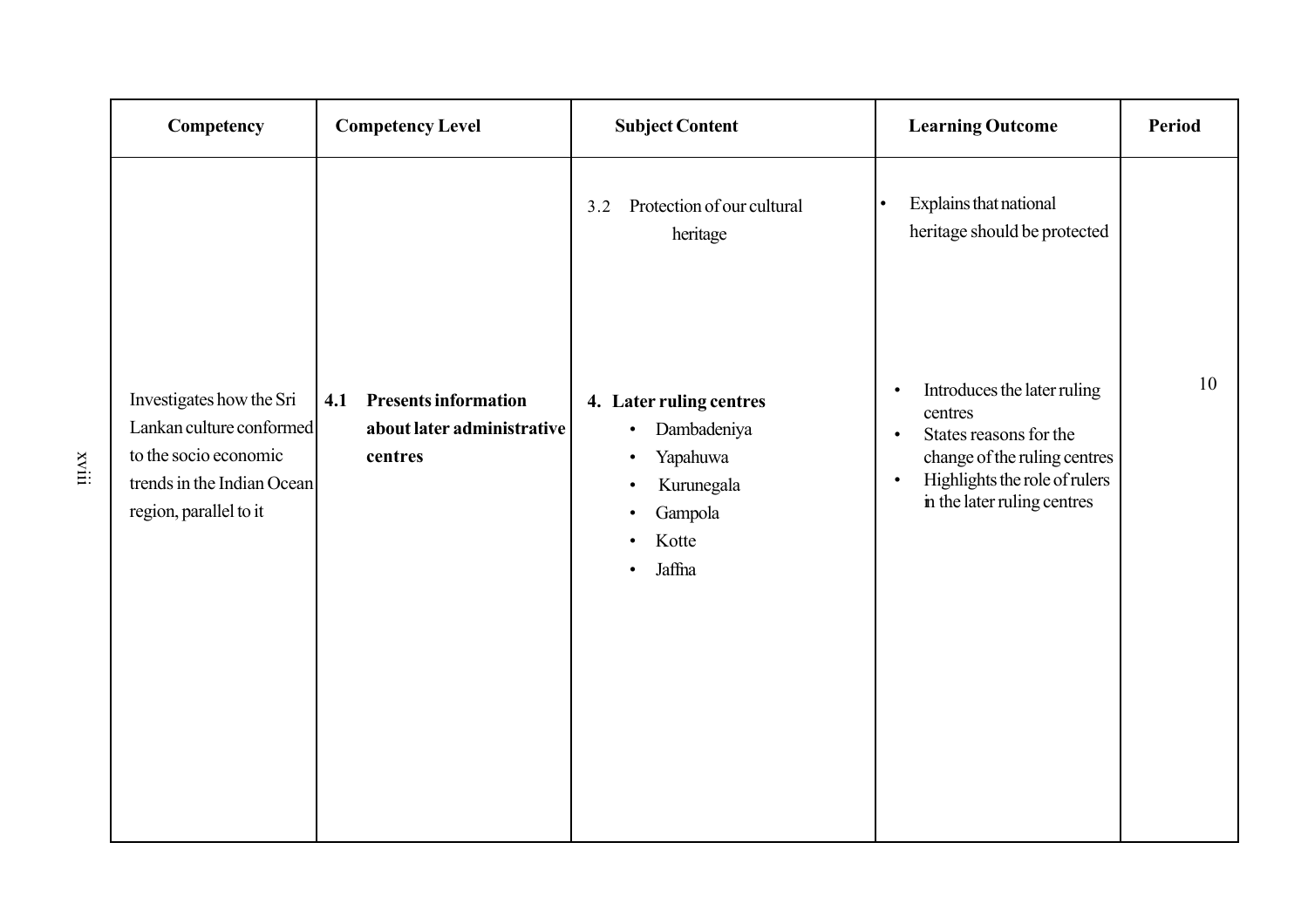| Competency | Competency Level | Subject Content | Learning Outcome | Period |
|---|---|---|---|---|
| | | 3.2 Protection of our cultural heritage | • Explains that national heritage should be protected | |
| Investigates how the Sri Lankan culture conformed to the socio economic trends in the Indian Ocean region, parallel to it | **4.1 Presents information about later administrative centres** | **4. Later ruling centres**<br>• Dambadeniya<br>• Yapahuwa<br>• Kurunegala<br>• Gampola<br>• Kotte<br>• Jaffna | • Introduces the later ruling centres<br>• States reasons for the change of the ruling centres<br>• Highlights the role of rulers in the later ruling centres | 10 |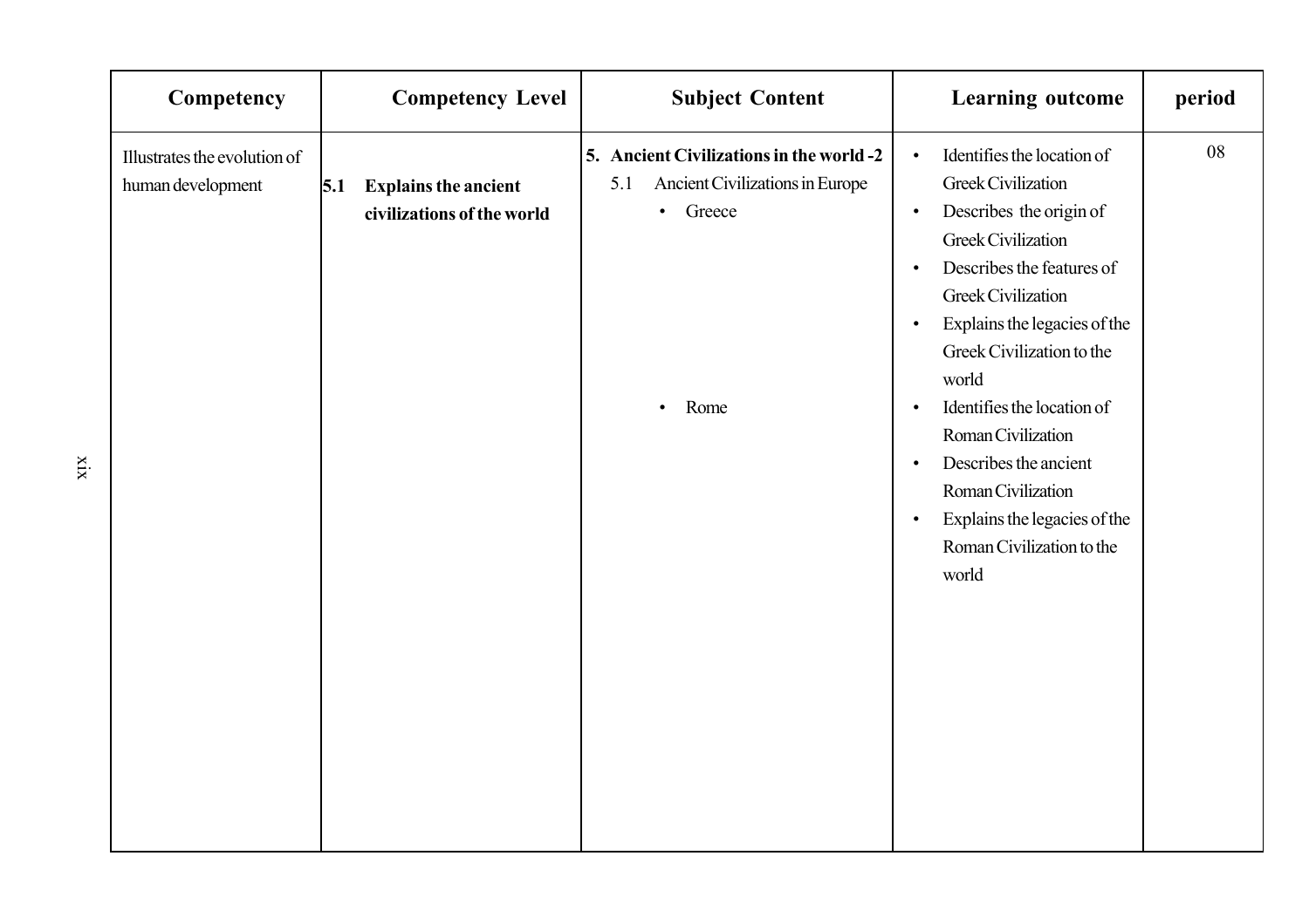| Competency | Competency Level | Subject Content | Learning outcome | period |
|---|---|---|---|---|
| Illustrates the evolution of human development | **5.1 Explains the ancient civilizations of the world** | **5. Ancient Civilizations in the world -2**<br>5.1 Ancient Civilizations in Europe<br>• Greece | • Identifies the location of Greek Civilization<br>• Describes the origin of Greek Civilization<br>• Describes the features of Greek Civilization<br>• Explains the legacies of the Greek Civilization to the world | 08 |
| | | • Rome | • Identifies the location of Roman Civilization<br>• Describes the ancient Roman Civilization<br>• Explains the legacies of the Roman Civilization to the world | |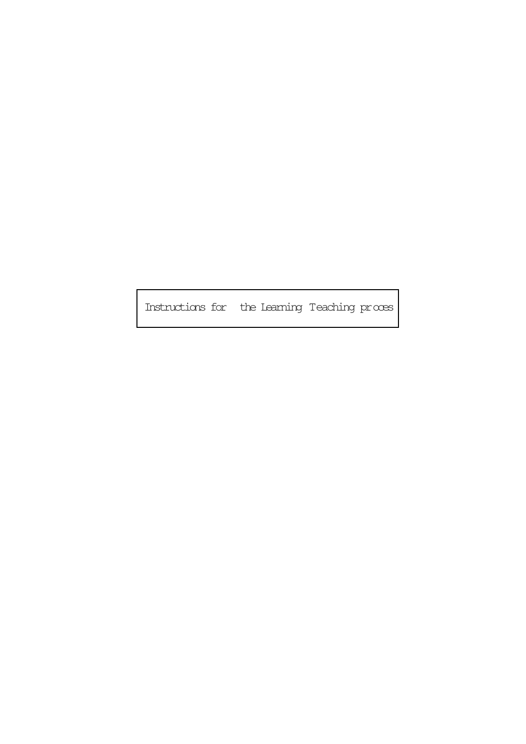# Instructions for the Learning Teaching proces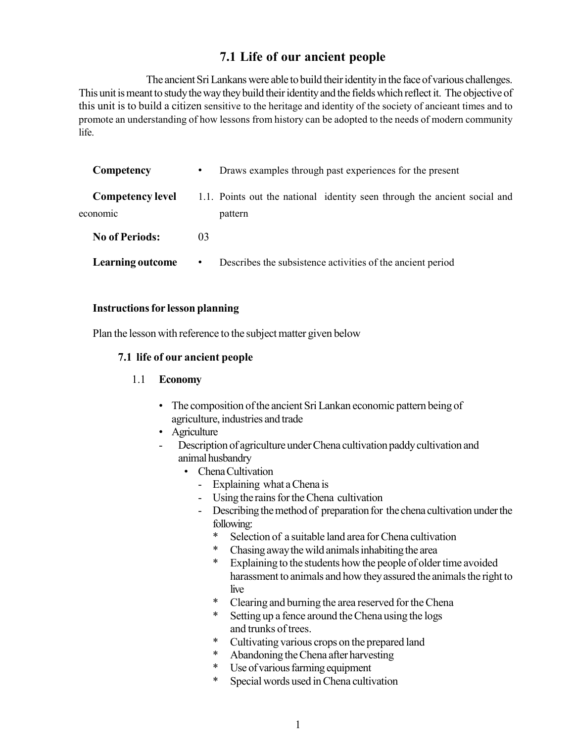# 7.1 Life of our ancient people

The ancient Sri Lankans were able to build their identity in the face of various challenges. This unit is meant to study the way they build their identity and the fields which reflect it. The objective of this unit is to build a citizen sensitive to the heritage and identity of the society of ancieant times and to promote an understanding of how lessons from history can be adopted to the needs of modern community life.

**Competency** • Draws examples through past experiences for the present

**Competency level** 1.1. Points out the national identity seen through the ancient social and economic pattern

**No of Periods:** 03

**Learning outcome** • Describes the subsistence activities of the ancient period

**Instructions for lesson planning**

Plan the lesson with reference to the subject matter given below

**7.1 life of our ancient people**

1.1 **Economy**

- The composition of the ancient Sri Lankan economic pattern being of agriculture, industries and trade
- Agriculture
  - Description of agriculture under Chena cultivation paddy cultivation and animal husbandry
    - Chena Cultivation
      - Explaining what a Chena is
      - Using the rains for the Chena cultivation
      - Describing the method of preparation for the chena cultivation under the following:
        * Selection of a suitable land area for Chena cultivation
        * Chasing away the wild animals inhabiting the area
        * Explaining to the students how the people of older time avoided harassment to animals and how they assured the animals the right to live
        * Clearing and burning the area reserved for the Chena
        * Setting up a fence around the Chena using the logs and trunks of trees.
        * Cultivating various crops on the prepared land
        * Abandoning the Chena after harvesting
        * Use of various farming equipment
        * Special words used in Chena cultivation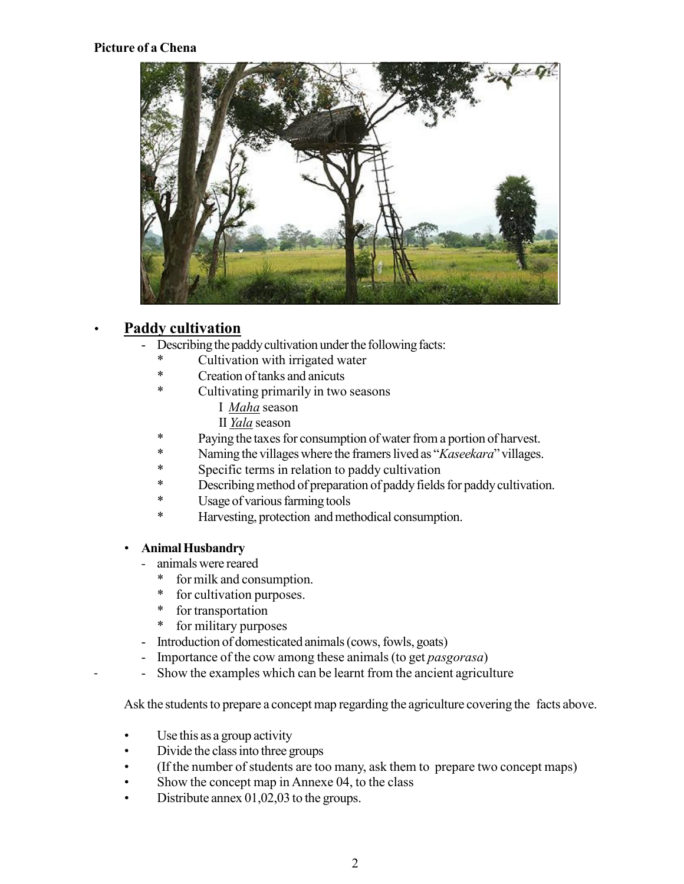**Picture of a Chena**

- **Paddy cultivation**
  - Describing the paddy cultivation under the following facts:
    - * Cultivation with irrigated water
    - * Creation of tanks and anicuts
    - * Cultivating primarily in two seasons
      - I *Maha* season
      - II *Yala* season
    - * Paying the taxes for consumption of water from a portion of harvest.
    - * Naming the villages where the framers lived as "*Kaseekara*" villages.
    - * Specific terms in relation to paddy cultivation
    - * Describing method of preparation of paddy fields for paddy cultivation.
    - * Usage of various farming tools
    - * Harvesting, protection and methodical consumption.

- **Animal Husbandry**
  - animals were reared
    - * for milk and consumption.
    - * for cultivation purposes.
    - * for transportation
    - * for military purposes
  - Introduction of domesticated animals (cows, fowls, goats)
  - Importance of the cow among these animals (to get *pasgorasa*)
  - Show the examples which can be learnt from the ancient agriculture

Ask the students to prepare a concept map regarding the agriculture covering the facts above.

- Use this as a group activity
- Divide the class into three groups
- (If the number of students are too many, ask them to prepare two concept maps)
- Show the concept map in Annexe 04, to the class
- Distribute annex 01,02,03 to the groups.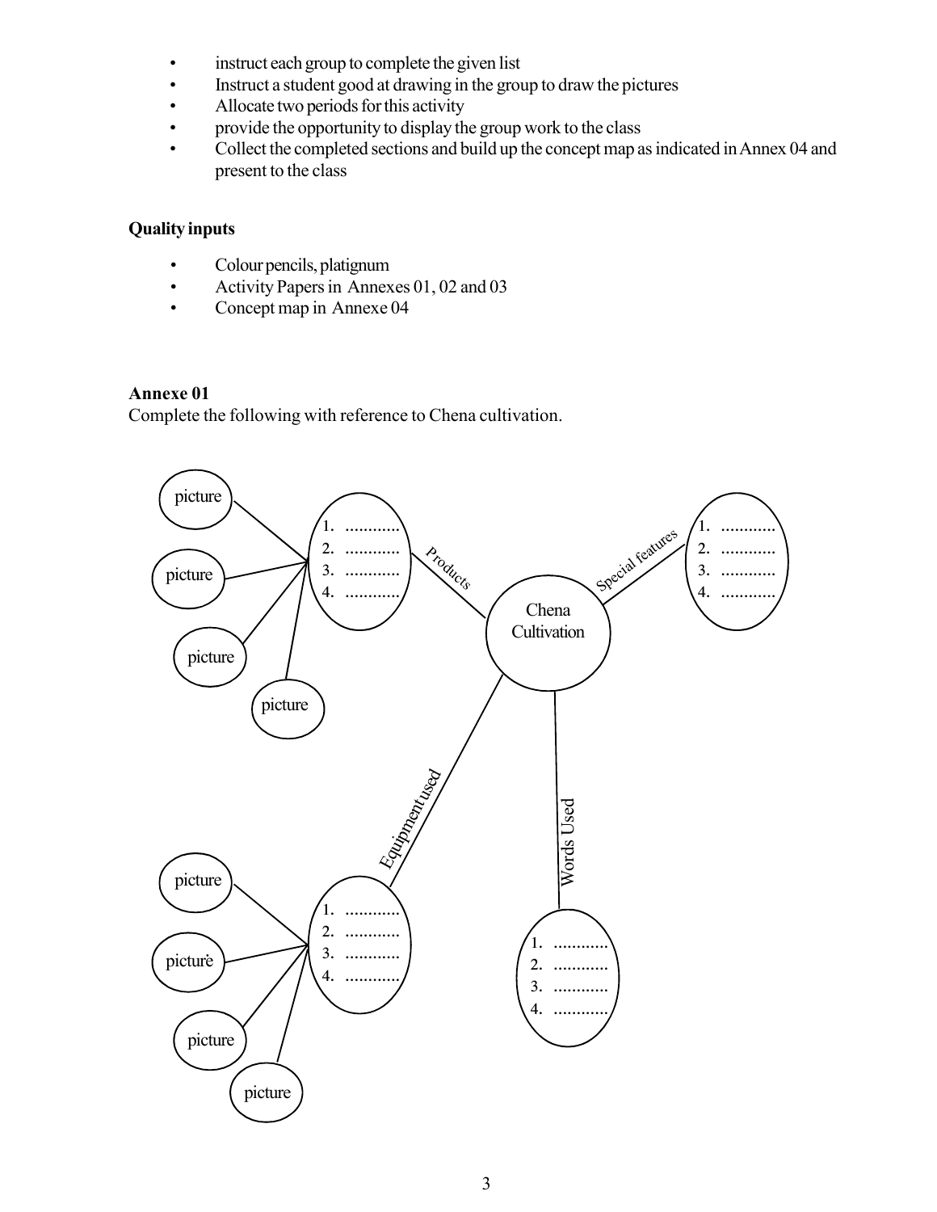- instruct each group to complete the given list
- Instruct a student good at drawing in the group to draw the pictures
- Allocate two periods for this activity
- provide the opportunity to display the group work to the class
- Collect the completed sections and build up the concept map as indicated in Annex 04 and present to the class

**Quality inputs**

- Colour pencils, platignum
- Activity Papers in Annexes 01, 02 and 03
- Concept map in Annexe 04

**Annexe 01**

Complete the following with reference to Chena cultivation.

Chena Cultivation

Products
1. ............
2. ............
3. ............
4. ............

picture, picture, picture, picture

Special features
1. ............
2. ............
3. ............
4. ............

Equipment used
1. ............
2. ............
3. ............
4. ............

picture, picture, picture, picture

Words Used
1. ............
2. ............
3. ............
4. ............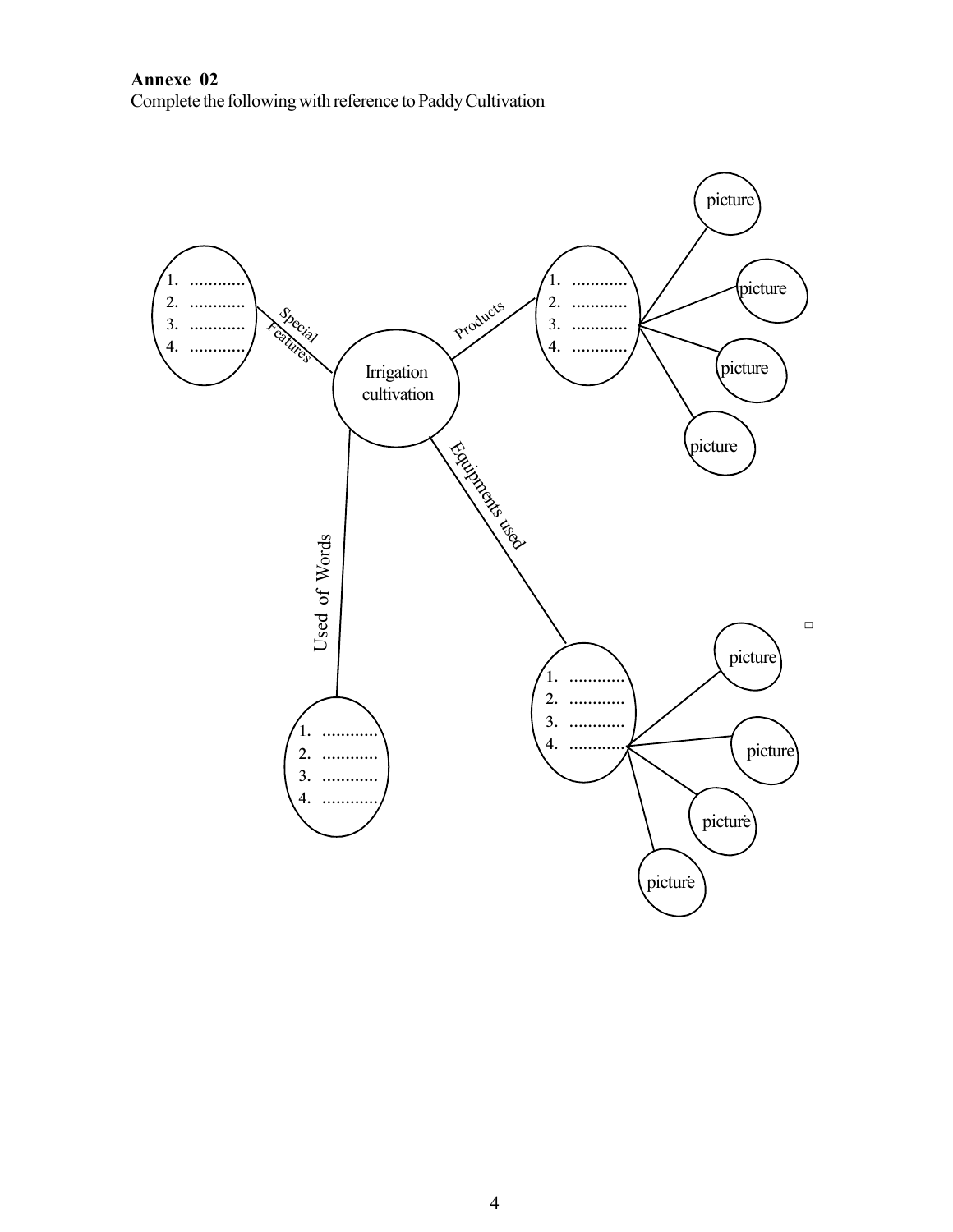**Annexe 02**

Complete the following with reference to Paddy Cultivation

Irrigation cultivation

Special Features
1. ............
2. ............
3. ............
4. ............

Products
1. ............
2. ............
3. ............
4. ............

picture

picture

picture

picture

Equipments used
1. ............
2. ............
3. ............
4. ............

picture

picture

picture

picture

Used of Words
1. ............
2. ............
3. ............
4. ............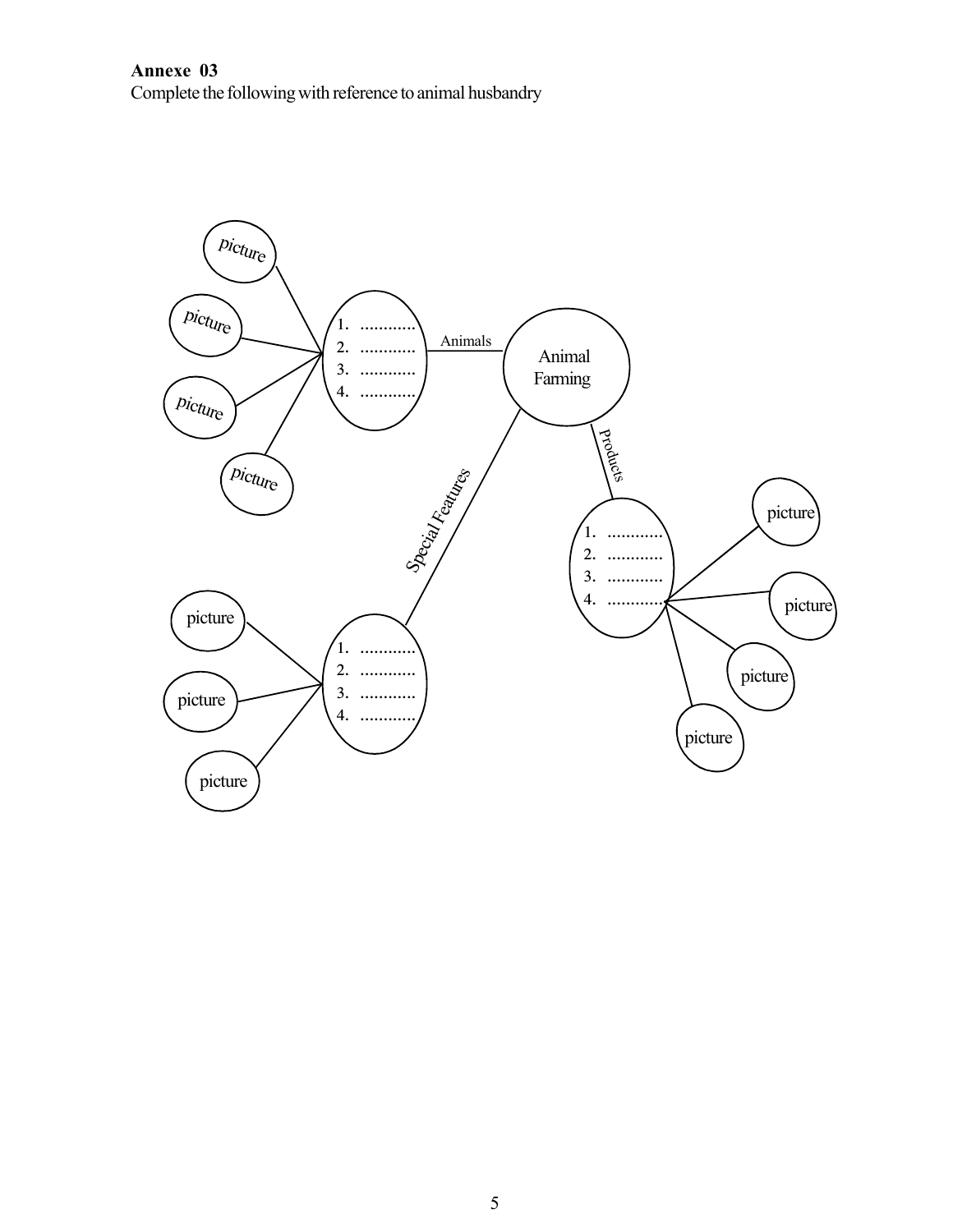**Annexe 03**

Complete the following with reference to animal husbandry

Animal Farming

Animals

1. ............
2. ............
3. ............
4. ............

picture

picture

picture

picture

Special Features

1. ............
2. ............
3. ............
4. ............

picture

picture

picture

Products

1. ............
2. ............
3. ............
4. ............

picture

picture

picture

picture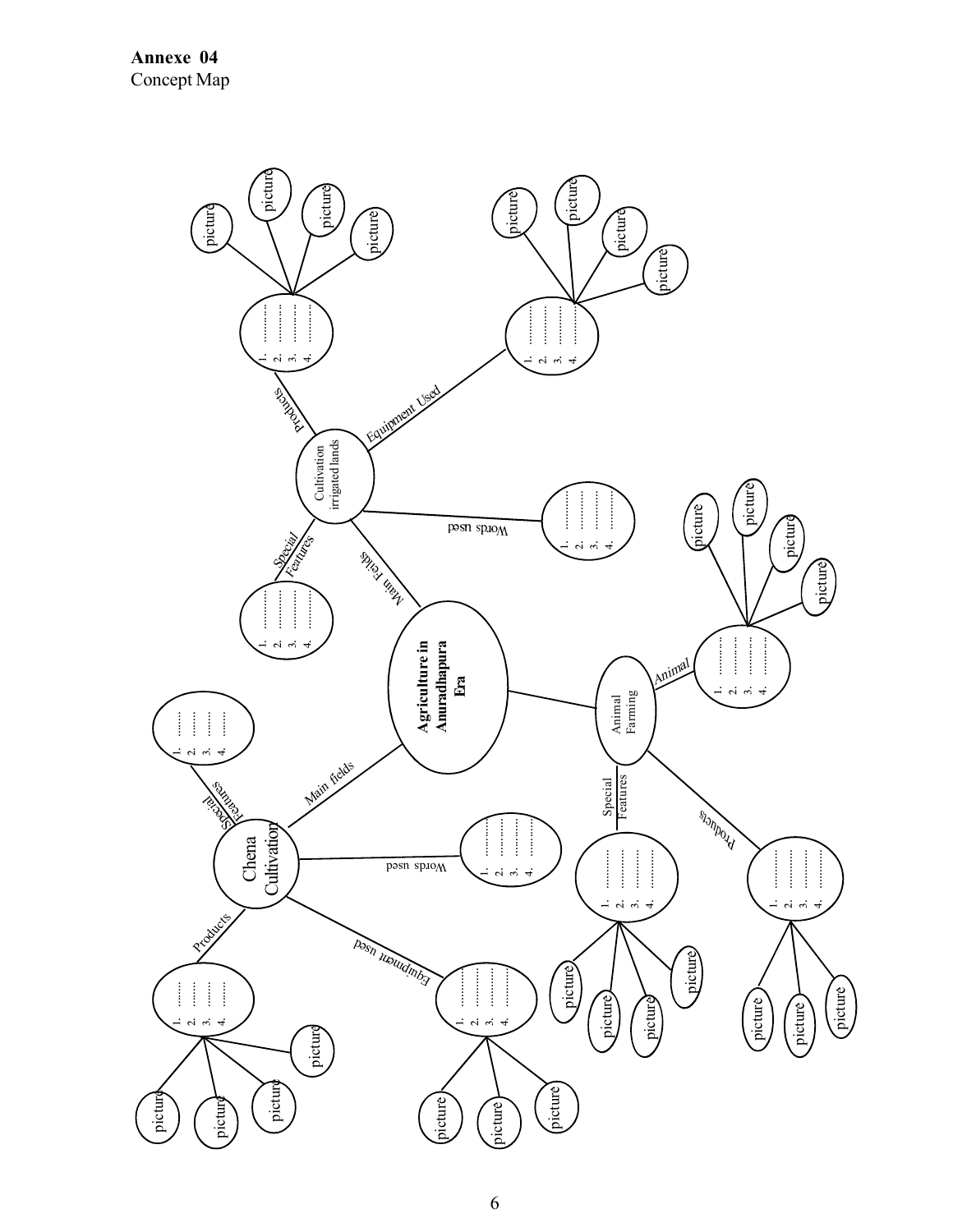**Annexe 04**
Concept Map

**Agriculture in Anuradhapura Era**

- **Main Fields** → Cultivation irrigated lands
  - Special Features
    1. ..........
    2. ..........
    3. ..........
    4. ..........
  - Products
    1. ..........
    2. ..........
    3. ..........
    4. ..........
    - picture, picture, picture, picture
  - Equipment Used
    1. ..........
    2. ..........
    3. ..........
    4. ..........
    - picture, picture, picture, picture
  - Words used
    1. ..........
    2. ..........
    3. ..........
    4. ..........
- **Main fields** → Chena Cultivation
  - Special Features
    1. ..........
    2. ..........
    3. ..........
    4. ..........
  - Products
    1. ..........
    2. ..........
    3. ..........
    4. ..........
    - picture, picture, picture, picture
  - Equipment used
    1. ..........
    2. ..........
    3. ..........
    4. ..........
    - picture, picture, picture
  - Words used
    1. ..........
    2. ..........
    3. ..........
    4. ..........
- Animal Farming
  - Animal
    1. ..........
    2. ..........
    3. ..........
    4. ..........
    - picture, picture, picture, picture
  - Special Features
    1. ..........
    2. ..........
    3. ..........
    4. ..........
    - picture, picture, picture, picture
  - Products
    1. ..........
    2. ..........
    3. ..........
    4. ..........
    - picture, picture, picture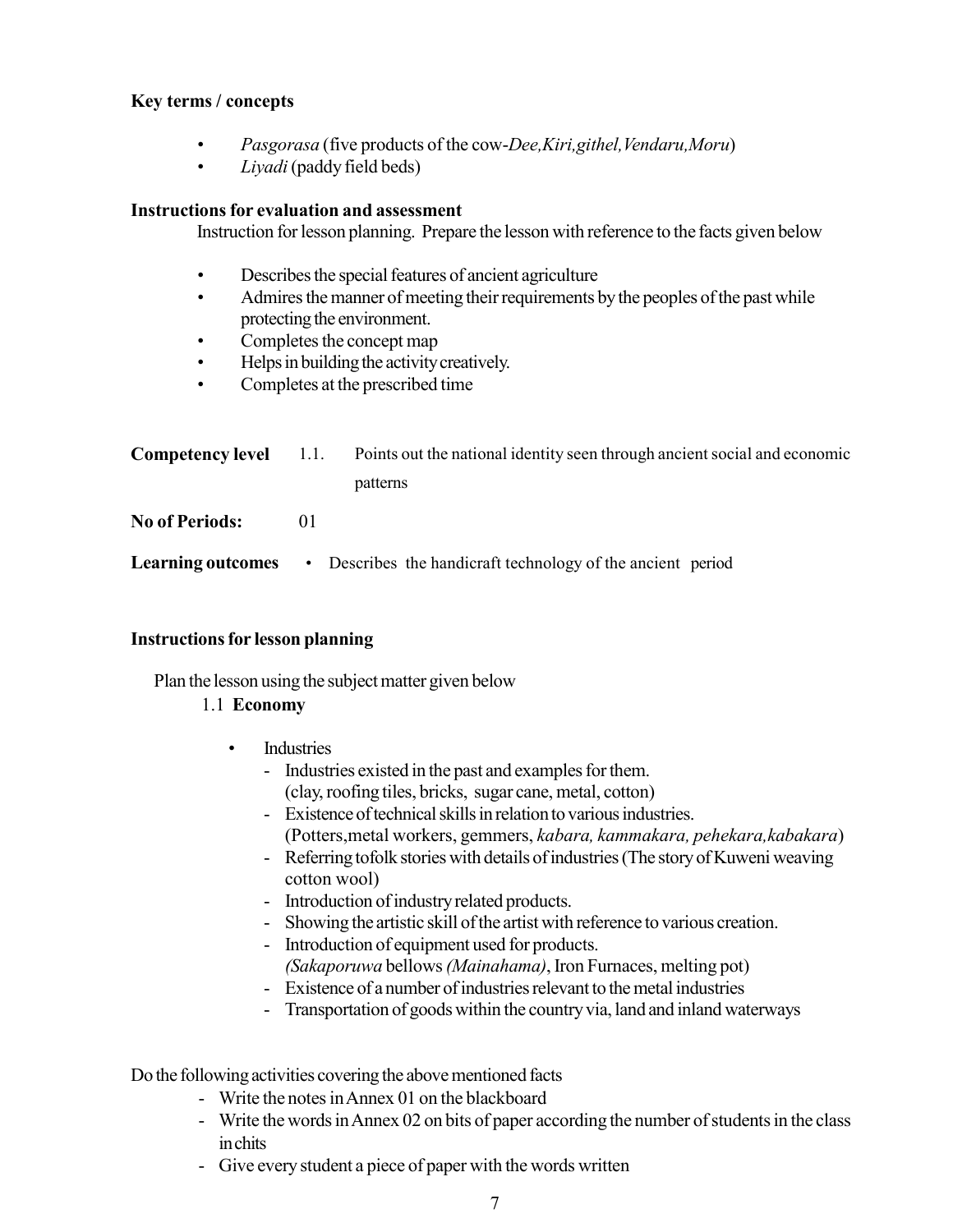**Key terms / concepts**

- *Pasgorasa* (five products of the cow-*Dee,Kiri,githel,Vendaru,Moru*)
- *Liyadi* (paddy field beds)

**Instructions for evaluation and assessment**

Instruction for lesson planning. Prepare the lesson with reference to the facts given below

- Describes the special features of ancient agriculture
- Admires the manner of meeting their requirements by the peoples of the past while protecting the environment.
- Completes the concept map
- Helps in building the activity creatively.
- Completes at the prescribed time

**Competency level** 1.1. Points out the national identity seen through ancient social and economic patterns

**No of Periods:** 01

**Learning outcomes** • Describes the handicraft technology of the ancient period

**Instructions for lesson planning**

Plan the lesson using the subject matter given below

1.1 **Economy**

- Industries
  - Industries existed in the past and examples for them. (clay, roofing tiles, bricks, sugar cane, metal, cotton)
  - Existence of technical skills in relation to various industries. (Potters,metal workers, gemmers, *kabara, kammakara, pehekara,kabakara*)
  - Referring tofolk stories with details of industries (The story of Kuweni weaving cotton wool)
  - Introduction of industry related products.
  - Showing the artistic skill of the artist with reference to various creation.
  - Introduction of equipment used for products. *(Sakaporuwa* bellows *(Mainahama)*, Iron Furnaces, melting pot)
  - Existence of a number of industries relevant to the metal industries
  - Transportation of goods within the country via, land and inland waterways

Do the following activities covering the above mentioned facts

- Write the notes in Annex 01 on the blackboard
- Write the words in Annex 02 on bits of paper according the number of students in the class in chits
- Give every student a piece of paper with the words written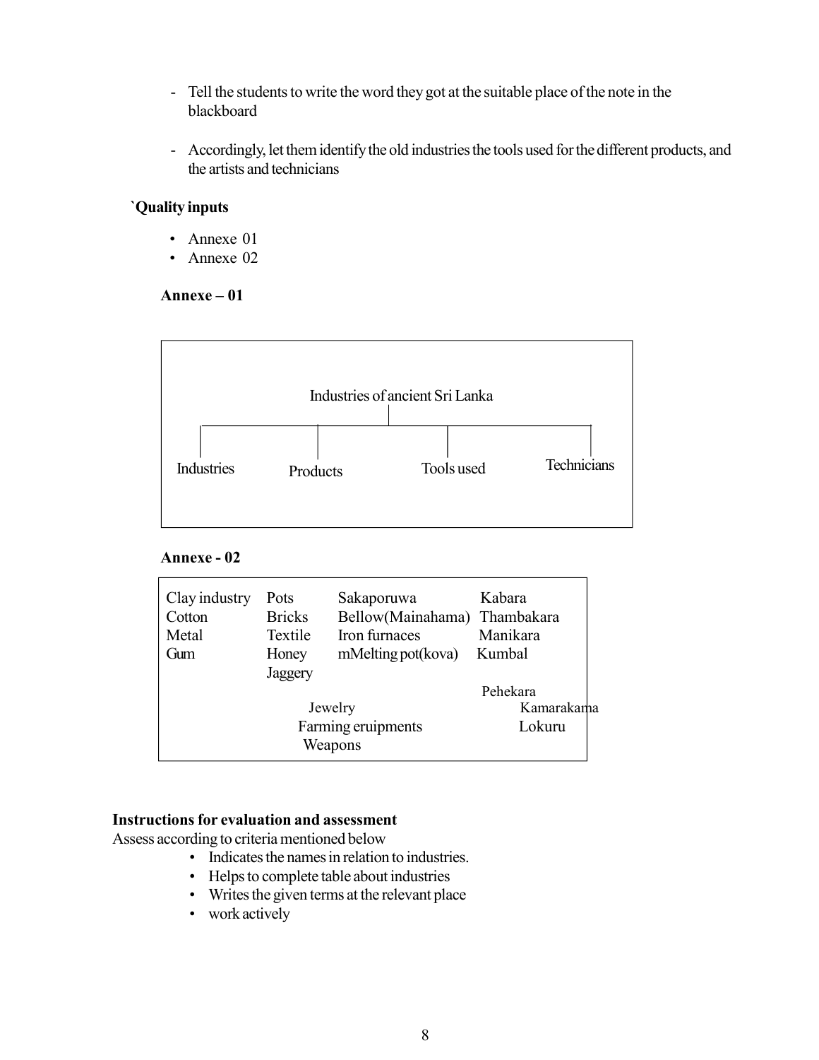- Tell the students to write the word they got at the suitable place of the note in the blackboard

- Accordingly, let them identify the old industries the tools used for the different products, and the artists and technicians

**`Quality inputs**

- Annexe 01
- Annexe 02

**Annexe – 01**

Industries of ancient Sri Lanka

| Industries | Products | Tools used | Technicians |
|---|---|---|---|

**Annexe - 02**

| | | | |
|---|---|---|---|
| Clay industry | Pots | Sakaporuwa | Kabara |
| Cotton | Bricks | Bellow(Mainahama) | Thambakara |
| Metal | Textile | Iron furnaces | Manikara |
| Gum | Honey | mMelting pot(kova) | Kumbal |
| | Jaggery | | |
| | | | Pehekara |
| | | Jewelry | Kamarakama |
| | | Farming eruipments | Lokuru |
| | | Weapons | |

**Instructions for evaluation and assessment**

Assess according to criteria mentioned below

- Indicates the names in relation to industries.
- Helps to complete table about industries
- Writes the given terms at the relevant place
- work actively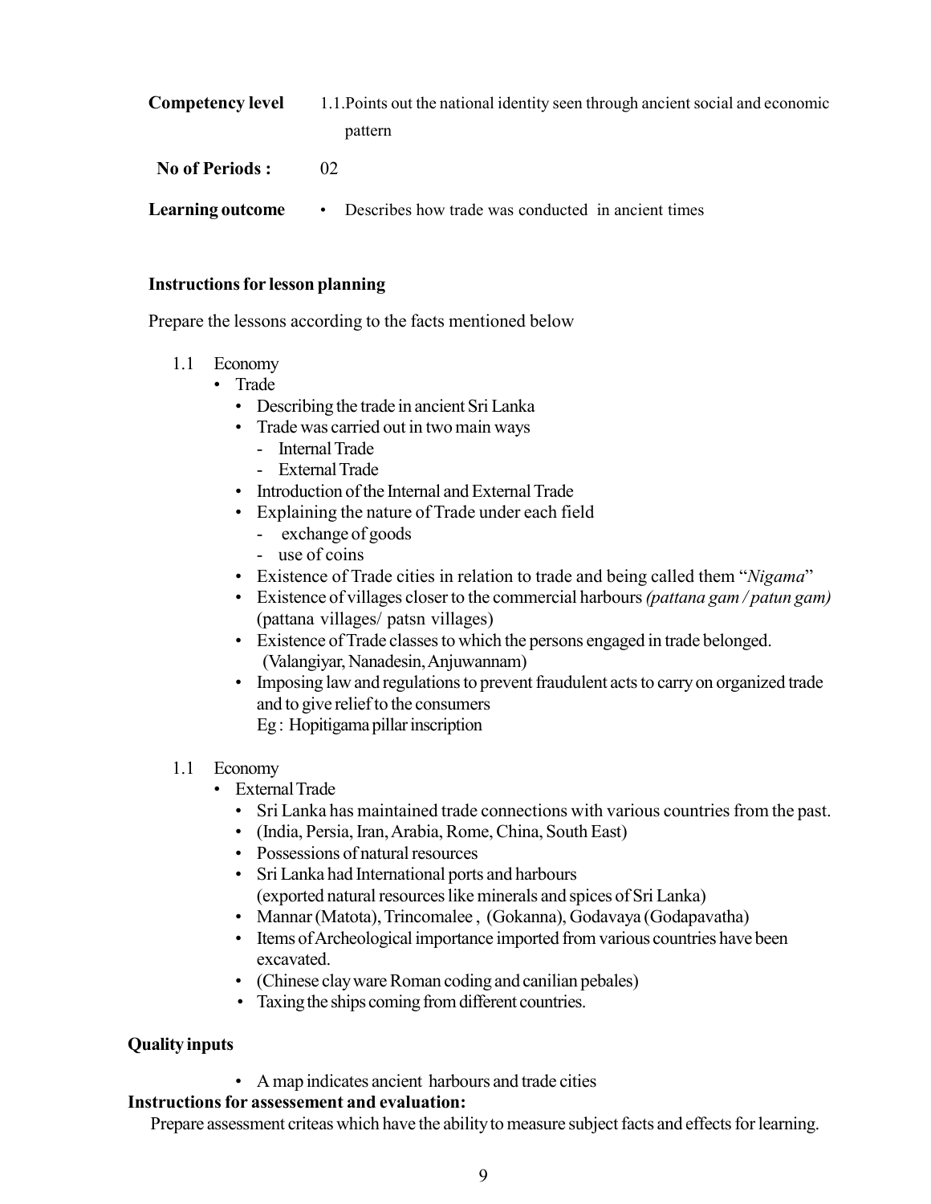**Competency level** 1.1. Points out the national identity seen through ancient social and economic pattern

**No of Periods :** 02

**Learning outcome** • Describes how trade was conducted in ancient times

**Instructions for lesson planning**

Prepare the lessons according to the facts mentioned below

1.1 Economy
- Trade
  - Describing the trade in ancient Sri Lanka
  - Trade was carried out in two main ways
    - Internal Trade
    - External Trade
  - Introduction of the Internal and External Trade
  - Explaining the nature of Trade under each field
    - exchange of goods
    - use of coins
  - Existence of Trade cities in relation to trade and being called them "*Nigama*"
  - Existence of villages closer to the commercial harbours *(pattana gam / patun gam)* (pattana villages/ patsn villages)
  - Existence of Trade classes to which the persons engaged in trade belonged. (Valangiyar, Nanadesin, Anjuwannam)
  - Imposing law and regulations to prevent fraudulent acts to carry on organized trade and to give relief to the consumers
    Eg : Hopitigama pillar inscription

1.1 Economy
- External Trade
  - Sri Lanka has maintained trade connections with various countries from the past.
  - (India, Persia, Iran, Arabia, Rome, China, South East)
  - Possessions of natural resources
  - Sri Lanka had International ports and harbours (exported natural resources like minerals and spices of Sri Lanka)
  - Mannar (Matota), Trincomalee , (Gokanna), Godavaya (Godapavatha)
  - Items of Archeological importance imported from various countries have been excavated.
  - (Chinese clay ware Roman coding and canilian pebales)
  - Taxing the ships coming from different countries.

**Quality inputs**

- A map indicates ancient harbours and trade cities

**Instructions for assessement and evaluation:**

Prepare assessment criteas which have the ability to measure subject facts and effects for learning.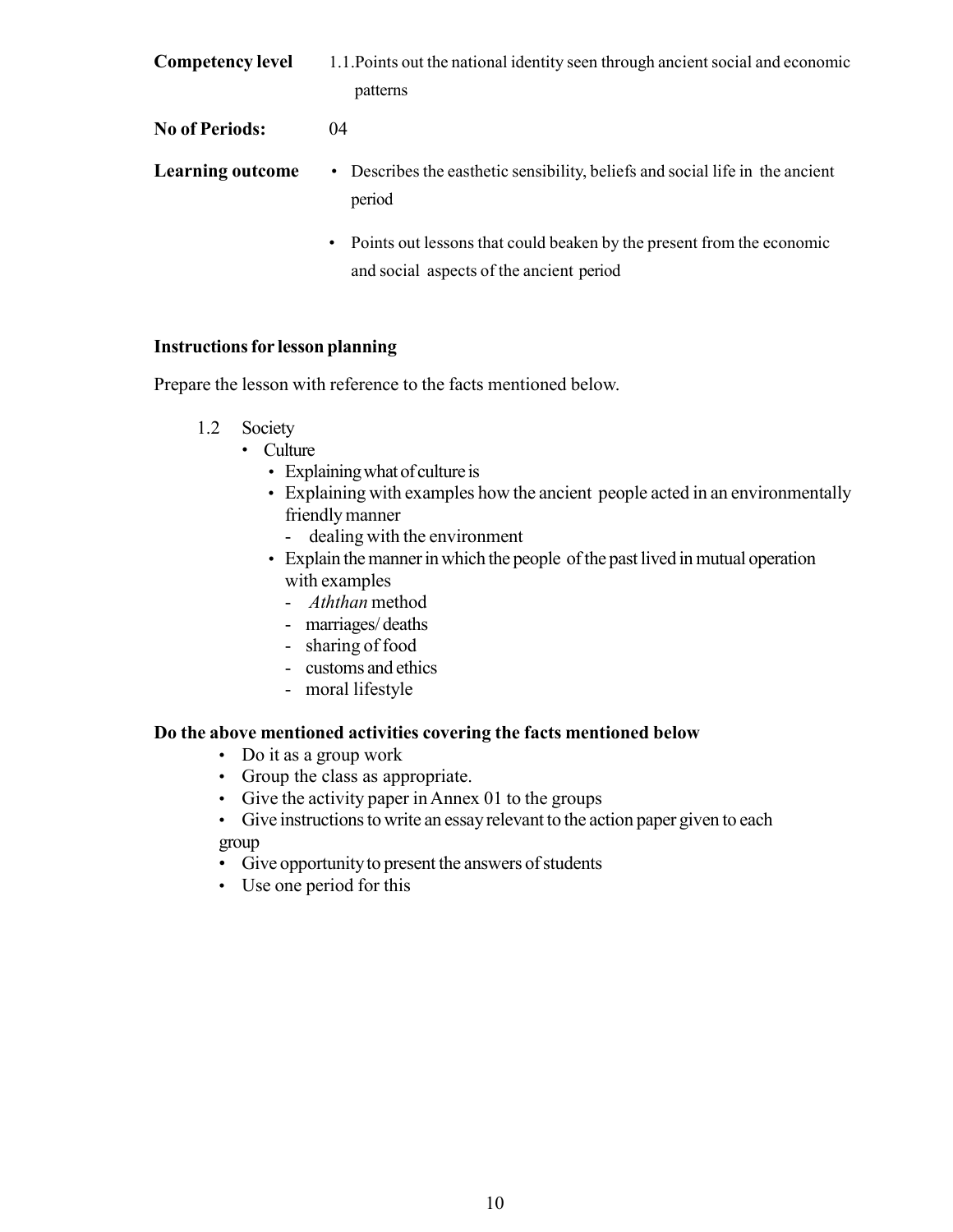**Competency level** 1.1.Points out the national identity seen through ancient social and economic patterns

**No of Periods:** 04

**Learning outcome**

- Describes the easthetic sensibility, beliefs and social life in the ancient period
- Points out lessons that could beaken by the present from the economic and social aspects of the ancient period

**Instructions for lesson planning**

Prepare the lesson with reference to the facts mentioned below.

1.2 Society
- Culture
  - Explaining what of culture is
  - Explaining with examples how the ancient people acted in an environmentally friendly manner
    - dealing with the environment
  - Explain the manner in which the people of the past lived in mutual operation with examples
    - *Aththan* method
    - marriages/ deaths
    - sharing of food
    - customs and ethics
    - moral lifestyle

**Do the above mentioned activities covering the facts mentioned below**

- Do it as a group work
- Group the class as appropriate.
- Give the activity paper in Annex 01 to the groups
- Give instructions to write an essay relevant to the action paper given to each group
- Give opportunity to present the answers of students
- Use one period for this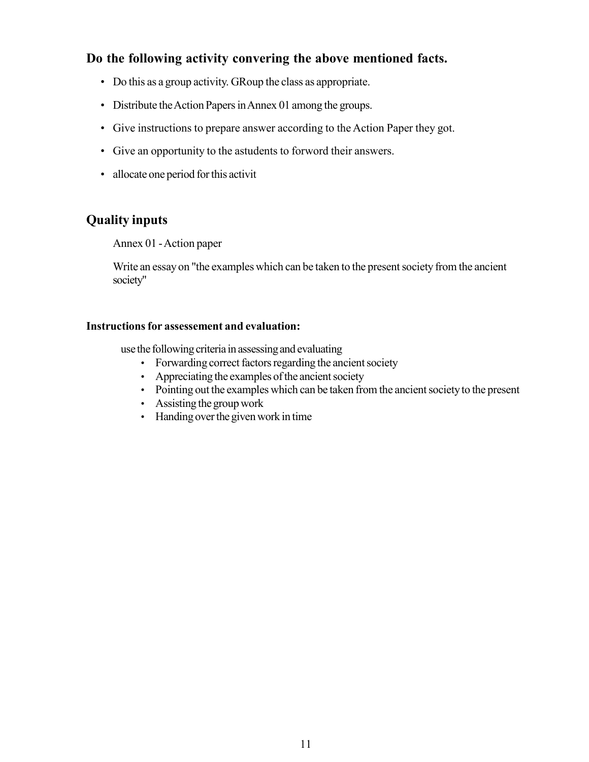## Do the following activity convering the above mentioned facts.

- Do this as a group activity. GRoup the class as appropriate.
- Distribute the Action Papers in Annex 01 among the groups.
- Give instructions to prepare answer according to the Action Paper they got.
- Give an opportunity to the astudents to forword their answers.
- allocate one period for this activit

## Quality inputs

Annex 01 - Action paper

Write an essay on "the examples which can be taken to the present society from the ancient society"

### Instructions for assessement and evaluation:

use the following criteria in assessing and evaluating

- Forwarding correct factors regarding the ancient society
- Appreciating the examples of the ancient society
- Pointing out the examples which can be taken from the ancient society to the present
- Assisting the group work
- Handing over the given work in time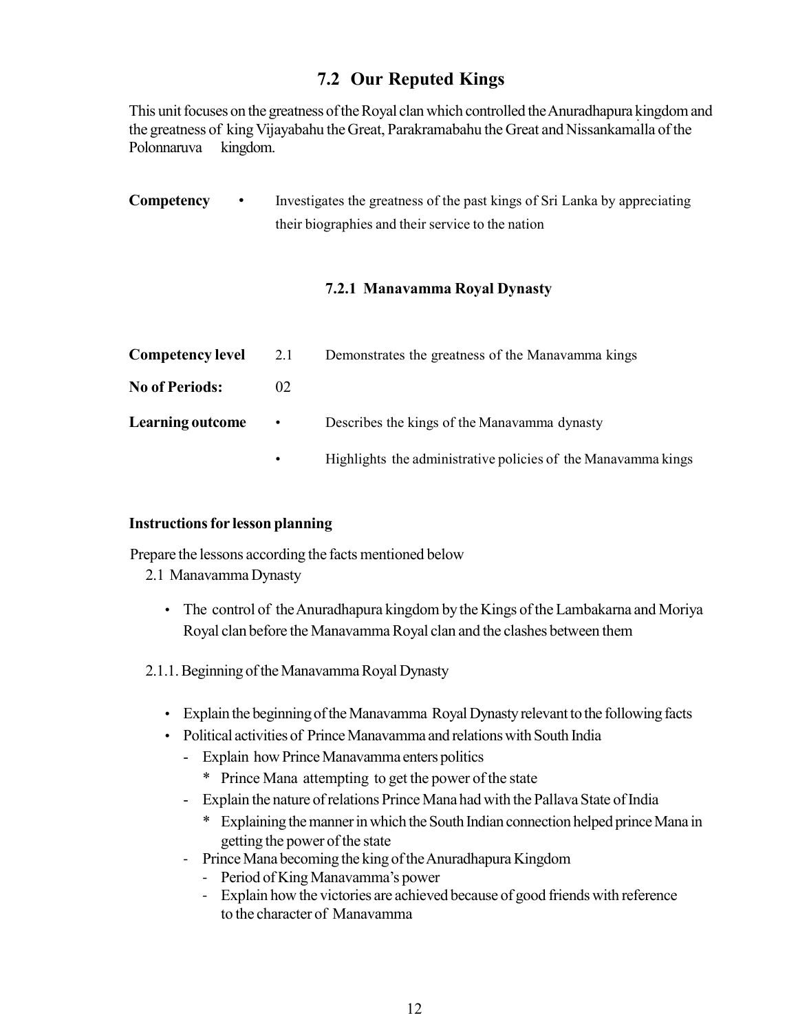## 7.2 Our Reputed Kings

This unit focuses on the greatness of the Royal clan which controlled the Anuradhapura kingdom and the greatness of king Vijayabahu the Great, Parakramabahu the Great and Nissankamalla of the Polonnaruva kingdom.

**Competency** • Investigates the greatness of the past kings of Sri Lanka by appreciating their biographies and their service to the nation

### 7.2.1 Manavamma Royal Dynasty

**Competency level** 2.1 Demonstrates the greatness of the Manavamma kings

**No of Periods:** 02

**Learning outcome**
- Describes the kings of the Manavamma dynasty
- Highlights the administrative policies of the Manavamma kings

**Instructions for lesson planning**

Prepare the lessons according the facts mentioned below

2.1 Manavamma Dynasty

- The control of the Anuradhapura kingdom by the Kings of the Lambakarna and Moriya Royal clan before the Manavamma Royal clan and the clashes between them

2.1.1. Beginning of the Manavamma Royal Dynasty

- Explain the beginning of the Manavamma Royal Dynasty relevant to the following facts
- Political activities of Prince Manavamma and relations with South India
  - Explain how Prince Manavamma enters politics
    * Prince Mana attempting to get the power of the state
  - Explain the nature of relations Prince Mana had with the Pallava State of India
    * Explaining the manner in which the South Indian connection helped prince Mana in getting the power of the state
  - Prince Mana becoming the king of the Anuradhapura Kingdom
    - Period of King Manavamma's power
    - Explain how the victories are achieved because of good friends with reference to the character of Manavamma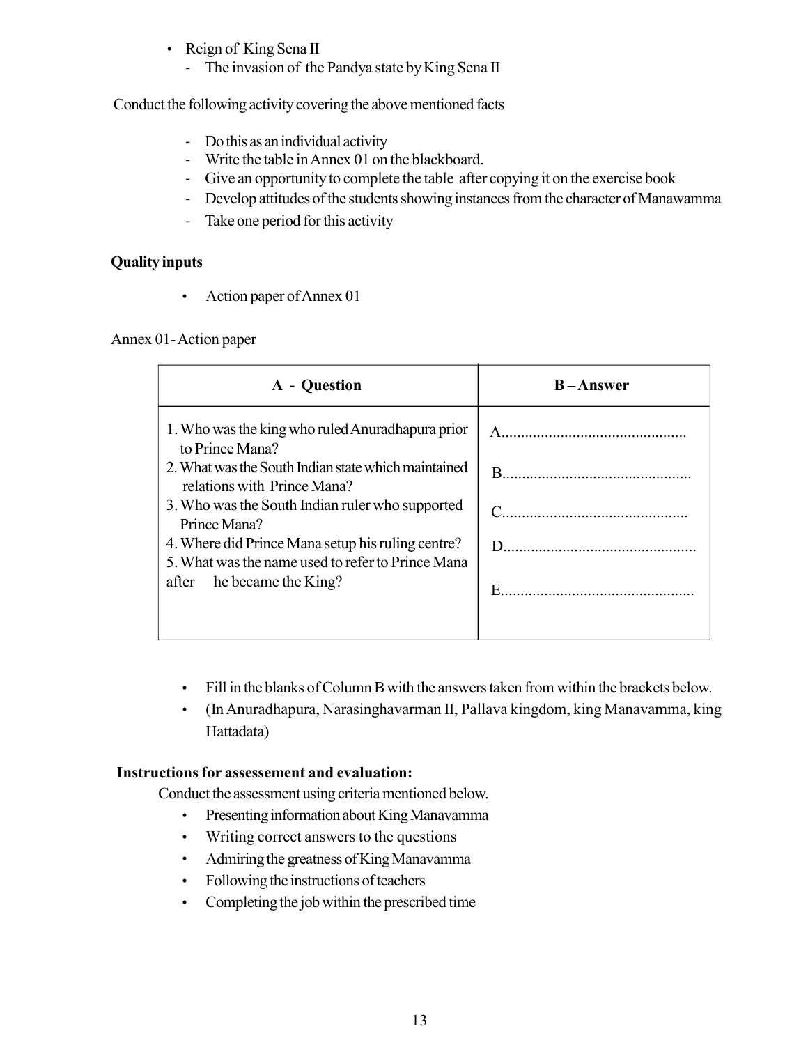- Reign of King Sena II
  - The invasion of the Pandya state by King Sena II

Conduct the following activity covering the above mentioned facts

- Do this as an individual activity
- Write the table in Annex 01 on the blackboard.
- Give an opportunity to complete the table after copying it on the exercise book
- Develop attitudes of the students showing instances from the character of Manawamma
- Take one period for this activity

**Quality inputs**

- Action paper of Annex 01

Annex 01- Action paper

| A - Question | B – Answer |
|---|---|
| 1. Who was the king who ruled Anuradhapura prior to Prince Mana? | A............................................... |
| 2. What was the South Indian state which maintained relations with Prince Mana? | B............................................... |
| 3. Who was the South Indian ruler who supported Prince Mana? | C............................................... |
| 4. Where did Prince Mana setup his ruling centre? | D............................................... |
| 5. What was the name used to refer to Prince Mana after he became the King? | E............................................... |

- Fill in the blanks of Column B with the answers taken from within the brackets below.
- (In Anuradhapura, Narasinghavarman II, Pallava kingdom, king Manavamma, king Hattadata)

**Instructions for assesement and evaluation:**

Conduct the assessment using criteria mentioned below.

- Presenting information about King Manavamma
- Writing correct answers to the questions
- Admiring the greatness of King Manavamma
- Following the instructions of teachers
- Completing the job within the prescribed time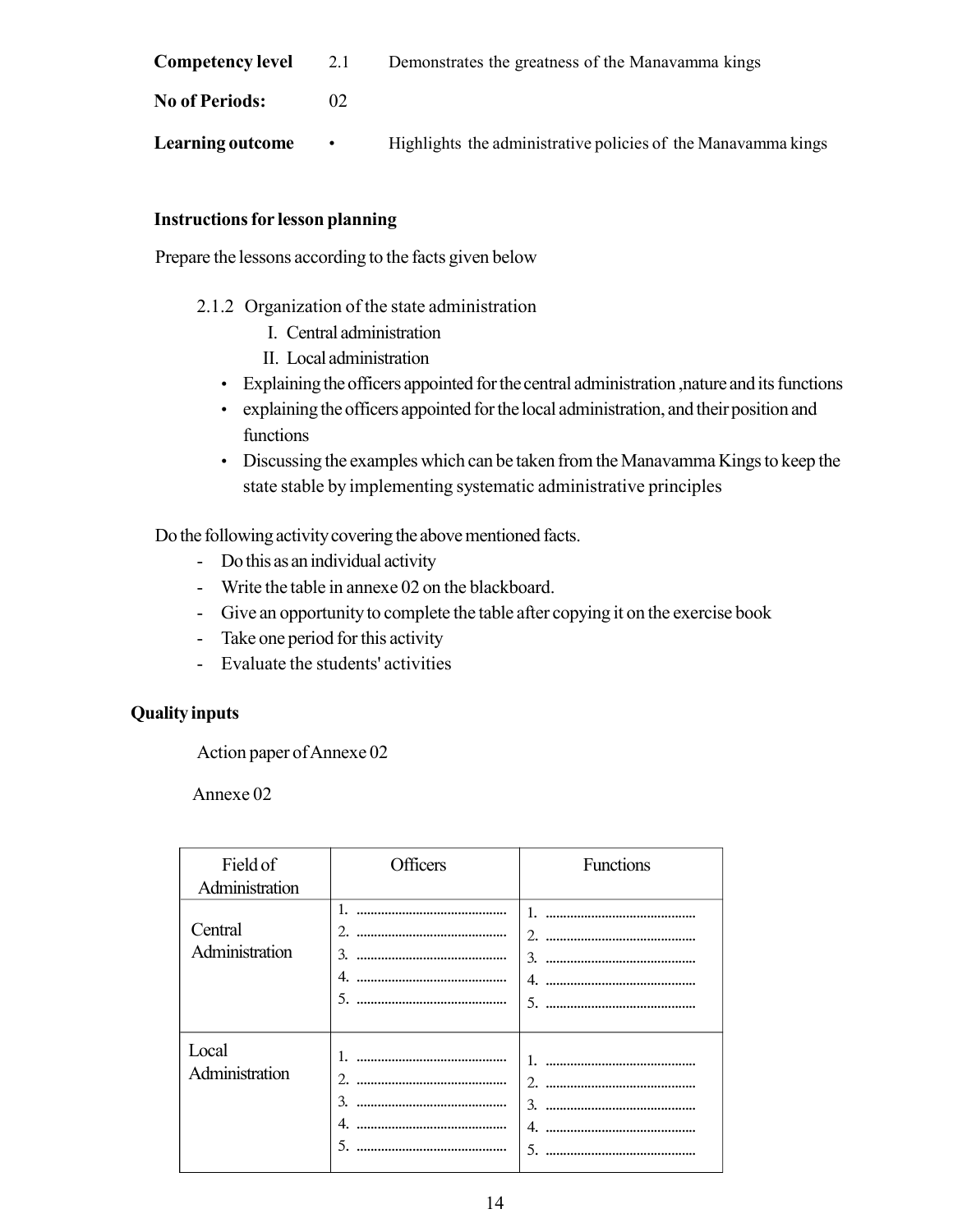**Competency level** 2.1 Demonstrates the greatness of the Manavamma kings

**No of Periods:** 02

**Learning outcome** • Highlights the administrative policies of the Manavamma kings

**Instructions for lesson planning**

Prepare the lessons according to the facts given below

2.1.2 Organization of the state administration
  I. Central administration
  II. Local administration

- Explaining the officers appointed for the central administration ,nature and its functions
- explaining the officers appointed for the local administration, and their position and functions
- Discussing the examples which can be taken from the Manavamma Kings to keep the state stable by implementing systematic administrative principles

Do the following activity covering the above mentioned facts.

- Do this as an individual activity
- Write the table in annexe 02 on the blackboard.
- Give an opportunity to complete the table after copying it on the exercise book
- Take one period for this activity
- Evaluate the students' activities

**Quality inputs**

Action paper of Annexe 02

Annexe 02

| Field of Administration | Officers | Functions |
|---|---|---|
| Central Administration | 1. ..........................................<br>2. ..........................................<br>3. ..........................................<br>4. ..........................................<br>5. .......................................... | 1. ..........................................<br>2. ..........................................<br>3. ..........................................<br>4. ..........................................<br>5. .......................................... |
| Local Administration | 1. ..........................................<br>2. ..........................................<br>3. ..........................................<br>4. ..........................................<br>5. .......................................... | 1. ..........................................<br>2. ..........................................<br>3. ..........................................<br>4. ..........................................<br>5. .......................................... |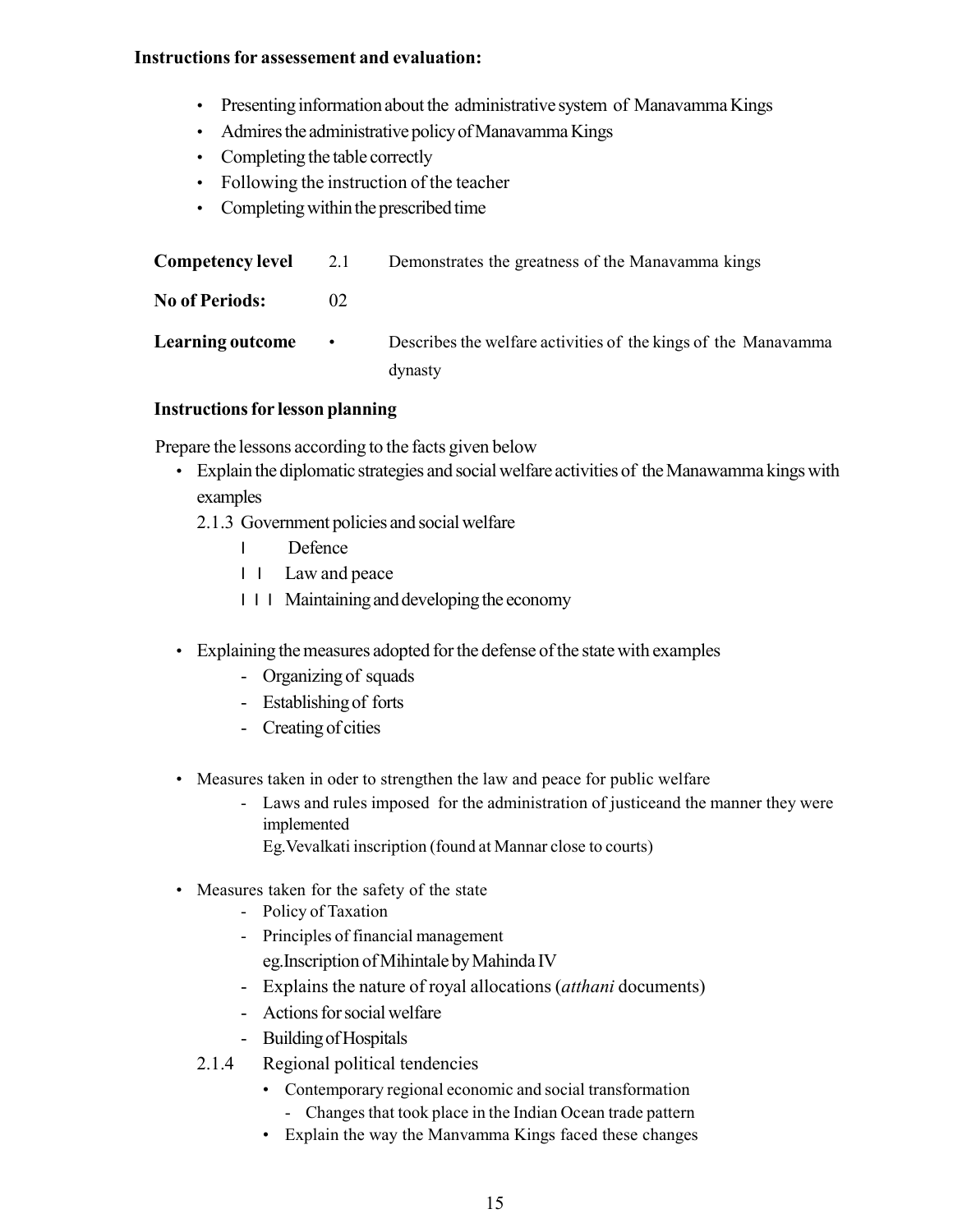**Instructions for assessement and evaluation:**

- Presenting information about the administrative system of Manavamma Kings
- Admires the administrative policy of Manavamma Kings
- Completing the table correctly
- Following the instruction of the teacher
- Completing within the prescribed time

| | | |
|---|---|---|
| **Competency level** | 2.1 | Demonstrates the greatness of the Manavamma kings |
| **No of Periods:** | 02 | |
| **Learning outcome** | • | Describes the welfare activities of the kings of the Manavamma dynasty |

**Instructions for lesson planning**

Prepare the lessons according to the facts given below

- Explain the diplomatic strategies and social welfare activities of the Manawamma kings with examples
  - 2.1.3 Government policies and social welfare
    - I Defence
    - I I Law and peace
    - I I I Maintaining and developing the economy

- Explaining the measures adopted for the defense of the state with examples
  - Organizing of squads
  - Establishing of forts
  - Creating of cities

- Measures taken in oder to strengthen the law and peace for public welfare
  - Laws and rules imposed for the administration of justiceand the manner they were implemented
    Eg.Vevalkati inscription (found at Mannar close to courts)

- Measures taken for the safety of the state
  - Policy of Taxation
  - Principles of financial management
    eg.Inscription of Mihintale by Mahinda IV
  - Explains the nature of royal allocations (*atthani* documents)
  - Actions for social welfare
  - Building of Hospitals
  - 2.1.4 Regional political tendencies
    - Contemporary regional economic and social transformation
      - Changes that took place in the Indian Ocean trade pattern
    - Explain the way the Manvamma Kings faced these changes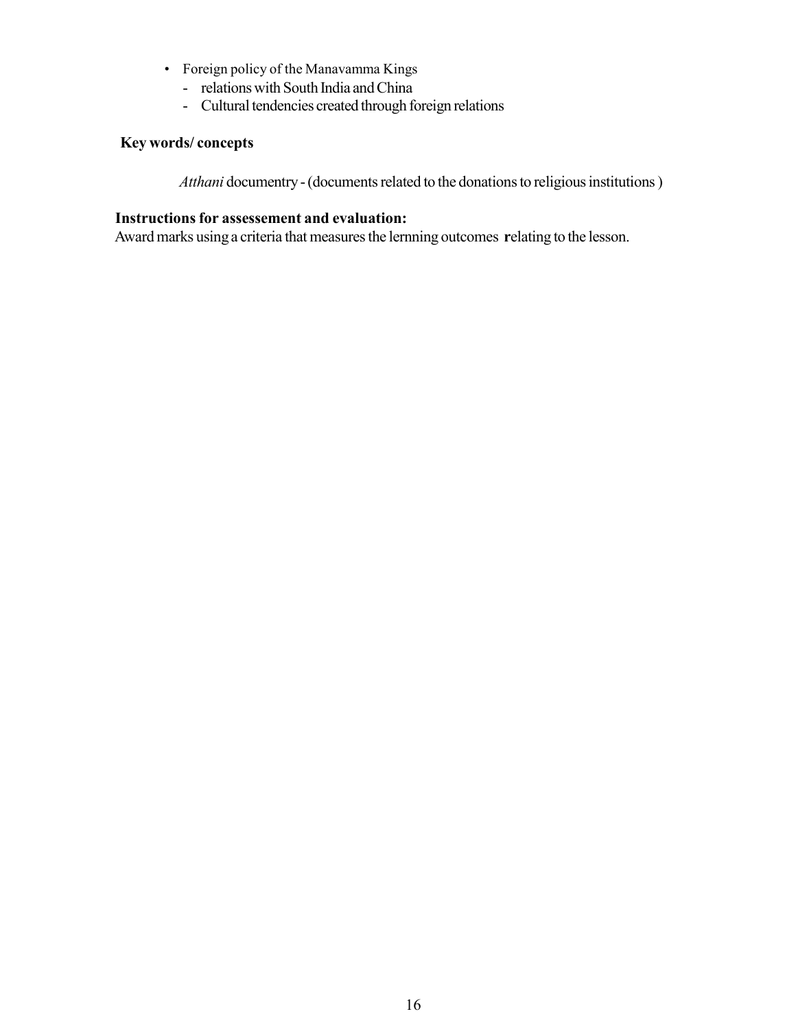- Foreign policy of the Manavamma Kings
  - relations with South India and China
  - Cultural tendencies created through foreign relations

**Key words/ concepts**

*Atthani* documentry - (documents related to the donations to religious institutions )

**Instructions for assessement and evaluation:**

Award marks using a criteria that measures the lernning outcomes **r**elating to the lesson.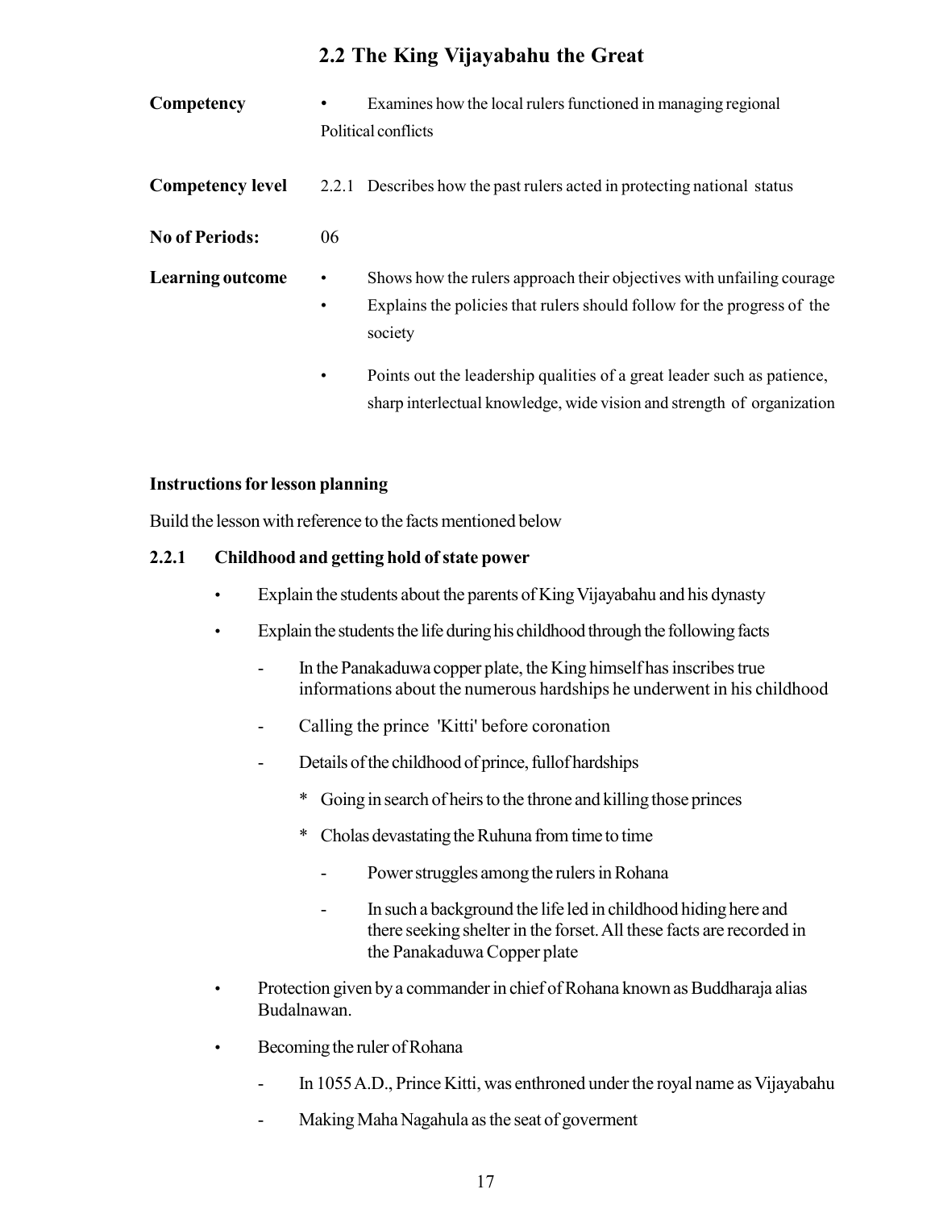## 2.2 The King Vijayabahu the Great

**Competency** • Examines how the local rulers functioned in managing regional Political conflicts

**Competency level** 2.2.1 Describes how the past rulers acted in protecting national status

**No of Periods:** 06

**Learning outcome**

- Shows how the rulers approach their objectives with unfailing courage
- Explains the policies that rulers should follow for the progress of the society
- Points out the leadership qualities of a great leader such as patience, sharp interlectual knowledge, wide vision and strength of organization

### Instructions for lesson planning

Build the lesson with reference to the facts mentioned below

#### 2.2.1 Childhood and getting hold of state power

- Explain the students about the parents of King Vijayabahu and his dynasty
- Explain the students the life during his childhood through the following facts
  - In the Panakaduwa copper plate, the King himself has inscribes true informations about the numerous hardships he underwent in his childhood
  - Calling the prince 'Kitti' before coronation
  - Details of the childhood of prince, fullof hardships
    * Going in search of heirs to the throne and killing those princes
    * Cholas devastating the Ruhuna from time to time
      - Power struggles among the rulers in Rohana
      - In such a background the life led in childhood hiding here and there seeking shelter in the forset. All these facts are recorded in the Panakaduwa Copper plate
- Protection given by a commander in chief of Rohana known as Buddharaja alias Budalnawan.
- Becoming the ruler of Rohana
  - In 1055 A.D., Prince Kitti, was enthroned under the royal name as Vijayabahu
  - Making Maha Nagahula as the seat of goverment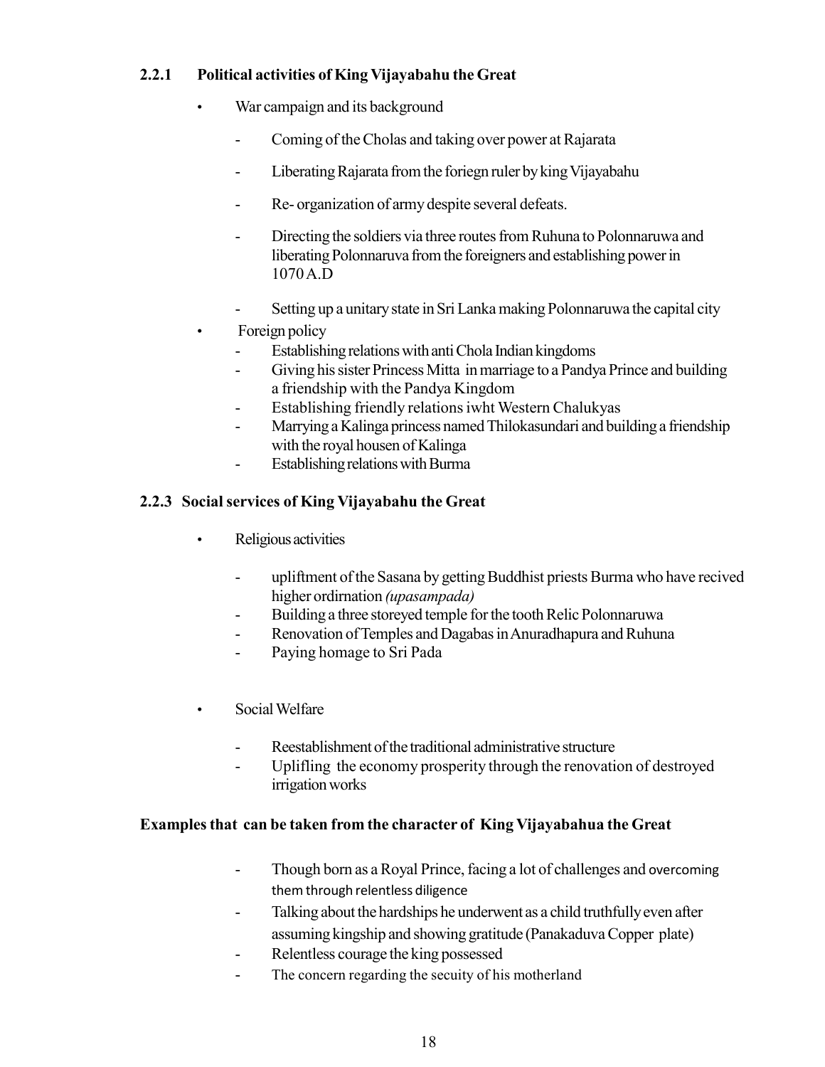### 2.2.1 Political activities of King Vijayabahu the Great

- War campaign and its background
    - Coming of the Cholas and taking over power at Rajarata
    - Liberating Rajarata from the foriegn ruler by king Vijayabahu
    - Re- organization of army despite several defeats.
    - Directing the soldiers via three routes from Ruhuna to Polonnaruwa and liberating Polonnaruva from the foreigners and establishing power in 1070 A.D
    - Setting up a unitary state in Sri Lanka making Polonnaruwa the capital city
- Foreign policy
    - Establishing relations with anti Chola Indian kingdoms
    - Giving his sister Princess Mitta in marriage to a Pandya Prince and building a friendship with the Pandya Kingdom
    - Establishing friendly relations iwht Western Chalukyas
    - Marrying a Kalinga princess named Thilokasundari and building a friendship with the royal housen of Kalinga
    - Establishing relations with Burma

### 2.2.3 Social services of King Vijayabahu the Great

- Religious activities
    - upliftment of the Sasana by getting Buddhist priests Burma who have recived higher ordirnation *(upasampada)*
    - Building a three storeyed temple for the tooth Relic Polonnaruwa
    - Renovation of Temples and Dagabas in Anuradhapura and Ruhuna
    - Paying homage to Sri Pada
- Social Welfare
    - Reestablishment of the traditional administrative structure
    - Uplifling the economy prosperity through the renovation of destroyed irrigation works

**Examples that can be taken from the character of King Vijayabahua the Great**

- Though born as a Royal Prince, facing a lot of challenges and overcoming them through relentless diligence
- Talking about the hardships he underwent as a child truthfully even after assuming kingship and showing gratitude (Panakaduva Copper plate)
- Relentless courage the king possessed
- The concern regarding the secuity of his motherland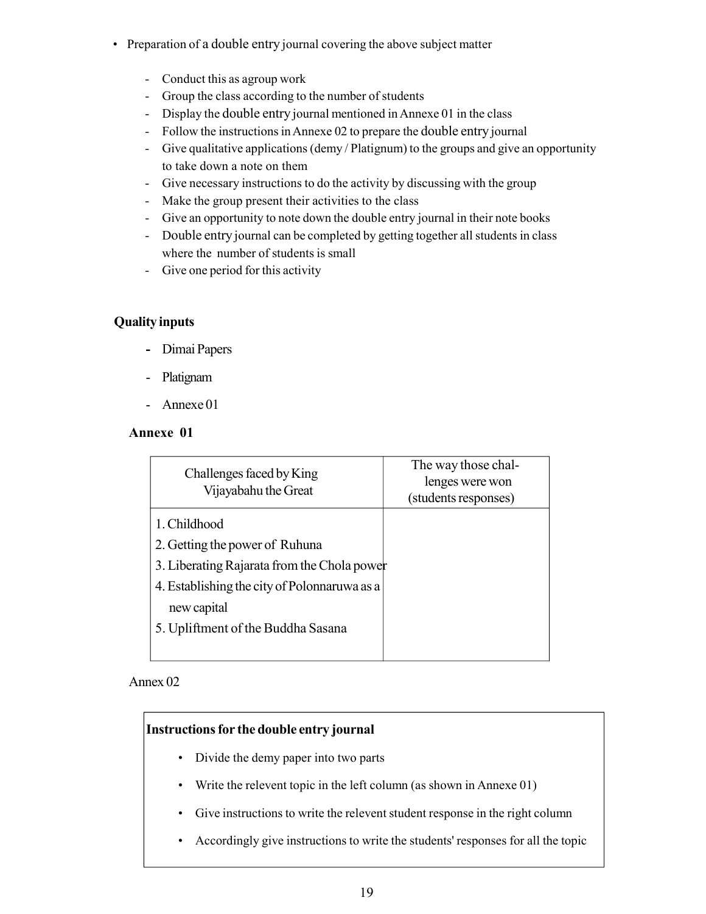- Preparation of a double entry journal covering the above subject matter

  - Conduct this as agroup work
  - Group the class according to the number of students
  - Display the double entry journal mentioned in Annexe 01 in the class
  - Follow the instructions in Annexe 02 to prepare the double entry journal
  - Give qualitative applications (demy / Platignum) to the groups and give an opportunity to take down a note on them
  - Give necessary instructions to do the activity by discussing with the group
  - Make the group present their activities to the class
  - Give an opportunity to note down the double entry journal in their note books
  - Double entry journal can be completed by getting together all students in class where the number of students is small
  - Give one period for this activity

**Quality inputs**

- Dimai Papers
- Platignam
- Annexe 01

**Annexe 01**

| Challenges faced by King Vijayabahu the Great | The way those challenges were won (students responses) |
|---|---|
| 1. Childhood<br>2. Getting the power of Ruhuna<br>3. Liberating Rajarata from the Chola power<br>4. Establishing the city of Polonnaruwa as a new capital<br>5. Upliftment of the Buddha Sasana | |

Annex 02

**Instructions for the double entry journal**

- Divide the demy paper into two parts
- Write the relevent topic in the left column (as shown in Annexe 01)
- Give instructions to write the relevent student response in the right column
- Accordingly give instructions to write the students' responses for all the topic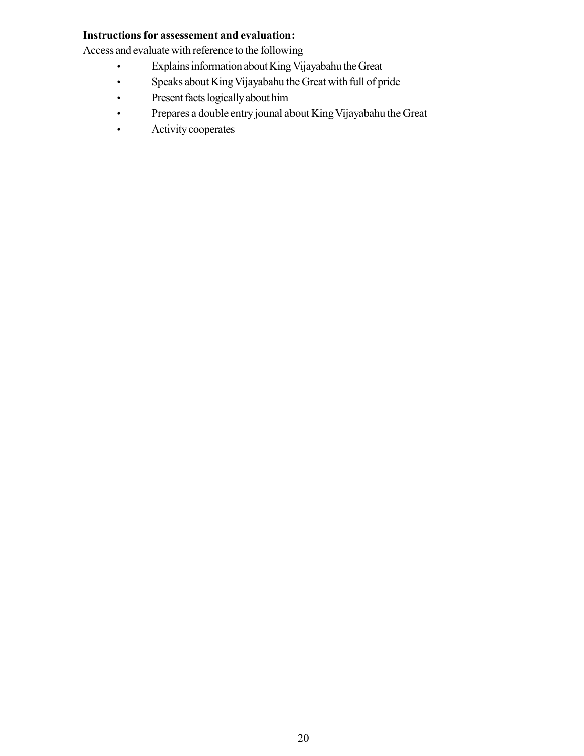**Instructions for assessement and evaluation:**

Access and evaluate with reference to the following

- Explains information about King Vijayabahu the Great
- Speaks about King Vijayabahu the Great with full of pride
- Present facts logically about him
- Prepares a double entry jounal about King Vijayabahu the Great
- Activity cooperates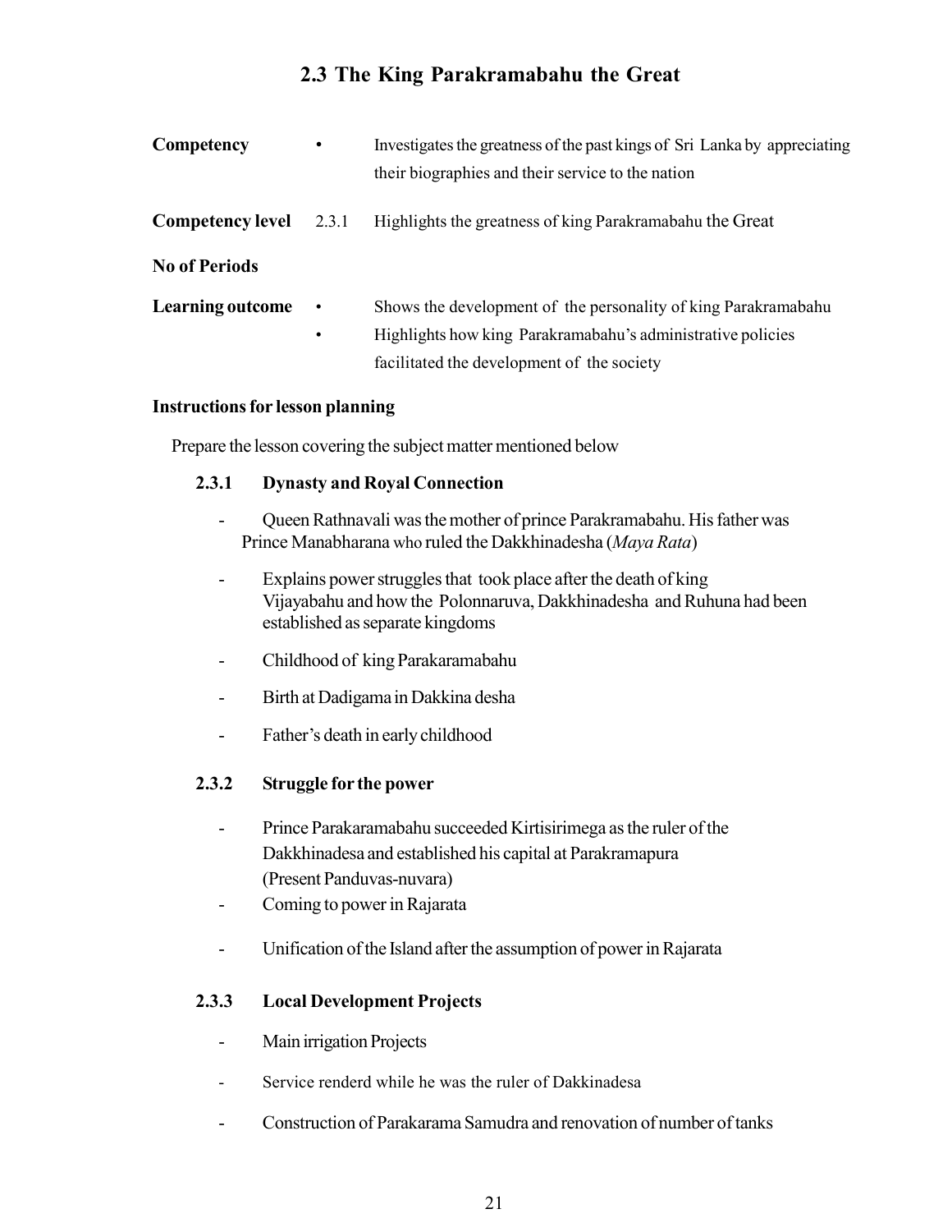## 2.3 The King Parakramabahu the Great

**Competency** • Investigates the greatness of the past kings of Sri Lanka by appreciating their biographies and their service to the nation

**Competency level** 2.3.1 Highlights the greatness of king Parakramabahu the Great

**No of Periods**

**Learning outcome**
- Shows the development of the personality of king Parakramabahu
- Highlights how king Parakramabahu's administrative policies facilitated the development of the society

**Instructions for lesson planning**

Prepare the lesson covering the subject matter mentioned below

### 2.3.1 Dynasty and Royal Connection

- Queen Rathnavali was the mother of prince Parakramabahu. His father was Prince Manabharana who ruled the Dakkhinadesha (*Maya Rata*)
- Explains power struggles that took place after the death of king Vijayabahu and how the Polonnaruva, Dakkhinadesha and Ruhuna had been established as separate kingdoms
- Childhood of king Parakaramabahu
- Birth at Dadigama in Dakkina desha
- Father's death in early childhood

### 2.3.2 Struggle for the power

- Prince Parakaramabahu succeeded Kirtisirimega as the ruler of the Dakkhinadesa and established his capital at Parakramapura (Present Panduvas-nuvara)
- Coming to power in Rajarata
- Unification of the Island after the assumption of power in Rajarata

### 2.3.3 Local Development Projects

- Main irrigation Projects
- Service renderd while he was the ruler of Dakkinadesa
- Construction of Parakarama Samudra and renovation of number of tanks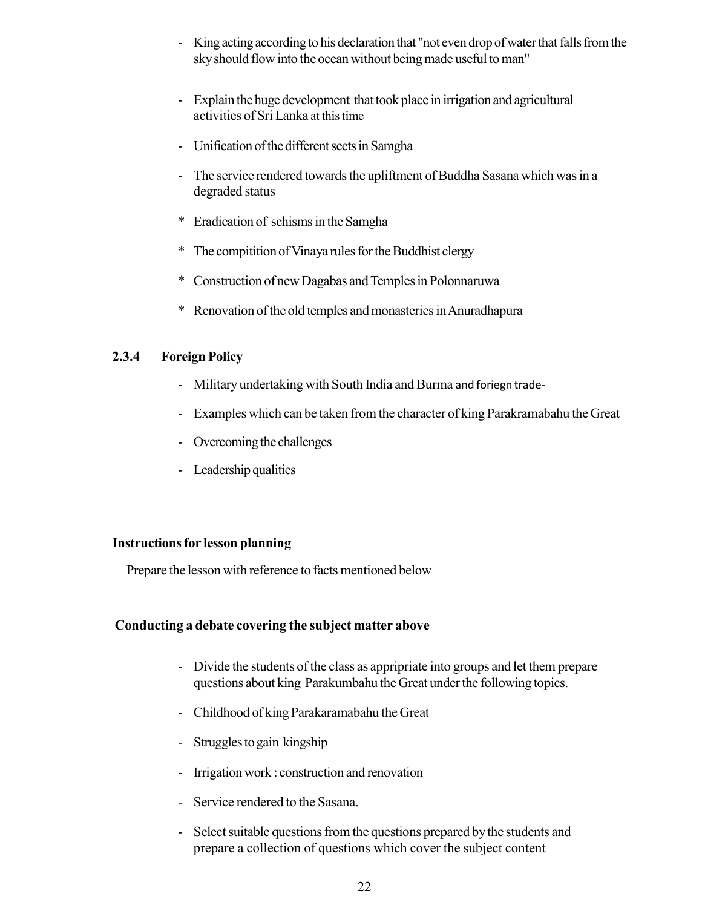- King acting according to his declaration that "not even drop of water that falls from the sky should flow into the ocean without being made useful to man"

- Explain the huge development that took place in irrigation and agricultural activities of Sri Lanka at this time

- Unification of the different sects in Samgha

- The service rendered towards the upliftment of Buddha Sasana which was in a degraded status

* Eradication of schisms in the Samgha

* The compitition of Vinaya rules for the Buddhist clergy

* Construction of new Dagabas and Temples in Polonnaruwa

* Renovation of the old temples and monasteries in Anuradhapura

### 2.3.4 Foreign Policy

- Military undertaking with South India and Burma and foriegn trade-

- Examples which can be taken from the character of king Parakramabahu the Great

- Overcoming the challenges

- Leadership qualities

**Instructions for lesson planning**

Prepare the lesson with reference to facts mentioned below

**Conducting a debate covering the subject matter above**

- Divide the students of the class as appripriate into groups and let them prepare questions about king Parakumbahu the Great under the following topics.

- Childhood of king Parakaramabahu the Great

- Struggles to gain kingship

- Irrigation work : construction and renovation

- Service rendered to the Sasana.

- Select suitable questions from the questions prepared by the students and prepare a collection of questions which cover the subject content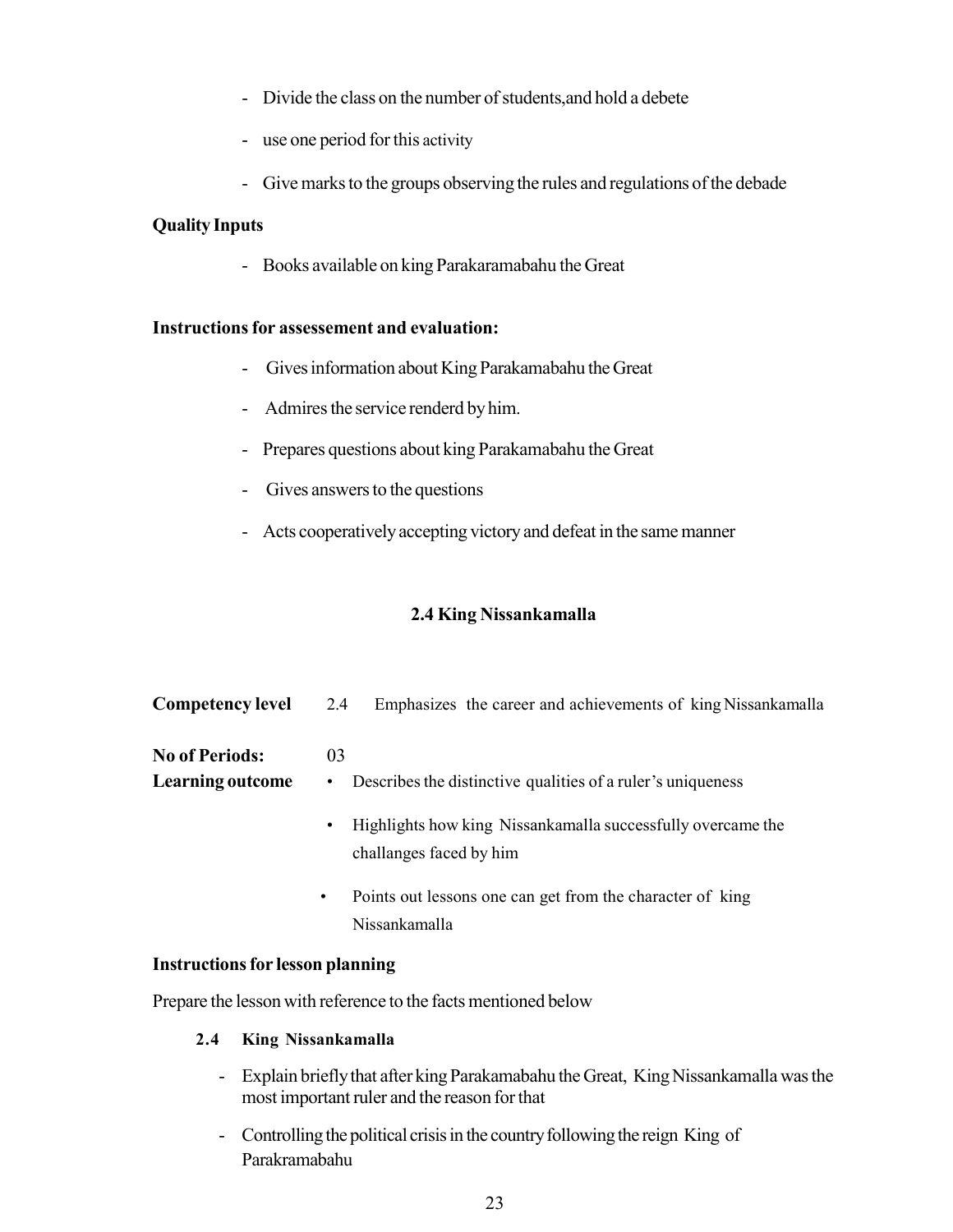- Divide the class on the number of students,and hold a debete
- use one period for this activity
- Give marks to the groups observing the rules and regulations of the debade

**Quality Inputs**

- Books available on king Parakaramabahu the Great

**Instructions for assessement and evaluation:**

- Gives information about King Parakamabahu the Great
- Admires the service renderd by him.
- Prepares questions about king Parakamabahu the Great
- Gives answers to the questions
- Acts cooperatively accepting victory and defeat in the same manner

### 2.4 King Nissankamalla

**Competency level** 2.4 Emphasizes the career and achievements of king Nissankamalla

**No of Periods:** 03

**Learning outcome**

- Describes the distinctive qualities of a ruler's uniqueness
- Highlights how king Nissankamalla successfully overcame the challanges faced by him
- Points out lessons one can get from the character of king Nissankamalla

**Instructions for lesson planning**

Prepare the lesson with reference to the facts mentioned below

**2.4 King Nissankamalla**

- Explain briefly that after king Parakamabahu the Great, King Nissankamalla was the most important ruler and the reason for that
- Controlling the political crisis in the country following the reign King of Parakramabahu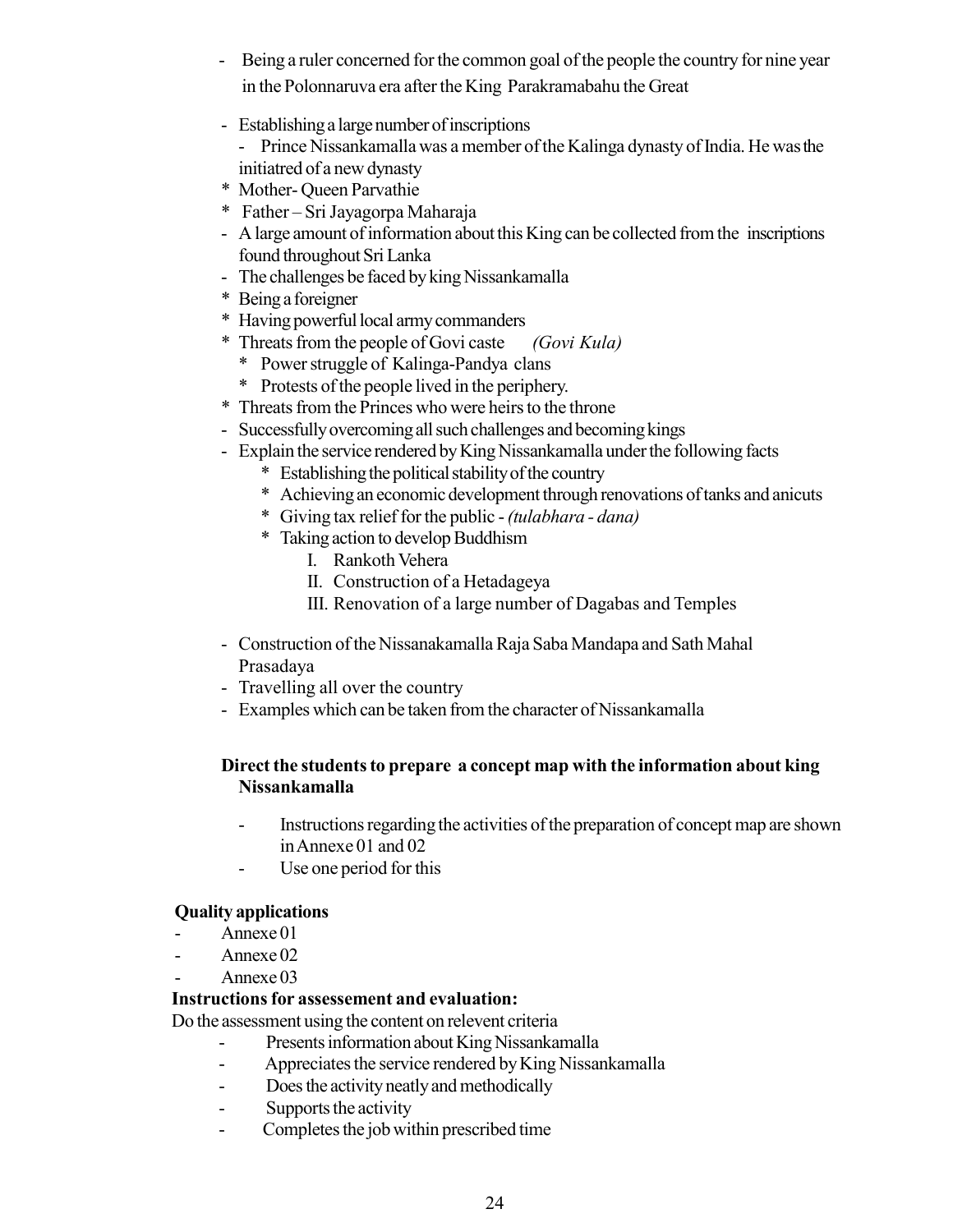- Being a ruler concerned for the common goal of the people the country for nine year in the Polonnaruva era after the King  Parakramabahu the Great

- Establishing a large number of inscriptions
  - Prince Nissankamalla was a member of the Kalinga dynasty of India. He was the initiatred of a new dynasty
  * Mother- Queen Parvathie
  * Father – Sri Jayagorpa Maharaja
- A large amount of information about this King can be collected from the  inscriptions found throughout Sri Lanka
- The challenges be faced by king Nissankamalla
  * Being a foreigner
  * Having powerful local army commanders
  * Threats from the people of Govi caste  *(Govi Kula)*
    * Power struggle of  Kalinga-Pandya  clans
    * Protests of the people lived in the periphery.
  * Threats from the Princes who were heirs to the throne
- Successfully overcoming all such challenges and becoming kings
- Explain the service rendered by King Nissankamalla under the following facts
  * Establishing the political stability of the country
  * Achieving an economic development through renovations of tanks and anicuts
  * Giving tax relief for the public - *(tulabhara - dana)*
  * Taking action to develop Buddhism
    I. Rankoth Vehera
    II. Construction of a Hetadageya
    III. Renovation of a large number of Dagabas and Temples

- Construction of the Nissanakamalla Raja Saba Mandapa and Sath Mahal Prasadaya
- Travelling all over the country
- Examples which can be taken from the character of Nissankamalla

**Direct the students to prepare  a concept map with the information about king Nissankamalla**

- Instructions regarding the activities of the preparation of concept map are shown in Annexe 01 and 02
- Use one period for this

**Quality applications**

- Annexe 01
- Annexe 02
- Annexe 03

**Instructions for assessement and evaluation:**

Do the assessment using the content on relevent criteria

- Presents information about King Nissankamalla
- Appreciates the service rendered by King Nissankamalla
- Does the activity neatly and methodically
- Supports the activity
- Completes the job within prescribed time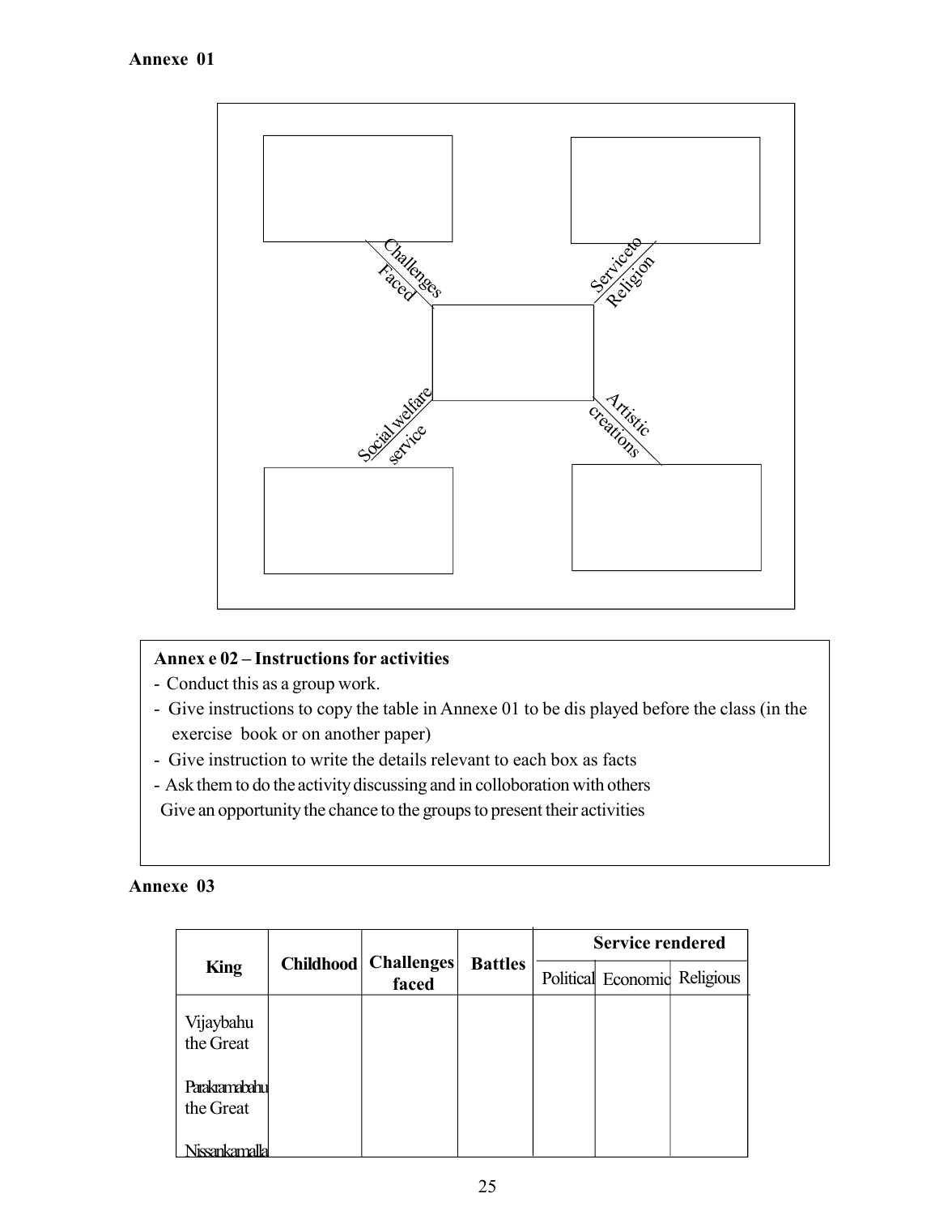**Annexe 01**

Challenges Faced

Serviceto Religion

Social welfare service

Artistic creations

**Annex e 02 – Instructions for activities**

- Conduct this as a group work.
- Give instructions to copy the table in Annexe 01 to be dis played before the class (in the exercise book or on another paper)
- Give instruction to write the details relevant to each box as facts
- Ask them to do the activity discussing and in colloboration with others

Give an opportunity the chance to the groups to present their activities

**Annexe 03**

| King | Childhood | Challenges faced | Battles | Service rendered | | |
|---|---|---|---|---|---|---|
| | | | | Political | Economic | Religious |
| Vijaybahu the Great | | | | | | |
| Parakramabahu the Great | | | | | | |
| Nissankamalla | | | | | | |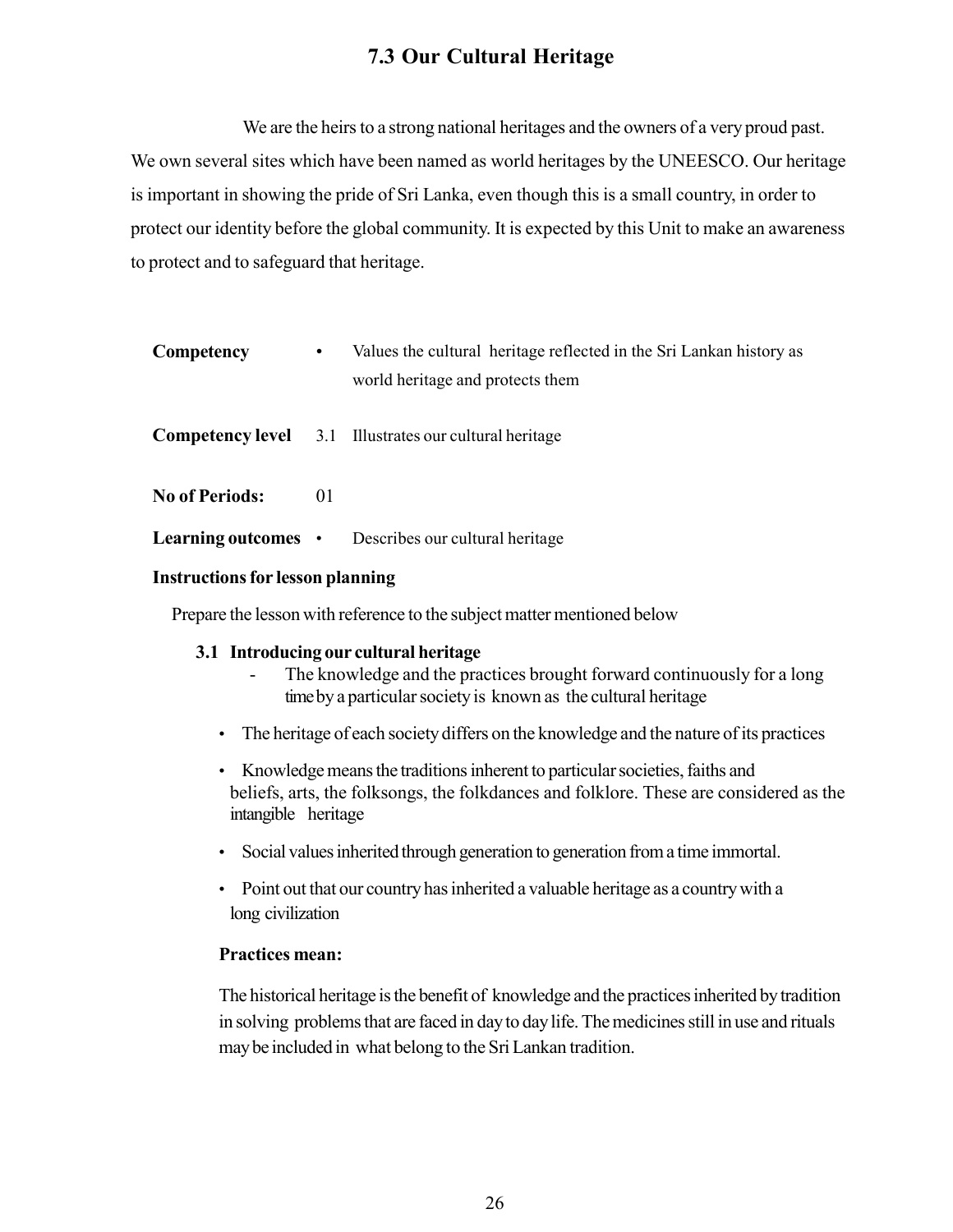# 7.3 Our Cultural Heritage

We are the heirs to a strong national heritages and the owners of a very proud past. We own several sites which have been named as world heritages by the UNEESCO. Our heritage is important in showing the pride of Sri Lanka, even though this is a small country, in order to protect our identity before the global community. It is expected by this Unit to make an awareness to protect and to safeguard that heritage.

**Competency** • Values the cultural heritage reflected in the Sri Lankan history as world heritage and protects them

**Competency level** 3.1 Illustrates our cultural heritage

**No of Periods:** 01

**Learning outcomes** • Describes our cultural heritage

**Instructions for lesson planning**

Prepare the lesson with reference to the subject matter mentioned below

**3.1 Introducing our cultural heritage**

- The knowledge and the practices brought forward continuously for a long time by a particular society is known as the cultural heritage

- The heritage of each society differs on the knowledge and the nature of its practices
- Knowledge means the traditions inherent to particular societies, faiths and beliefs, arts, the folksongs, the folkdances and folklore. These are considered as the intangible heritage
- Social values inherited through generation to generation from a time immortal.
- Point out that our country has inherited a valuable heritage as a country with a long civilization

**Practices mean:**

The historical heritage is the benefit of knowledge and the practices inherited by tradition in solving problems that are faced in day to day life. The medicines still in use and rituals may be included in what belong to the Sri Lankan tradition.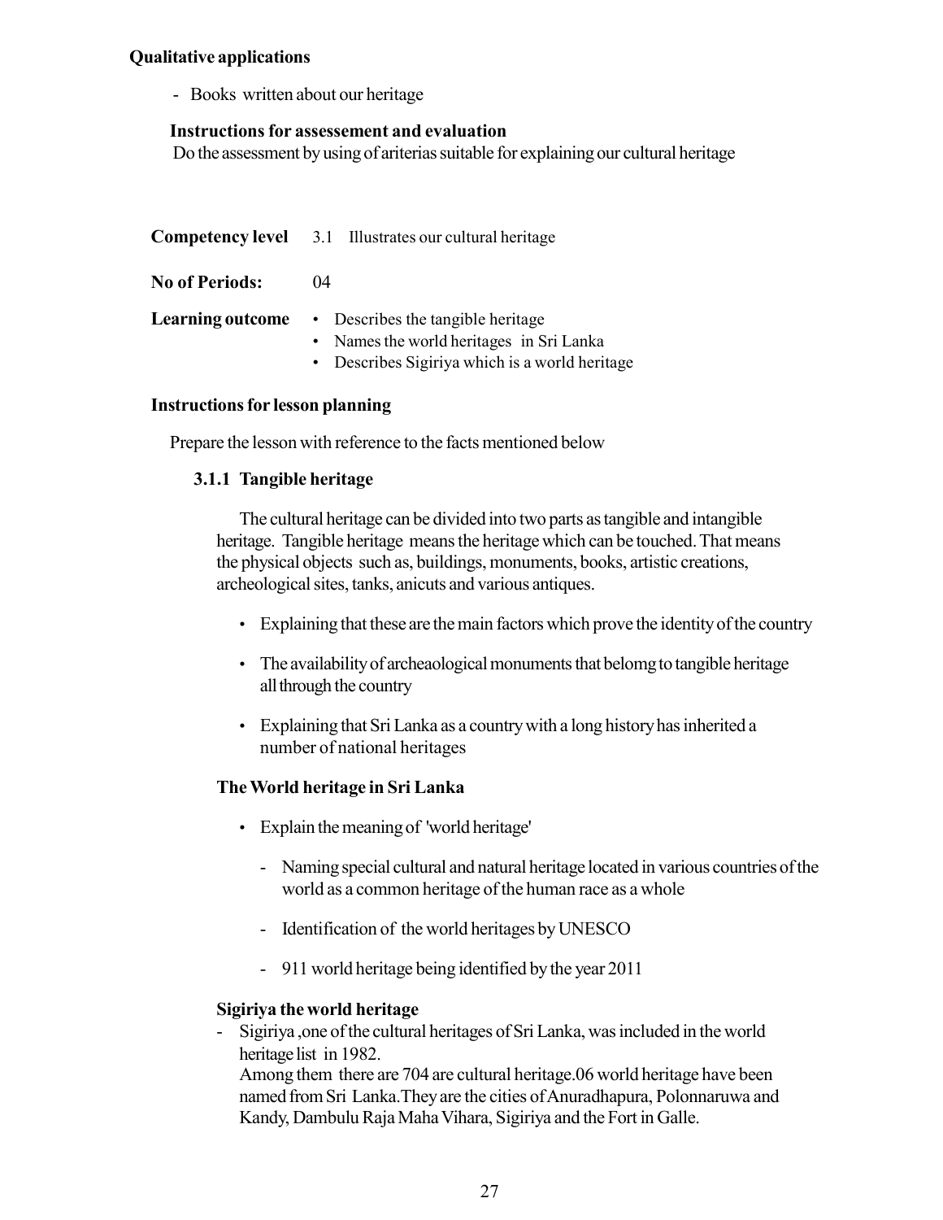**Qualitative applications**

- Books written about our heritage

**Instructions for assesement and evaluation**

Do the assessment by using of ariterias suitable for explaining our cultural heritage

**Competency level** 3.1 Illustrates our cultural heritage

**No of Periods:** 04

**Learning outcome**
- Describes the tangible heritage
- Names the world heritages in Sri Lanka
- Describes Sigiriya which is a world heritage

**Instructions for lesson planning**

Prepare the lesson with reference to the facts mentioned below

**3.1.1 Tangible heritage**

The cultural heritage can be divided into two parts as tangible and intangible heritage. Tangible heritage means the heritage which can be touched. That means the physical objects such as, buildings, monuments, books, artistic creations, archeological sites, tanks, anicuts and various antiques.

- Explaining that these are the main factors which prove the identity of the country
- The availability of archeaological monuments that belomg to tangible heritage all through the country
- Explaining that Sri Lanka as a country with a long history has inherited a number of national heritages

**The World heritage in Sri Lanka**

- Explain the meaning of 'world heritage'
  - Naming special cultural and natural heritage located in various countries of the world as a common heritage of the human race as a whole
  - Identification of the world heritages by UNESCO
  - 911 world heritage being identified by the year 2011

**Sigiriya the world heritage**

- Sigiriya ,one of the cultural heritages of Sri Lanka, was included in the world heritage list in 1982.
  Among them there are 704 are cultural heritage.06 world heritage have been named from Sri Lanka.They are the cities of Anuradhapura, Polonnaruwa and Kandy, Dambulu Raja Maha Vihara, Sigiriya and the Fort in Galle.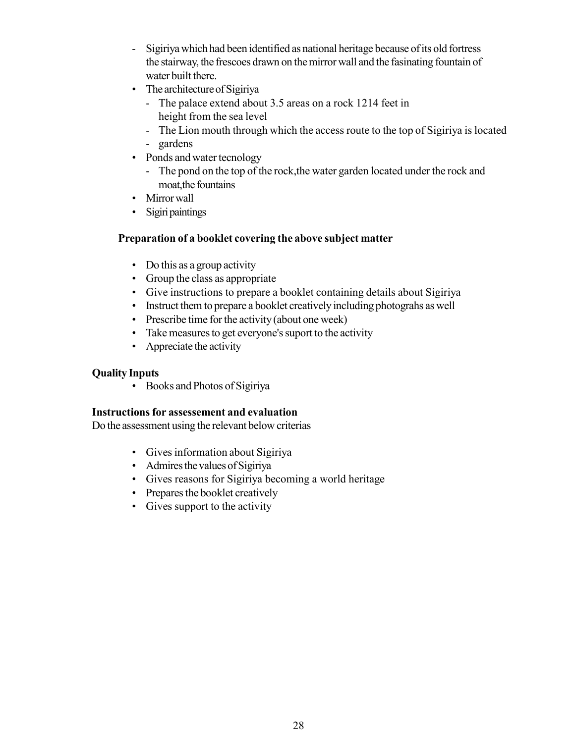- Sigiriya which had been identified as national heritage because of its old fortress the stairway, the frescoes drawn on the mirror wall and the fasinating fountain of water built there.
- The architecture of Sigiriya
    - The palace extend about 3.5 areas on a rock 1214 feet in height from the sea level
    - The Lion mouth through which the access route to the top of Sigiriya is located
    - gardens
- Ponds and water tecnology
    - The pond on the top of the rock,the water garden located under the rock and moat,the fountains
- Mirror wall
- Sigiri paintings

**Preparation of a booklet covering the above subject matter**

- Do this as a group activity
- Group the class as appropriate
- Give instructions to prepare a booklet containing details about Sigiriya
- Instruct them to prepare a booklet creatively including photograhs as well
- Prescribe time for the activity (about one week)
- Take measures to get everyone's suport to the activity
- Appreciate the activity

**Quality Inputs**

- Books and Photos of Sigiriya

**Instructions for assesement and evaluation**

Do the assessment using the relevant below criterias

- Gives information about Sigiriya
- Admires the values of Sigiriya
- Gives reasons for Sigiriya becoming a world heritage
- Prepares the booklet creatively
- Gives support to the activity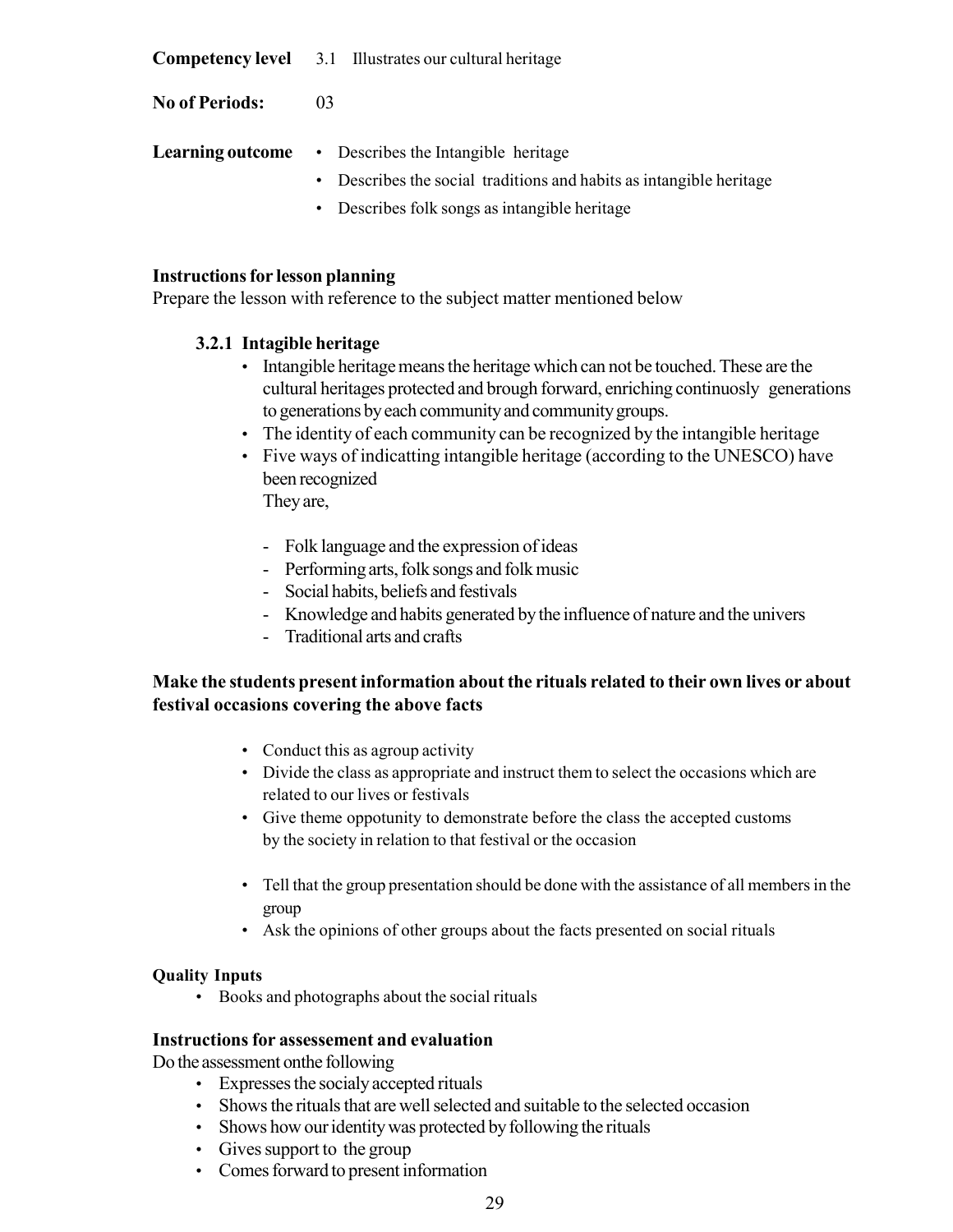**Competency level** 3.1 Illustrates our cultural heritage

**No of Periods:** 03

**Learning outcome**
- Describes the Intangible heritage
- Describes the social traditions and habits as intangible heritage
- Describes folk songs as intangible heritage

**Instructions for lesson planning**
Prepare the lesson with reference to the subject matter mentioned below

**3.2.1 Intagible heritage**

- Intangible heritage means the heritage which can not be touched. These are the cultural heritages protected and brough forward, enriching continuosly generations to generations by each community and community groups.
- The identity of each community can be recognized by the intangible heritage
- Five ways of indicatting intangible heritage (according to the UNESCO) have been recognized
  They are,

  - Folk language and the expression of ideas
  - Performing arts, folk songs and folk music
  - Social habits, beliefs and festivals
  - Knowledge and habits generated by the influence of nature and the univers
  - Traditional arts and crafts

**Make the students present information about the rituals related to their own lives or about festival occasions covering the above facts**

- Conduct this as agroup activity
- Divide the class as appropriate and instruct them to select the occasions which are related to our lives or festivals
- Give theme oppotunity to demonstrate before the class the accepted customs by the society in relation to that festival or the occasion
- Tell that the group presentation should be done with the assistance of all members in the group
- Ask the opinions of other groups about the facts presented on social rituals

**Quality Inputs**
- Books and photographs about the social rituals

**Instructions for assessement and evaluation**
Do the assessment onthe following
- Expresses the socialy accepted rituals
- Shows the rituals that are well selected and suitable to the selected occasion
- Shows how our identity was protected by following the rituals
- Gives support to the group
- Comes forward to present information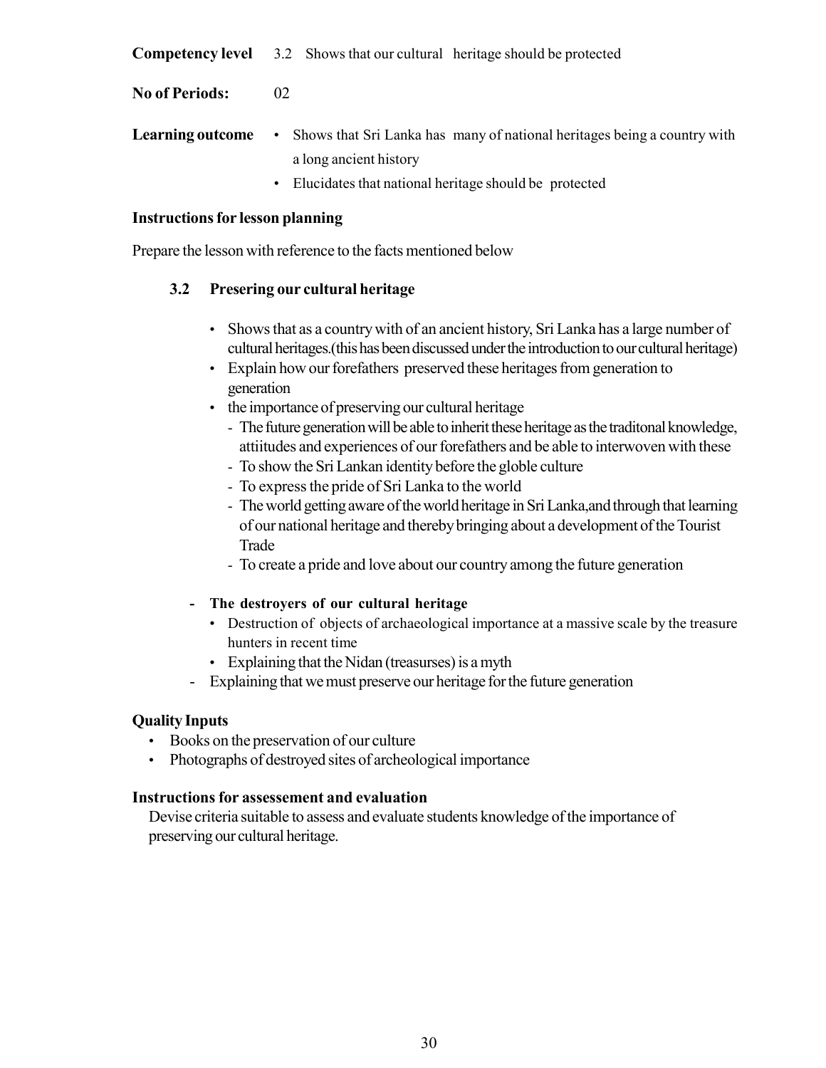**Competency level** 3.2 Shows that our cultural heritage should be protected

**No of Periods:** 02

**Learning outcome**
- Shows that Sri Lanka has many of national heritages being a country with a long ancient history
- Elucidates that national heritage should be protected

**Instructions for lesson planning**

Prepare the lesson with reference to the facts mentioned below

**3.2 Presering our cultural heritage**

- Shows that as a country with of an ancient history, Sri Lanka has a large number of cultural heritages.(this has been discussed under the introduction to our cultural heritage)
- Explain how our forefathers preserved these heritages from generation to generation
- the importance of preserving our cultural heritage
  - The future generation will be able to inherit these heritage as the traditonal knowledge, attiitudes and experiences of our forefathers and be able to interwoven with these
  - To show the Sri Lankan identity before the globle culture
  - To express the pride of Sri Lanka to the world
  - The world getting aware of the world heritage in Sri Lanka,and through that learning of our national heritage and thereby bringing about a development of the Tourist Trade
  - To create a pride and love about our country among the future generation

- **The destroyers of our cultural heritage**
  - Destruction of objects of archaeological importance at a massive scale by the treasure hunters in recent time
  - Explaining that the Nidan (treasurses) is a myth
- Explaining that we must preserve our heritage for the future generation

**Quality Inputs**
- Books on the preservation of our culture
- Photographs of destroyed sites of archeological importance

**Instructions for assessement and evaluation**

Devise criteria suitable to assess and evaluate students knowledge of the importance of preserving our cultural heritage.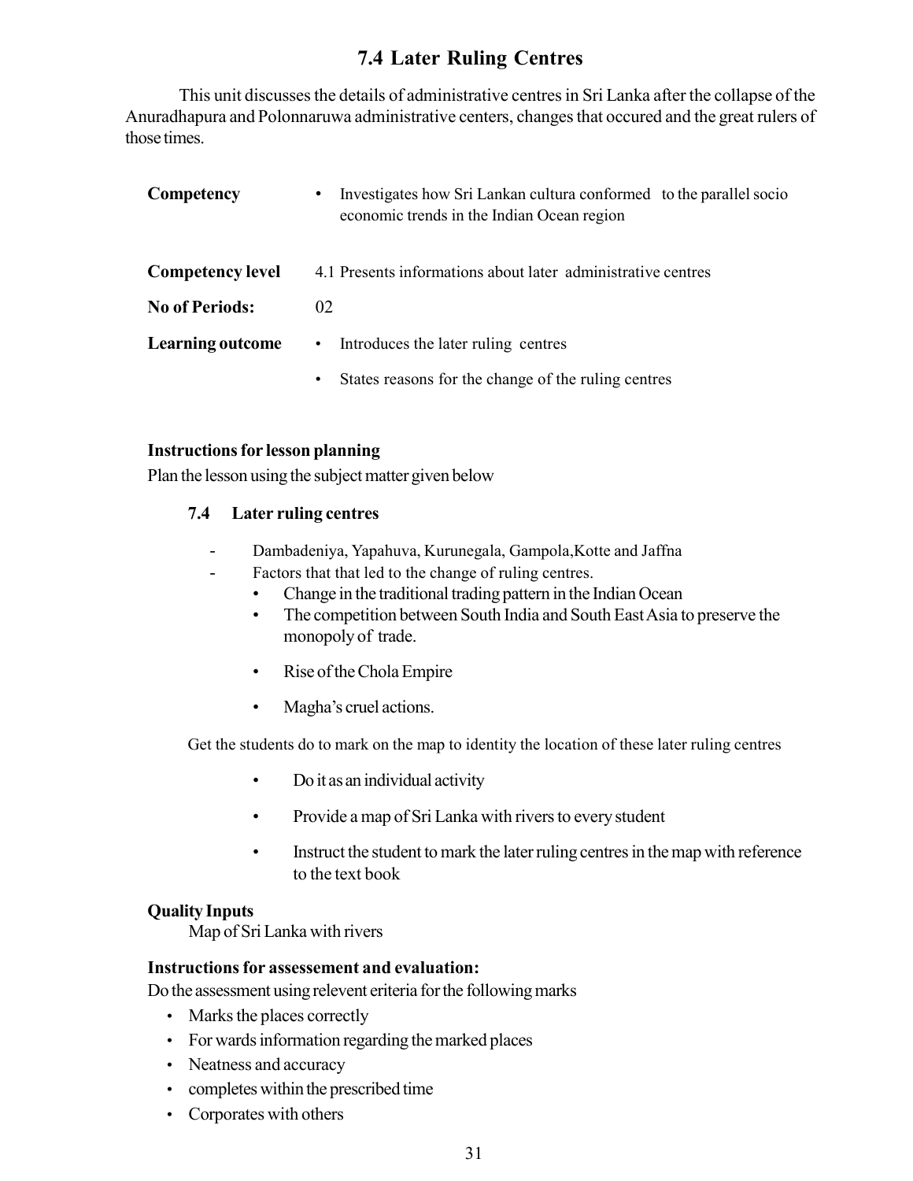# 7.4 Later Ruling Centres

This unit discusses the details of administrative centres in Sri Lanka after the collapse of the Anuradhapura and Polonnaruwa administrative centers, changes that occured and the great rulers of those times.

| | |
|---|---|
| **Competency** | • Investigates how Sri Lankan cultura conformed to the parallel socio economic trends in the Indian Ocean region |
| **Competency level** | 4.1 Presents informations about later administrative centres |
| **No of Periods:** | 02 |
| **Learning outcome** | • Introduces the later ruling centres<br>• States reasons for the change of the ruling centres |

**Instructions for lesson planning**

Plan the lesson using the subject matter given below

**7.4 Later ruling centres**

- Dambadeniya, Yapahuva, Kurunegala, Gampola,Kotte and Jaffna
- Factors that that led to the change of ruling centres.
  - Change in the traditional trading pattern in the Indian Ocean
  - The competition between South India and South East Asia to preserve the monopoly of trade.
  - Rise of the Chola Empire
  - Magha's cruel actions.

Get the students do to mark on the map to identity the location of these later ruling centres

- Do it as an individual activity
- Provide a map of Sri Lanka with rivers to every student
- Instruct the student to mark the later ruling centres in the map with reference to the text book

**Quality Inputs**

Map of Sri Lanka with rivers

**Instructions for assessement and evaluation:**

Do the assessment using relevent eriteria for the following marks

- Marks the places correctly
- For wards information regarding the marked places
- Neatness and accuracy
- completes within the prescribed time
- Corporates with others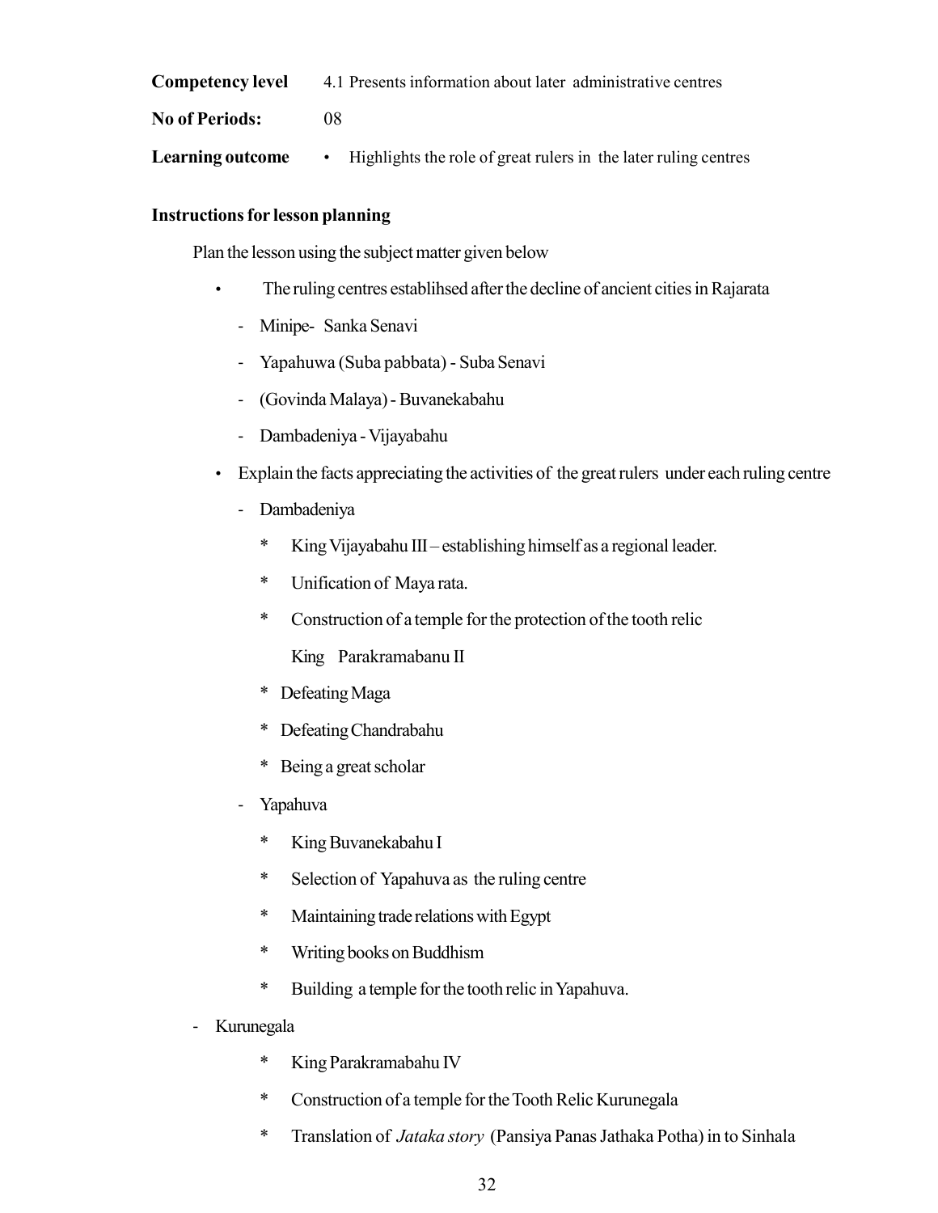**Competency level** 4.1 Presents information about later administrative centres

**No of Periods:** 08

**Learning outcome** • Highlights the role of great rulers in the later ruling centres

**Instructions for lesson planning**

Plan the lesson using the subject matter given below

- The ruling centres establihsed after the decline of ancient cities in Rajarata
  - Minipe- Sanka Senavi
  - Yapahuwa (Suba pabbata) - Suba Senavi
  - (Govinda Malaya) - Buvanekabahu
  - Dambadeniya - Vijayabahu
- Explain the facts appreciating the activities of the great rulers under each ruling centre
  - Dambadeniya
    * King Vijayabahu III – establishing himself as a regional leader.
    * Unification of Maya rata.
    * Construction of a temple for the protection of the tooth relic

    King Parakramabanu II
    * Defeating Maga
    * Defeating Chandrabahu
    * Being a great scholar
  - Yapahuva
    * King Buvanekabahu I
    * Selection of Yapahuva as the ruling centre
    * Maintaining trade relations with Egypt
    * Writing books on Buddhism
    * Building a temple for the tooth relic in Yapahuva.
- Kurunegala
  * King Parakramabahu IV
  * Construction of a temple for the Tooth Relic Kurunegala
  * Translation of *Jataka story* (Pansiya Panas Jathaka Potha) in to Sinhala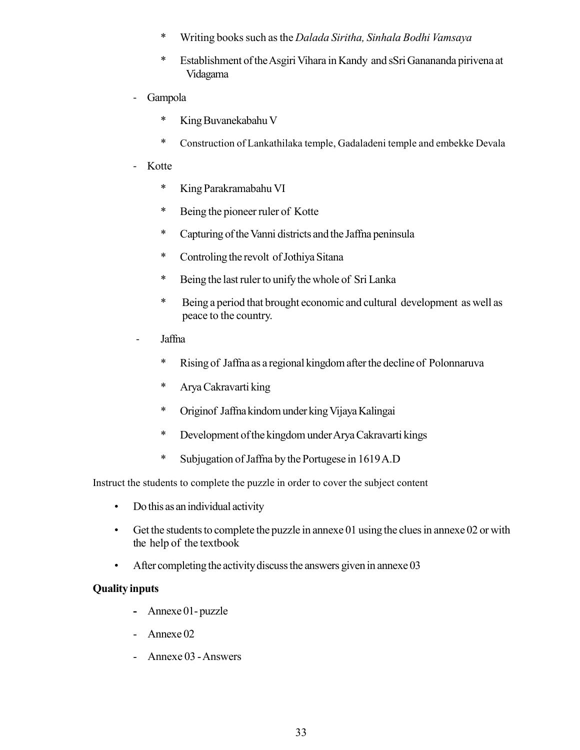* Writing books such as the *Dalada Siritha, Sinhala Bodhi Vamsaya*
   * Establishment of the Asgiri Vihara in Kandy and sSri Ganananda pirivena at Vidagama

- Gampola
   * King Buvanekabahu V
   * Construction of Lankathilaka temple, Gadaladeni temple and embekke Devala

- Kotte
   * King Parakramabahu VI
   * Being the pioneer ruler of Kotte
   * Capturing of the Vanni districts and the Jaffna peninsula
   * Controling the revolt of Jothiya Sitana
   * Being the last ruler to unify the whole of Sri Lanka
   * Being a period that brought economic and cultural development as well as peace to the country.

- Jaffna
   * Rising of Jaffna as a regional kingdom after the decline of Polonnaruva
   * Arya Cakravarti king
   * Originof Jaffna kindom under king Vijaya Kalingai
   * Development of the kingdom under Arya Cakravarti kings
   * Subjugation of Jaffna by the Portugese in 1619 A.D

Instruct the students to complete the puzzle in order to cover the subject content

- Do this as an individual activity
- Get the students to complete the puzzle in annexe 01 using the clues in annexe 02 or with the help of the textbook
- After completing the activity discuss the answers given in annexe 03

**Quality inputs**

- Annexe 01- puzzle
- Annexe 02
- Annexe 03 - Answers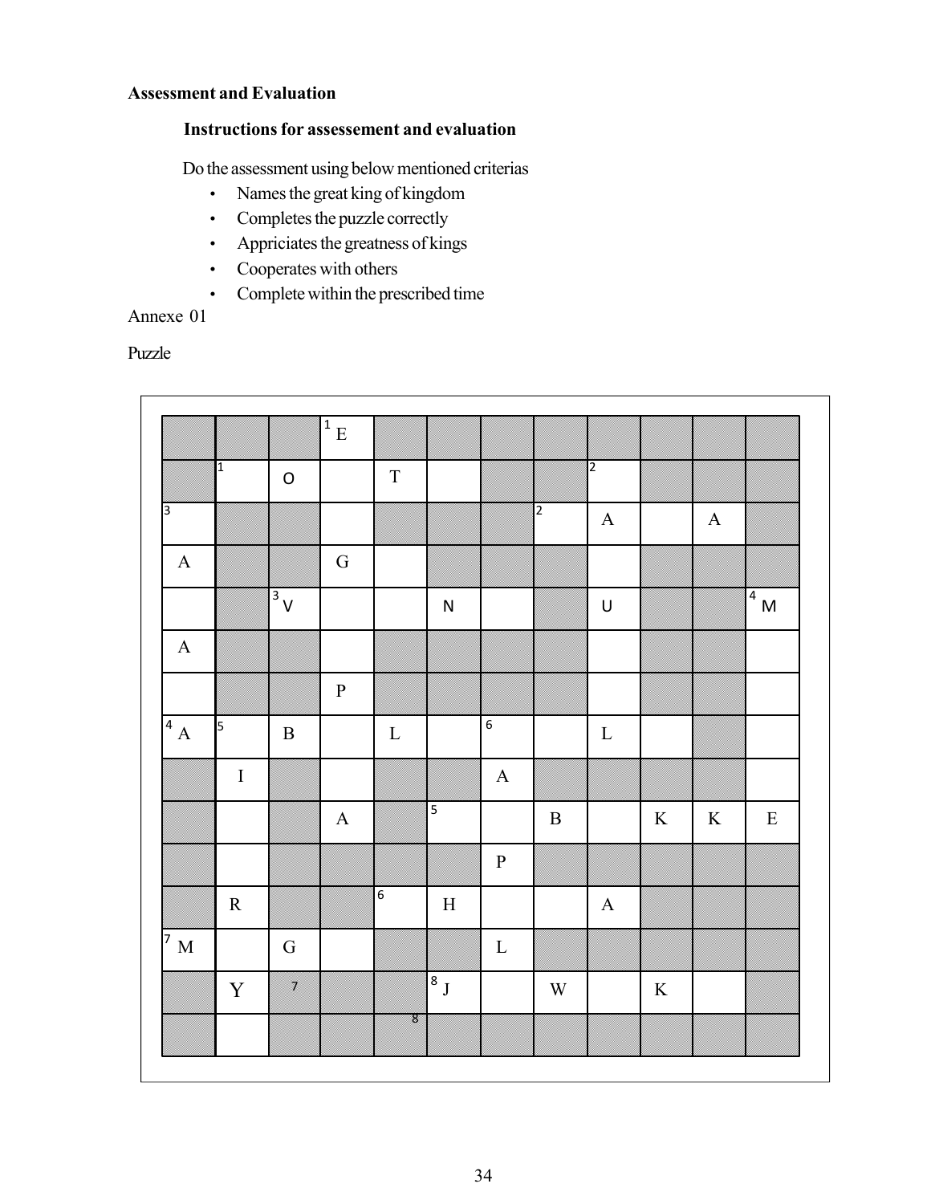**Assessment and Evaluation**

**Instructions for assessement and evaluation**

Do the assessment using below mentioned criterias

- Names the great king of kingdom
- Completes the puzzle correctly
- Appriciates the greatness of kings
- Cooperates with others
- Complete within the prescribed time

Annexe 01

Puzzle

| ■ | ■ | ■ | 1 E | ■ | ■ | ■ | ■ | ■ | ■ | ■ | ■ |
|---|---|---|---|---|---|---|---|---|---|---|---|
| ■ | 1 | O | | T | | ■ | ■ | 2 | ■ | ■ | ■ |
| 3 | ■ | ■ | | ■ | ■ | ■ | 2 | A | | A | ■ |
| A | ■ | ■ | G | | ■ | ■ | ■ | | ■ | ■ | ■ |
| | ■ | 3 V | | | N | | ■ | U | ■ | ■ | 4 M |
| A | ■ | ■ | | ■ | ■ | ■ | ■ | | ■ | ■ | |
| | ■ | ■ | P | ■ | ■ | ■ | ■ | | ■ | ■ | |
| 4 A | 5 | B | | L | | 6 | | L | | ■ | |
| ■ | I | ■ | | ■ | ■ | A | ■ | ■ | ■ | ■ | |
| ■ | | ■ | A | ■ | 5 | | B | | K | K | E |
| ■ | | ■ | ■ | ■ | ■ | P | ■ | ■ | ■ | ■ | ■ |
| ■ | R | ■ | ■ | 6 | H | | | A | ■ | ■ | ■ |
| 7 M | | G | | ■ | ■ | L | ■ | ■ | ■ | ■ | ■ |
| ■ | Y | 7 | ■ | ■ | 8 J | | W | | K | | ■ |
| ■ | | ■ | ■ | 8 | ■ | ■ | ■ | ■ | ■ | ■ | ■ |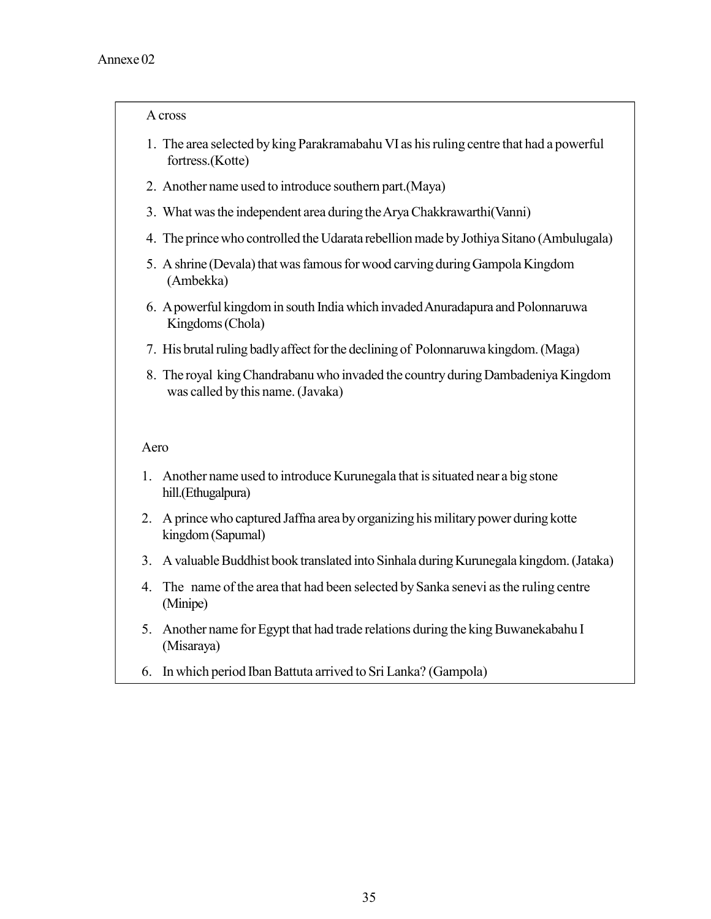Annexe 02

A cross

1. The area selected by king Parakramabahu VI as his ruling centre that had a powerful fortress.(Kotte)
2. Another name used to introduce southern part.(Maya)
3. What was the independent area during the Arya Chakkrawarthi(Vanni)
4. The prince who controlled the Udarata rebellion made by Jothiya Sitano (Ambulugala)
5. A shrine (Devala) that was famous for wood carving during Gampola Kingdom (Ambekka)
6. A powerful kingdom in south India which invaded Anuradapura and Polonnaruwa Kingdoms (Chola)
7. His brutal ruling badly affect for the declining of Polonnaruwa kingdom. (Maga)
8. The royal king Chandrabanu who invaded the country during Dambadeniya Kingdom was called by this name. (Javaka)

Aero

1. Another name used to introduce Kurunegala that is situated near a big stone hill.(Ethugalpura)
2. A prince who captured Jaffna area by organizing his military power during kotte kingdom (Sapumal)
3. A valuable Buddhist book translated into Sinhala during Kurunegala kingdom. (Jataka)
4. The name of the area that had been selected by Sanka senevi as the ruling centre (Minipe)
5. Another name for Egypt that had trade relations during the king Buwanekabahu I (Misaraya)
6. In which period Iban Battuta arrived to Sri Lanka? (Gampola)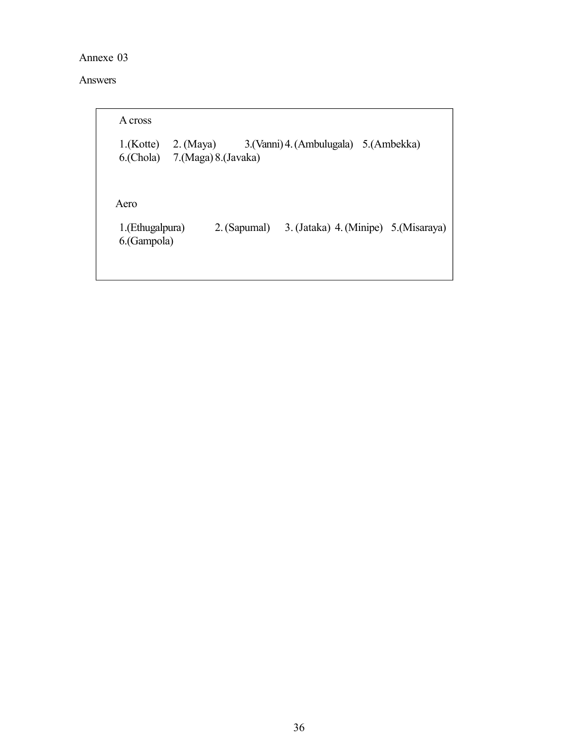Annexe 03

Answers

A cross

1.(Kotte) 2. (Maya) 3.(Vanni) 4. (Ambulugala) 5.(Ambekka) 6.(Chola) 7.(Maga) 8.(Javaka)

Aero

1.(Ethugalpura) 2. (Sapumal) 3. (Jataka) 4. (Minipe) 5.(Misaraya) 6.(Gampola)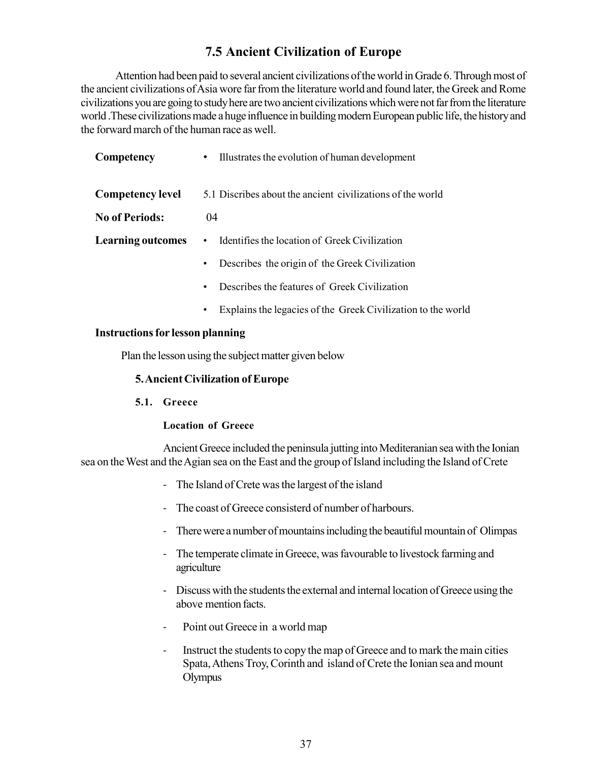## 7.5 Ancient Civilization of Europe

Attention had been paid to several ancient civilizations of the world in Grade 6. Through most of the ancient civilizations of Asia wore far from the literature world and found later, the Greek and Rome civilizations you are going to study here are two ancient civilizations which were not far from the literature world .These civilizations made a huge influence in building modern European public life, the history and the forward march of the human race as well.

**Competency** • Illustrates the evolution of human development

**Competency level** 5.1 Discribes about the ancient civilizations of the world

**No of Periods:** 04

**Learning outcomes**

- Identifies the location of Greek Civilization
- Describes the origin of the Greek Civilization
- Describes the features of Greek Civilization
- Explains the legacies of the Greek Civilization to the world

**Instructions for lesson planning**

Plan the lesson using the subject matter given below

**5. Ancient Civilization of Europe**

**5.1. Greece**

**Location of Greece**

Ancient Greece included the peninsula jutting into Mediteranian sea with the Ionian sea on the West and the Agian sea on the East and the group of Island including the Island of Crete

- The Island of Crete was the largest of the island
- The coast of Greece consisterd of number of harbours.
- There were a number of mountains including the beautiful mountain of Olimpas
- The temperate climate in Greece, was favourable to livestock farming and agriculture
- Discuss with the students the external and internal location of Greece using the above mention facts.
- Point out Greece in a world map
- Instruct the students to copy the map of Greece and to mark the main cities Spata, Athens Troy, Corinth and island of Crete the Ionian sea and mount Olympus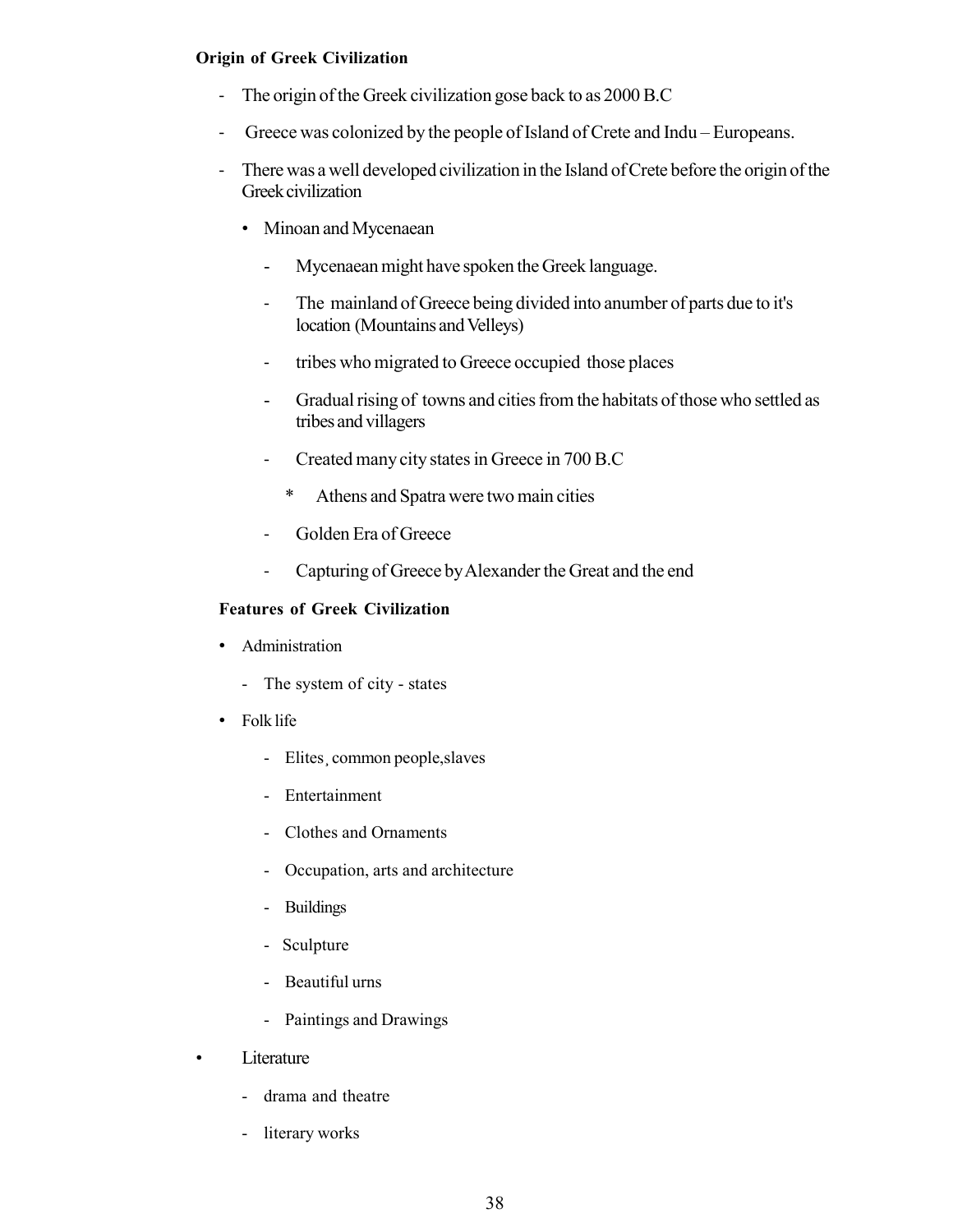**Origin of Greek Civilization**

- The origin of the Greek civilization gose back to as 2000 B.C
- Greece was colonized by the people of Island of Crete and Indu – Europeans.
- There was a well developed civilization in the Island of Crete before the origin of the Greek civilization
  - Minoan and Mycenaean
    - Mycenaean might have spoken the Greek language.
    - The mainland of Greece being divided into anumber of parts due to it's location (Mountains and Velleys)
    - tribes who migrated to Greece occupied those places
    - Gradual rising of towns and cities from the habitats of those who settled as tribes and villagers
    - Created many city states in Greece in 700 B.C
      - * Athens and Spatra were two main cities
    - Golden Era of Greece
    - Capturing of Greece by Alexander the Great and the end

**Features of Greek Civilization**

- Administration
  - The system of city - states
- Folk life
  - Elites¸ common people,slaves
  - Entertainment
  - Clothes and Ornaments
  - Occupation, arts and architecture
  - Buildings
  - Sculpture
  - Beautiful urns
  - Paintings and Drawings
- Literature
  - drama and theatre
  - literary works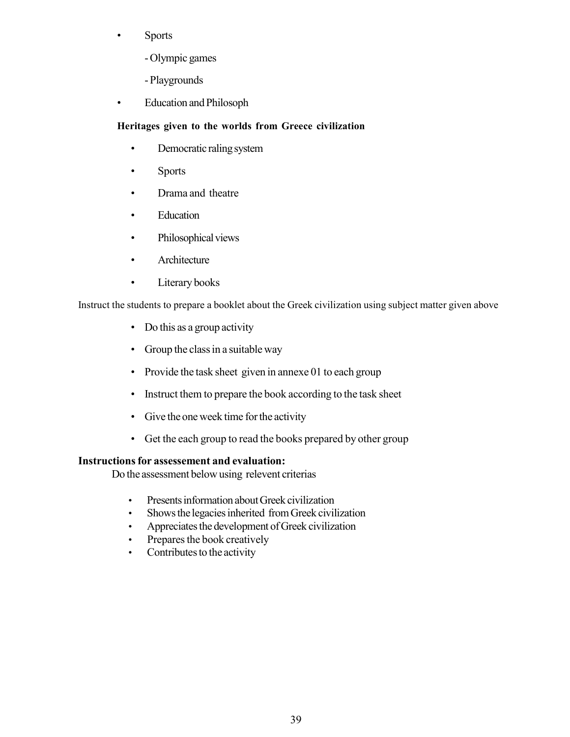- Sports
  - Olympic games
  - Playgrounds
- Education and Philosoph

**Heritages given to the worlds from Greece civilization**

- Democratic raling system
- Sports
- Drama and theatre
- Education
- Philosophical views
- Architecture
- Literary books

Instruct the students to prepare a booklet about the Greek civilization using subject matter given above

- Do this as a group activity
- Group the class in a suitable way
- Provide the task sheet given in annexe 01 to each group
- Instruct them to prepare the book according to the task sheet
- Give the one week time for the activity
- Get the each group to read the books prepared by other group

**Instructions for assessement and evaluation:**

Do the assessment below using relevent criterias

- Presents information about Greek civilization
- Shows the legacies inherited from Greek civilization
- Appreciates the development of Greek civilization
- Prepares the book creatively
- Contributes to the activity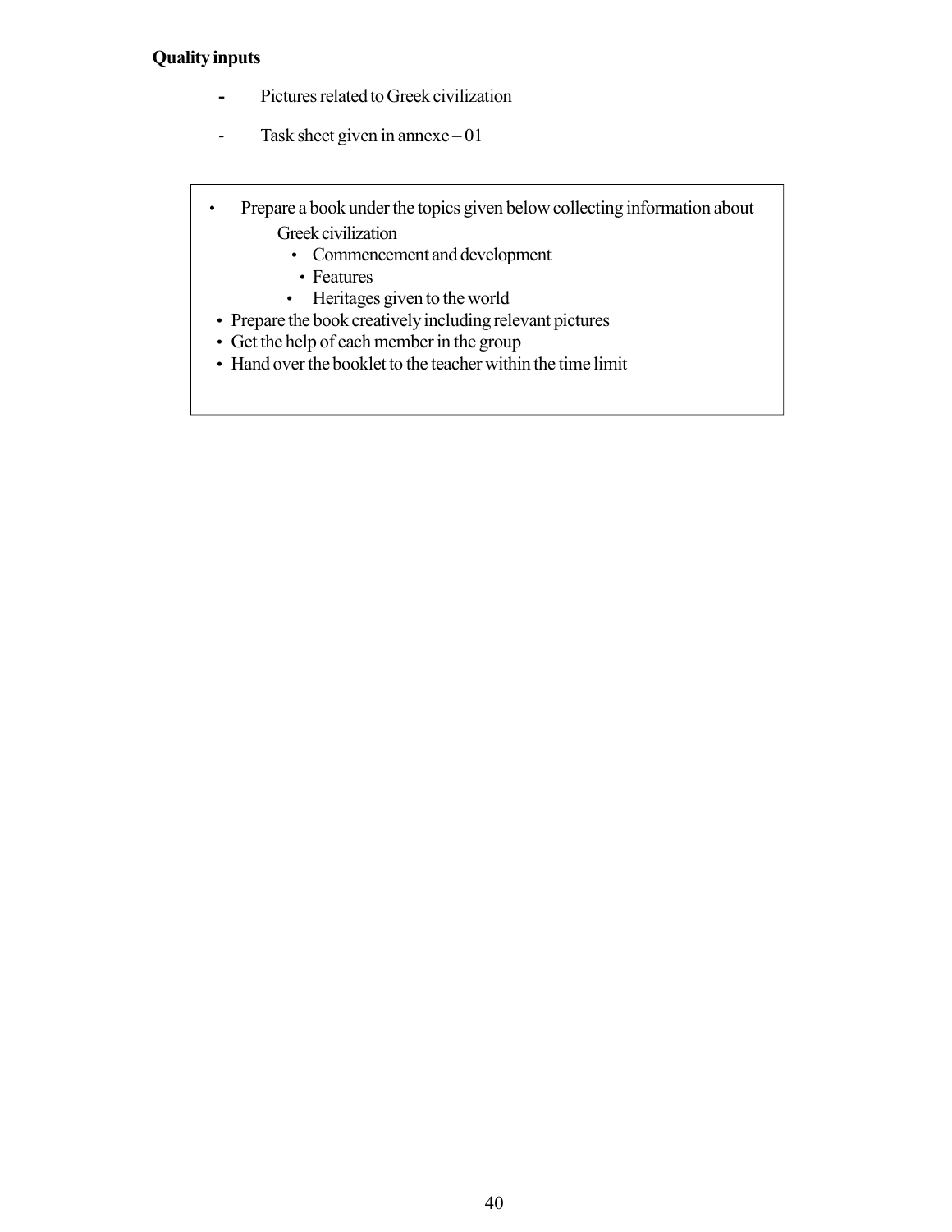**Quality inputs**

- Pictures related to Greek civilization
- Task sheet given in annexe – 01

---

- Prepare a book under the topics given below collecting information about Greek civilization
    - Commencement and development
    - Features
    - Heritages given to the world
- Prepare the book creatively including relevant pictures
- Get the help of each member in the group
- Hand over the booklet to the teacher within the time limit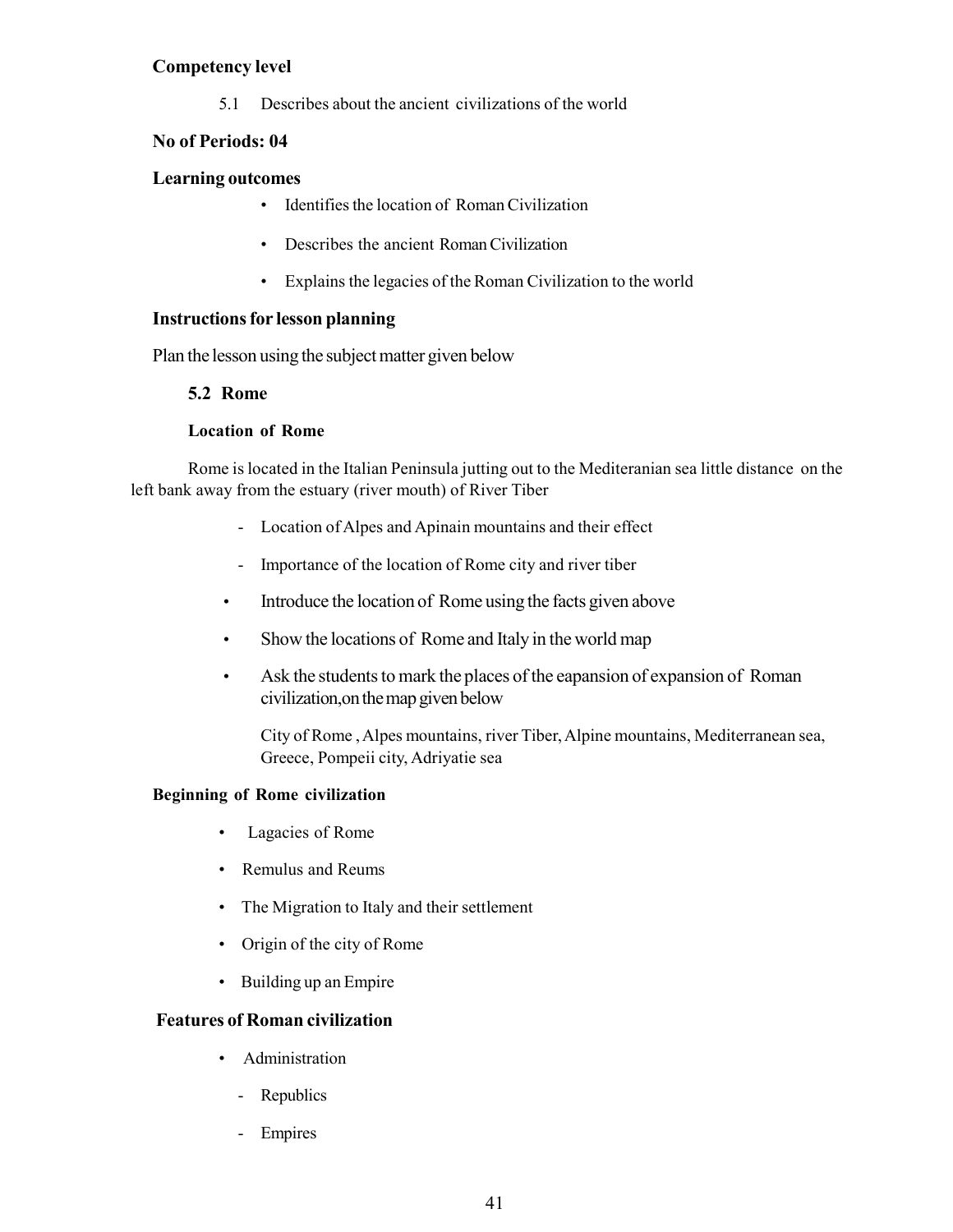**Competency level**

5.1 Describes about the ancient civilizations of the world

**No of Periods: 04**

**Learning outcomes**

- Identifies the location of Roman Civilization
- Describes the ancient Roman Civilization
- Explains the legacies of the Roman Civilization to the world

**Instructions for lesson planning**

Plan the lesson using the subject matter given below

### 5.2 Rome

**Location of Rome**

Rome is located in the Italian Peninsula jutting out to the Mediteranian sea little distance on the left bank away from the estuary (river mouth) of River Tiber

- Location of Alpes and Apinain mountains and their effect
- Importance of the location of Rome city and river tiber

- Introduce the location of Rome using the facts given above
- Show the locations of Rome and Italy in the world map
- Ask the students to mark the places of the eapansion of expansion of Roman civilization,on the map given below

  City of Rome , Alpes mountains, river Tiber, Alpine mountains, Mediterranean sea, Greece, Pompeii city, Adriyatie sea

**Beginning of Rome civilization**

- Lagacies of Rome
- Remulus and Reums
- The Migration to Italy and their settlement
- Origin of the city of Rome
- Building up an Empire

**Features of Roman civilization**

- Administration
  - Republics
  - Empires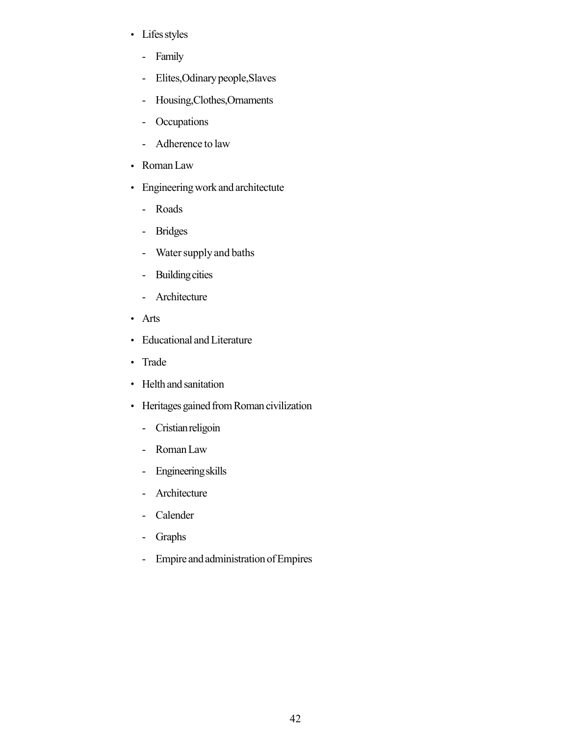- Lifes styles
  - Family
  - Elites,Odinary people,Slaves
  - Housing,Clothes,Ornaments
  - Occupations
  - Adherence to law
- Roman Law
- Engineering work and architectute
  - Roads
  - Bridges
  - Water supply and baths
  - Building cities
  - Architecture
- Arts
- Educational and Literature
- Trade
- Helth and sanitation
- Heritages gained from Roman civilization
  - Cristian religoin
  - Roman Law
  - Engineering skills
  - Architecture
  - Calender
  - Graphs
  - Empire and administration of Empires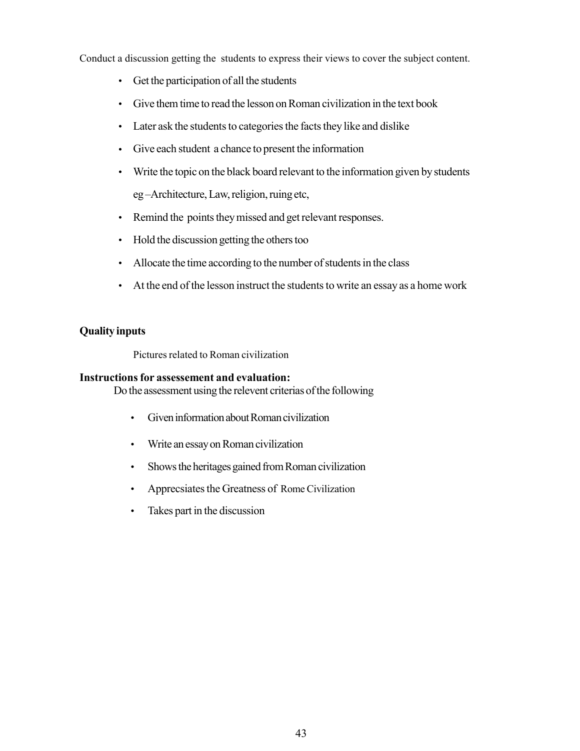Conduct a discussion getting the students to express their views to cover the subject content.

- Get the participation of all the students
- Give them time to read the lesson on Roman civilization in the text book
- Later ask the students to categories the facts they like and dislike
- Give each student a chance to present the information
- Write the topic on the black board relevant to the information given by students eg –Architecture, Law, religion, ruing etc,
- Remind the points they missed and get relevant responses.
- Hold the discussion getting the others too
- Allocate the time according to the number of students in the class
- At the end of the lesson instruct the students to write an essay as a home work

**Quality inputs**

Pictures related to Roman civilization

**Instructions for assessement and evaluation:**

Do the assessment using the relevent criterias of the following

- Given information about Roman civilization
- Write an essay on Roman civilization
- Shows the heritages gained from Roman civilization
- Apprecsiates the Greatness of Rome Civilization
- Takes part in the discussion